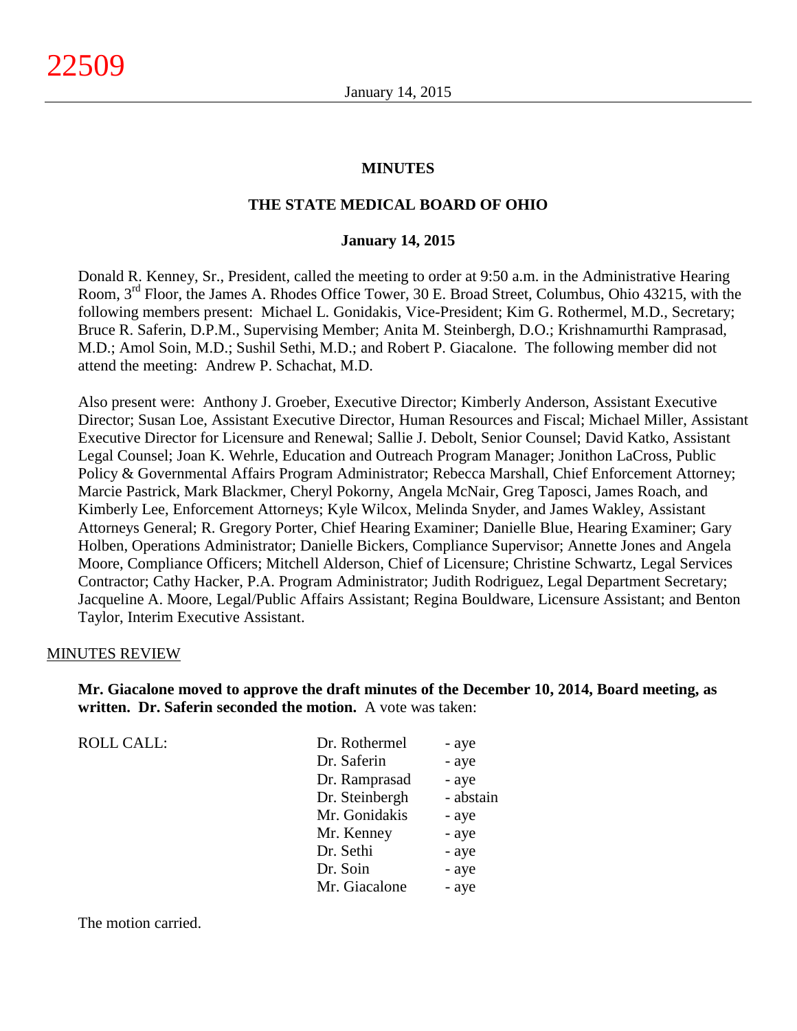# MINUTES

## THE STATE MEDICAL BOARD OF OHIO

### January 14, 2015

Donald R. Kenney, Sr., President, called the meeting to order at 9:50 a.m. in the Administrative Hearing Room, 3rd Floor, the James A. Rhodes Office Tower, 30 E. Broad Street, Columbus, Ohio 43215, with the following members present: Michael L. Gonidakis, Vice-President; Kim G. Rothermel, M.D., Secretary; Bruce R. Saferin, D.P.M., Supervising Member; Anita M. Steinbergh, D.O.; Krishnamurthi Ramprasad, M.D.; Amol Soin, M.D.; Sushil Sethi, M.D.; and Robert P. Giacalone. The following member did not attend the meeting: Andrew P. Schachat, M.D.

Also present were: Anthony J. Groeber, Executive Director; Kimberly Anderson, Assistant Executive Director; Susan Loe, Assistant Executive Director, Human Resources and Fiscal; Michael Miller, Assistant Executive Director for Licensure and Renewal; Sallie J. Debolt, Senior Counsel; David Katko, Assistant Legal Counsel; Joan K. Wehrle, Education and Outreach Program Manager; Jonithon LaCross, Public Policy & Governmental Affairs Program Administrator; Rebecca Marshall, Chief Enforcement Attorney; Marcie Pastrick, Mark Blackmer, Cheryl Pokorny, Angela McNair, Greg Taposci, James Roach, and Kimberly Lee, Enforcement Attorneys; Kyle Wilcox, Melinda Snyder, and James Wakley, Assistant Attorneys General; R. Gregory Porter, Chief Hearing Examiner; Danielle Blue, Hearing Examiner; Gary Holben, Operations Administrator; Danielle Bickers, Compliance Supervisor; Annette Jones and Angela Moore, Compliance Officers; Mitchell Alderson, Chief of Licensure; Christine Schwartz, Legal Services Contractor; Cathy Hacker, P.A. Program Administrator; Judith Rodriguez, Legal Department Secretary; Jacqueline A. Moore, Legal/Public Affairs Assistant; Regina Bouldware, Licensure Assistant; and Benton Taylor, Interim Executive Assistant.

MINUTES REVIEW

**Mr. Giacalone moved to approve the draft minutes of the December 10, 2014, Board meeting, as written. Dr. Saferin seconded the motion.** A vote was taken:

| ROLL CALL: | | |
|---|---|---|
| | Dr. Rothermel | - aye |
| | Dr. Saferin | - aye |
| | Dr. Ramprasad | - aye |
| | Dr. Steinbergh | - abstain |
| | Mr. Gonidakis | - aye |
| | Mr. Kenney | - aye |
| | Dr. Sethi | - aye |
| | Dr. Soin | - aye |
| | Mr. Giacalone | - aye |

The motion carried.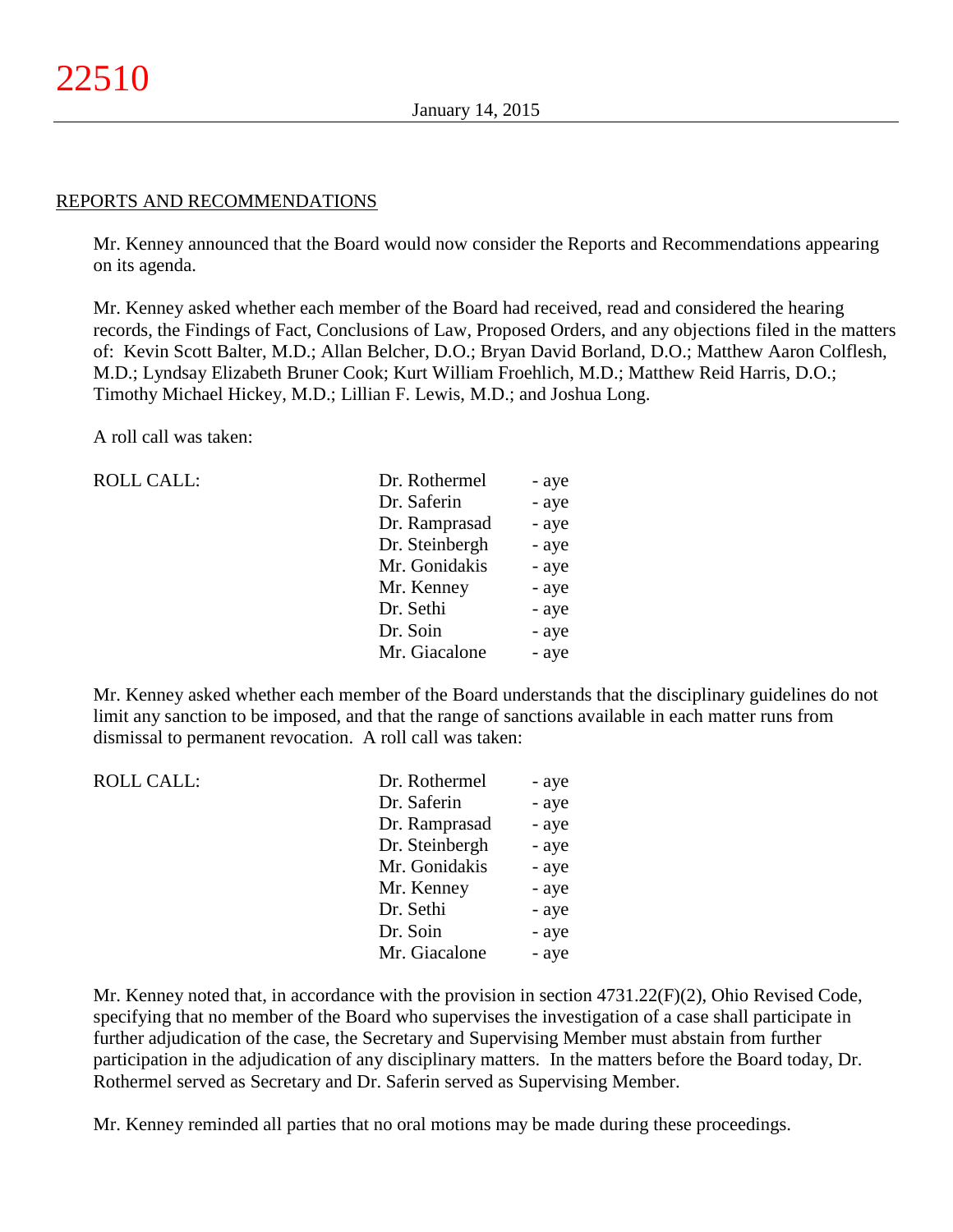## REPORTS AND RECOMMENDATIONS

Mr. Kenney announced that the Board would now consider the Reports and Recommendations appearing on its agenda.

Mr. Kenney asked whether each member of the Board had received, read and considered the hearing records, the Findings of Fact, Conclusions of Law, Proposed Orders, and any objections filed in the matters of: Kevin Scott Balter, M.D.; Allan Belcher, D.O.; Bryan David Borland, D.O.; Matthew Aaron Colflesh, M.D.; Lyndsay Elizabeth Bruner Cook; Kurt William Froehlich, M.D.; Matthew Reid Harris, D.O.; Timothy Michael Hickey, M.D.; Lillian F. Lewis, M.D.; and Joshua Long.

A roll call was taken:

| ROLL CALL: | Dr. Rothermel | - aye |
|---|---|---|
| | Dr. Saferin | - aye |
| | Dr. Ramprasad | - aye |
| | Dr. Steinbergh | - aye |
| | Mr. Gonidakis | - aye |
| | Mr. Kenney | - aye |
| | Dr. Sethi | - aye |
| | Dr. Soin | - aye |
| | Mr. Giacalone | - aye |

Mr. Kenney asked whether each member of the Board understands that the disciplinary guidelines do not limit any sanction to be imposed, and that the range of sanctions available in each matter runs from dismissal to permanent revocation. A roll call was taken:

| ROLL CALL: | Dr. Rothermel | - aye |
|---|---|---|
| | Dr. Saferin | - aye |
| | Dr. Ramprasad | - aye |
| | Dr. Steinbergh | - aye |
| | Mr. Gonidakis | - aye |
| | Mr. Kenney | - aye |
| | Dr. Sethi | - aye |
| | Dr. Soin | - aye |
| | Mr. Giacalone | - aye |

Mr. Kenney noted that, in accordance with the provision in section 4731.22(F)(2), Ohio Revised Code, specifying that no member of the Board who supervises the investigation of a case shall participate in further adjudication of the case, the Secretary and Supervising Member must abstain from further participation in the adjudication of any disciplinary matters. In the matters before the Board today, Dr. Rothermel served as Secretary and Dr. Saferin served as Supervising Member.

Mr. Kenney reminded all parties that no oral motions may be made during these proceedings.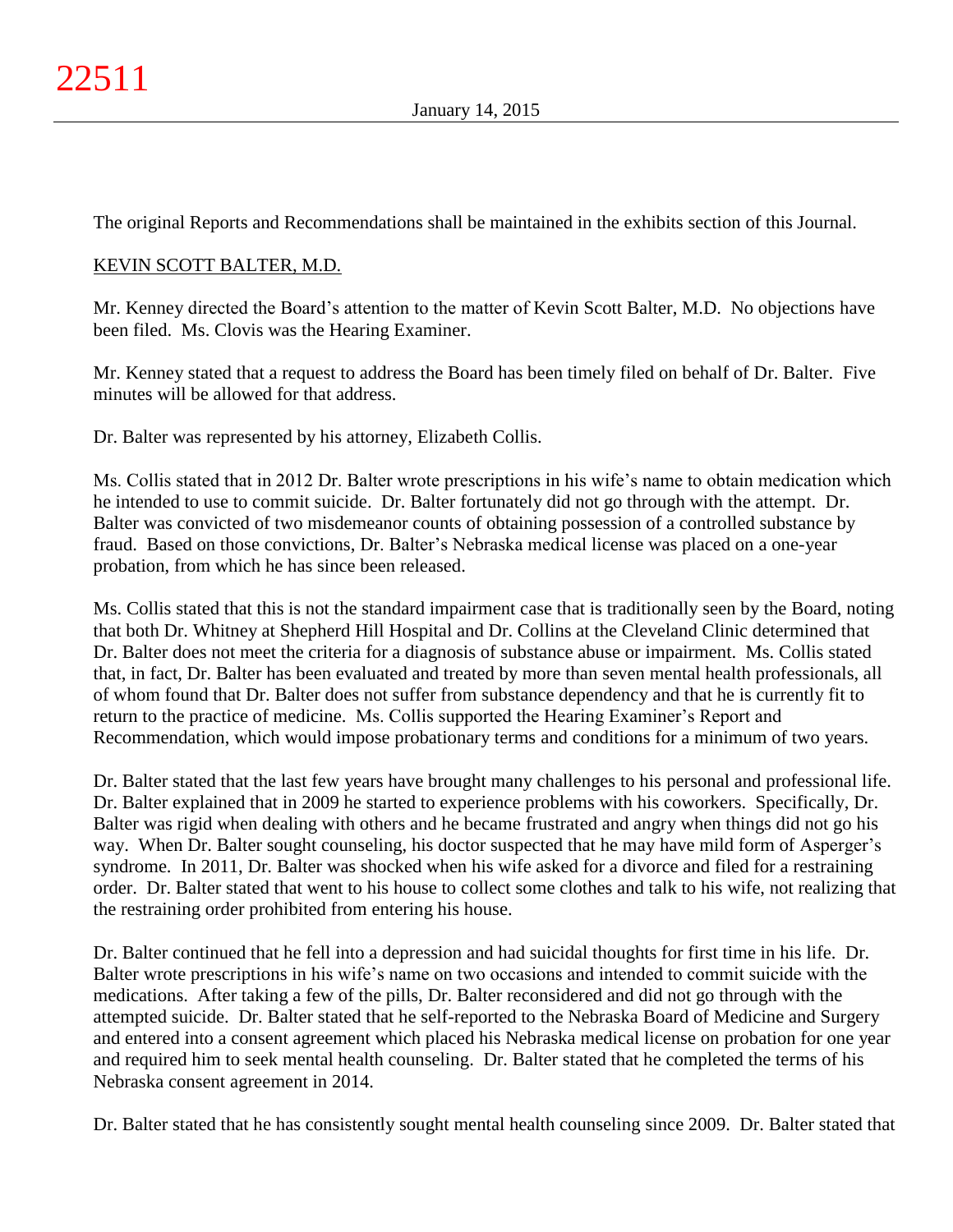The original Reports and Recommendations shall be maintained in the exhibits section of this Journal.

KEVIN SCOTT BALTER, M.D.

Mr. Kenney directed the Board's attention to the matter of Kevin Scott Balter, M.D. No objections have been filed. Ms. Clovis was the Hearing Examiner.

Mr. Kenney stated that a request to address the Board has been timely filed on behalf of Dr. Balter. Five minutes will be allowed for that address.

Dr. Balter was represented by his attorney, Elizabeth Collis.

Ms. Collis stated that in 2012 Dr. Balter wrote prescriptions in his wife's name to obtain medication which he intended to use to commit suicide. Dr. Balter fortunately did not go through with the attempt. Dr. Balter was convicted of two misdemeanor counts of obtaining possession of a controlled substance by fraud. Based on those convictions, Dr. Balter's Nebraska medical license was placed on a one-year probation, from which he has since been released.

Ms. Collis stated that this is not the standard impairment case that is traditionally seen by the Board, noting that both Dr. Whitney at Shepherd Hill Hospital and Dr. Collins at the Cleveland Clinic determined that Dr. Balter does not meet the criteria for a diagnosis of substance abuse or impairment. Ms. Collis stated that, in fact, Dr. Balter has been evaluated and treated by more than seven mental health professionals, all of whom found that Dr. Balter does not suffer from substance dependency and that he is currently fit to return to the practice of medicine. Ms. Collis supported the Hearing Examiner's Report and Recommendation, which would impose probationary terms and conditions for a minimum of two years.

Dr. Balter stated that the last few years have brought many challenges to his personal and professional life. Dr. Balter explained that in 2009 he started to experience problems with his coworkers. Specifically, Dr. Balter was rigid when dealing with others and he became frustrated and angry when things did not go his way. When Dr. Balter sought counseling, his doctor suspected that he may have mild form of Asperger's syndrome. In 2011, Dr. Balter was shocked when his wife asked for a divorce and filed for a restraining order. Dr. Balter stated that went to his house to collect some clothes and talk to his wife, not realizing that the restraining order prohibited from entering his house.

Dr. Balter continued that he fell into a depression and had suicidal thoughts for first time in his life. Dr. Balter wrote prescriptions in his wife's name on two occasions and intended to commit suicide with the medications. After taking a few of the pills, Dr. Balter reconsidered and did not go through with the attempted suicide. Dr. Balter stated that he self-reported to the Nebraska Board of Medicine and Surgery and entered into a consent agreement which placed his Nebraska medical license on probation for one year and required him to seek mental health counseling. Dr. Balter stated that he completed the terms of his Nebraska consent agreement in 2014.

Dr. Balter stated that he has consistently sought mental health counseling since 2009. Dr. Balter stated that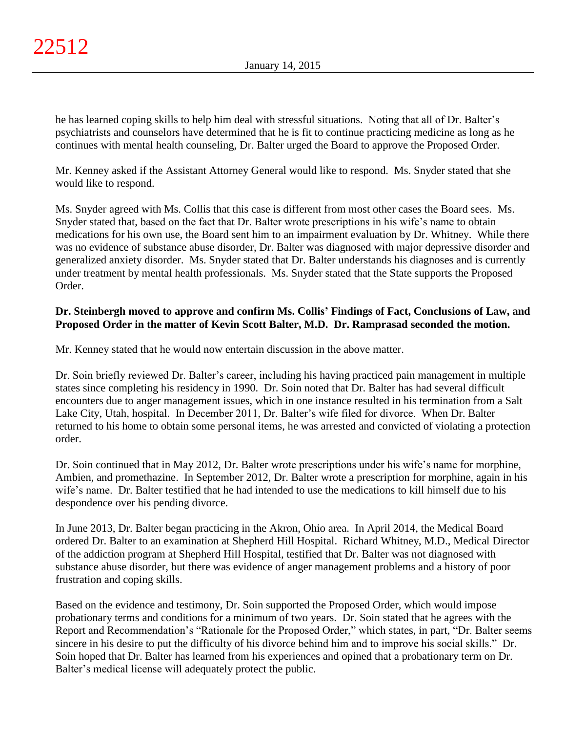he has learned coping skills to help him deal with stressful situations. Noting that all of Dr. Balter's psychiatrists and counselors have determined that he is fit to continue practicing medicine as long as he continues with mental health counseling, Dr. Balter urged the Board to approve the Proposed Order.

Mr. Kenney asked if the Assistant Attorney General would like to respond. Ms. Snyder stated that she would like to respond.

Ms. Snyder agreed with Ms. Collis that this case is different from most other cases the Board sees. Ms. Snyder stated that, based on the fact that Dr. Balter wrote prescriptions in his wife's name to obtain medications for his own use, the Board sent him to an impairment evaluation by Dr. Whitney. While there was no evidence of substance abuse disorder, Dr. Balter was diagnosed with major depressive disorder and generalized anxiety disorder. Ms. Snyder stated that Dr. Balter understands his diagnoses and is currently under treatment by mental health professionals. Ms. Snyder stated that the State supports the Proposed Order.

**Dr. Steinbergh moved to approve and confirm Ms. Collis' Findings of Fact, Conclusions of Law, and Proposed Order in the matter of Kevin Scott Balter, M.D. Dr. Ramprasad seconded the motion.**

Mr. Kenney stated that he would now entertain discussion in the above matter.

Dr. Soin briefly reviewed Dr. Balter's career, including his having practiced pain management in multiple states since completing his residency in 1990. Dr. Soin noted that Dr. Balter has had several difficult encounters due to anger management issues, which in one instance resulted in his termination from a Salt Lake City, Utah, hospital. In December 2011, Dr. Balter's wife filed for divorce. When Dr. Balter returned to his home to obtain some personal items, he was arrested and convicted of violating a protection order.

Dr. Soin continued that in May 2012, Dr. Balter wrote prescriptions under his wife's name for morphine, Ambien, and promethazine. In September 2012, Dr. Balter wrote a prescription for morphine, again in his wife's name. Dr. Balter testified that he had intended to use the medications to kill himself due to his despondence over his pending divorce.

In June 2013, Dr. Balter began practicing in the Akron, Ohio area. In April 2014, the Medical Board ordered Dr. Balter to an examination at Shepherd Hill Hospital. Richard Whitney, M.D., Medical Director of the addiction program at Shepherd Hill Hospital, testified that Dr. Balter was not diagnosed with substance abuse disorder, but there was evidence of anger management problems and a history of poor frustration and coping skills.

Based on the evidence and testimony, Dr. Soin supported the Proposed Order, which would impose probationary terms and conditions for a minimum of two years. Dr. Soin stated that he agrees with the Report and Recommendation's "Rationale for the Proposed Order," which states, in part, "Dr. Balter seems sincere in his desire to put the difficulty of his divorce behind him and to improve his social skills." Dr. Soin hoped that Dr. Balter has learned from his experiences and opined that a probationary term on Dr. Balter's medical license will adequately protect the public.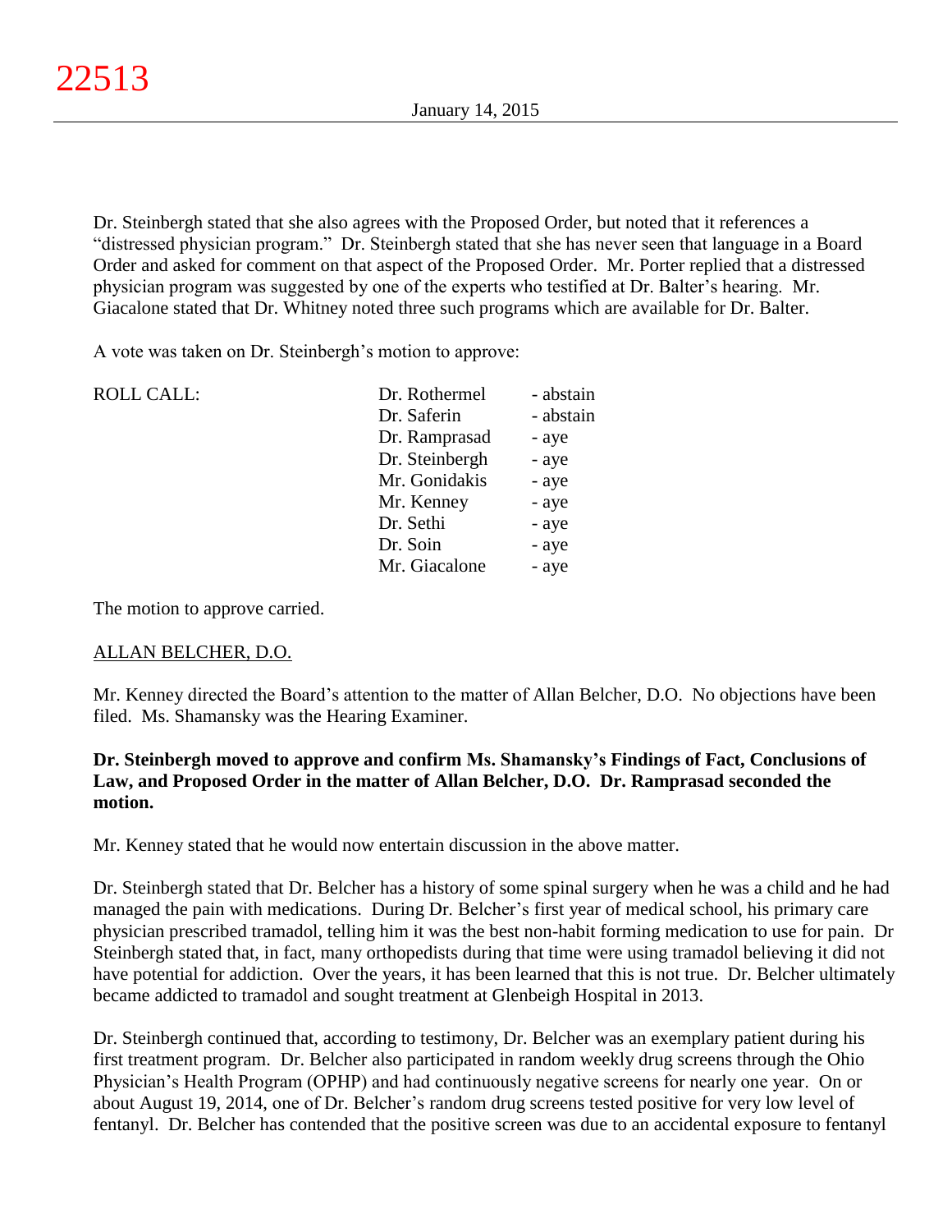Dr. Steinbergh stated that she also agrees with the Proposed Order, but noted that it references a "distressed physician program." Dr. Steinbergh stated that she has never seen that language in a Board Order and asked for comment on that aspect of the Proposed Order. Mr. Porter replied that a distressed physician program was suggested by one of the experts who testified at Dr. Balter's hearing. Mr. Giacalone stated that Dr. Whitney noted three such programs which are available for Dr. Balter.

A vote was taken on Dr. Steinbergh's motion to approve:

| ROLL CALL: | Dr. Rothermel | - abstain |
|---|---|---|
| | Dr. Saferin | - abstain |
| | Dr. Ramprasad | - aye |
| | Dr. Steinbergh | - aye |
| | Mr. Gonidakis | - aye |
| | Mr. Kenney | - aye |
| | Dr. Sethi | - aye |
| | Dr. Soin | - aye |
| | Mr. Giacalone | - aye |

The motion to approve carried.

ALLAN BELCHER, D.O.

Mr. Kenney directed the Board's attention to the matter of Allan Belcher, D.O. No objections have been filed. Ms. Shamansky was the Hearing Examiner.

**Dr. Steinbergh moved to approve and confirm Ms. Shamansky's Findings of Fact, Conclusions of Law, and Proposed Order in the matter of Allan Belcher, D.O. Dr. Ramprasad seconded the motion.**

Mr. Kenney stated that he would now entertain discussion in the above matter.

Dr. Steinbergh stated that Dr. Belcher has a history of some spinal surgery when he was a child and he had managed the pain with medications. During Dr. Belcher's first year of medical school, his primary care physician prescribed tramadol, telling him it was the best non-habit forming medication to use for pain. Dr Steinbergh stated that, in fact, many orthopedists during that time were using tramadol believing it did not have potential for addiction. Over the years, it has been learned that this is not true. Dr. Belcher ultimately became addicted to tramadol and sought treatment at Glenbeigh Hospital in 2013.

Dr. Steinbergh continued that, according to testimony, Dr. Belcher was an exemplary patient during his first treatment program. Dr. Belcher also participated in random weekly drug screens through the Ohio Physician's Health Program (OPHP) and had continuously negative screens for nearly one year. On or about August 19, 2014, one of Dr. Belcher's random drug screens tested positive for very low level of fentanyl. Dr. Belcher has contended that the positive screen was due to an accidental exposure to fentanyl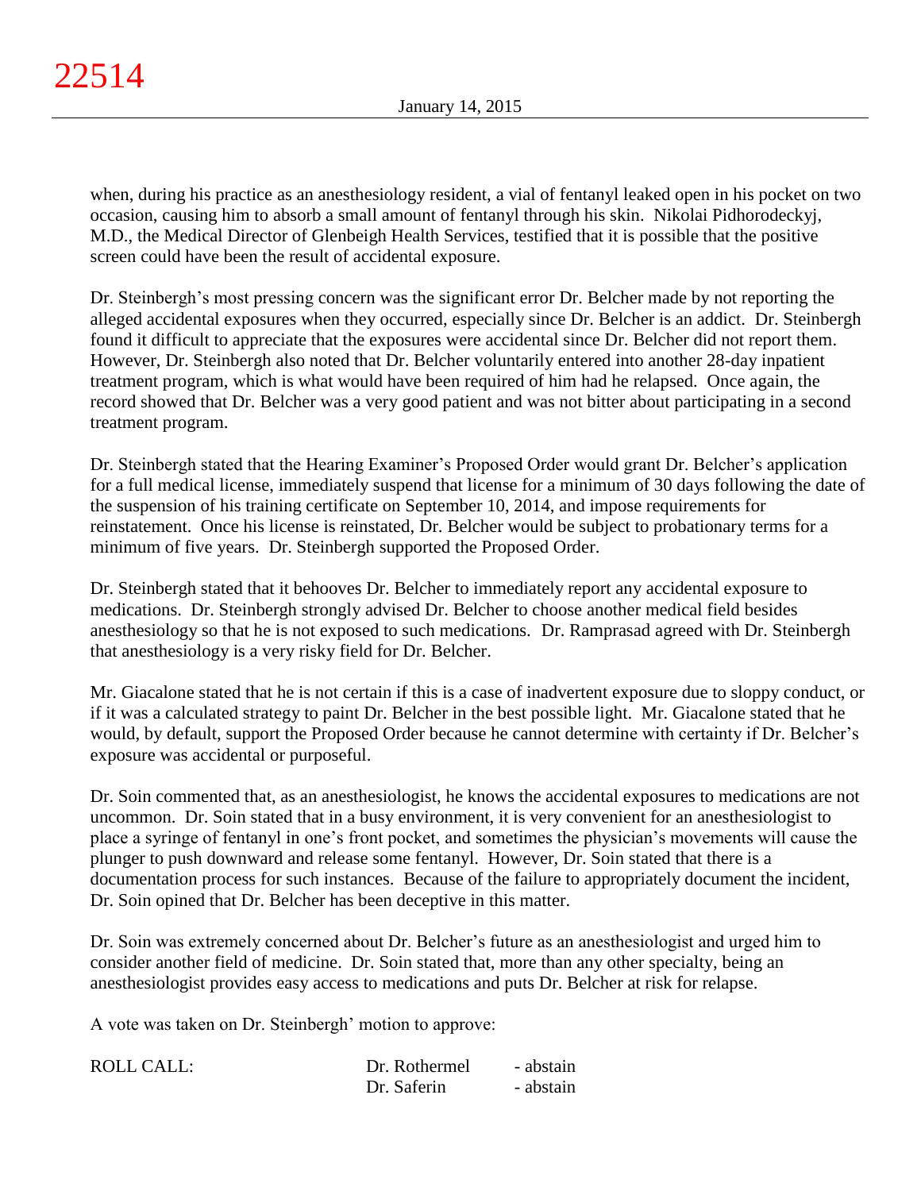when, during his practice as an anesthesiology resident, a vial of fentanyl leaked open in his pocket on two occasion, causing him to absorb a small amount of fentanyl through his skin. Nikolai Pidhorodeckyj, M.D., the Medical Director of Glenbeigh Health Services, testified that it is possible that the positive screen could have been the result of accidental exposure.

Dr. Steinbergh's most pressing concern was the significant error Dr. Belcher made by not reporting the alleged accidental exposures when they occurred, especially since Dr. Belcher is an addict. Dr. Steinbergh found it difficult to appreciate that the exposures were accidental since Dr. Belcher did not report them. However, Dr. Steinbergh also noted that Dr. Belcher voluntarily entered into another 28-day inpatient treatment program, which is what would have been required of him had he relapsed. Once again, the record showed that Dr. Belcher was a very good patient and was not bitter about participating in a second treatment program.

Dr. Steinbergh stated that the Hearing Examiner's Proposed Order would grant Dr. Belcher's application for a full medical license, immediately suspend that license for a minimum of 30 days following the date of the suspension of his training certificate on September 10, 2014, and impose requirements for reinstatement. Once his license is reinstated, Dr. Belcher would be subject to probationary terms for a minimum of five years. Dr. Steinbergh supported the Proposed Order.

Dr. Steinbergh stated that it behooves Dr. Belcher to immediately report any accidental exposure to medications. Dr. Steinbergh strongly advised Dr. Belcher to choose another medical field besides anesthesiology so that he is not exposed to such medications. Dr. Ramprasad agreed with Dr. Steinbergh that anesthesiology is a very risky field for Dr. Belcher.

Mr. Giacalone stated that he is not certain if this is a case of inadvertent exposure due to sloppy conduct, or if it was a calculated strategy to paint Dr. Belcher in the best possible light. Mr. Giacalone stated that he would, by default, support the Proposed Order because he cannot determine with certainty if Dr. Belcher's exposure was accidental or purposeful.

Dr. Soin commented that, as an anesthesiologist, he knows the accidental exposures to medications are not uncommon. Dr. Soin stated that in a busy environment, it is very convenient for an anesthesiologist to place a syringe of fentanyl in one's front pocket, and sometimes the physician's movements will cause the plunger to push downward and release some fentanyl. However, Dr. Soin stated that there is a documentation process for such instances. Because of the failure to appropriately document the incident, Dr. Soin opined that Dr. Belcher has been deceptive in this matter.

Dr. Soin was extremely concerned about Dr. Belcher's future as an anesthesiologist and urged him to consider another field of medicine. Dr. Soin stated that, more than any other specialty, being an anesthesiologist provides easy access to medications and puts Dr. Belcher at risk for relapse.

A vote was taken on Dr. Steinbergh' motion to approve:

| ROLL CALL: | Dr. Rothermel | - abstain |
|---|---|---|
| | Dr. Saferin | - abstain |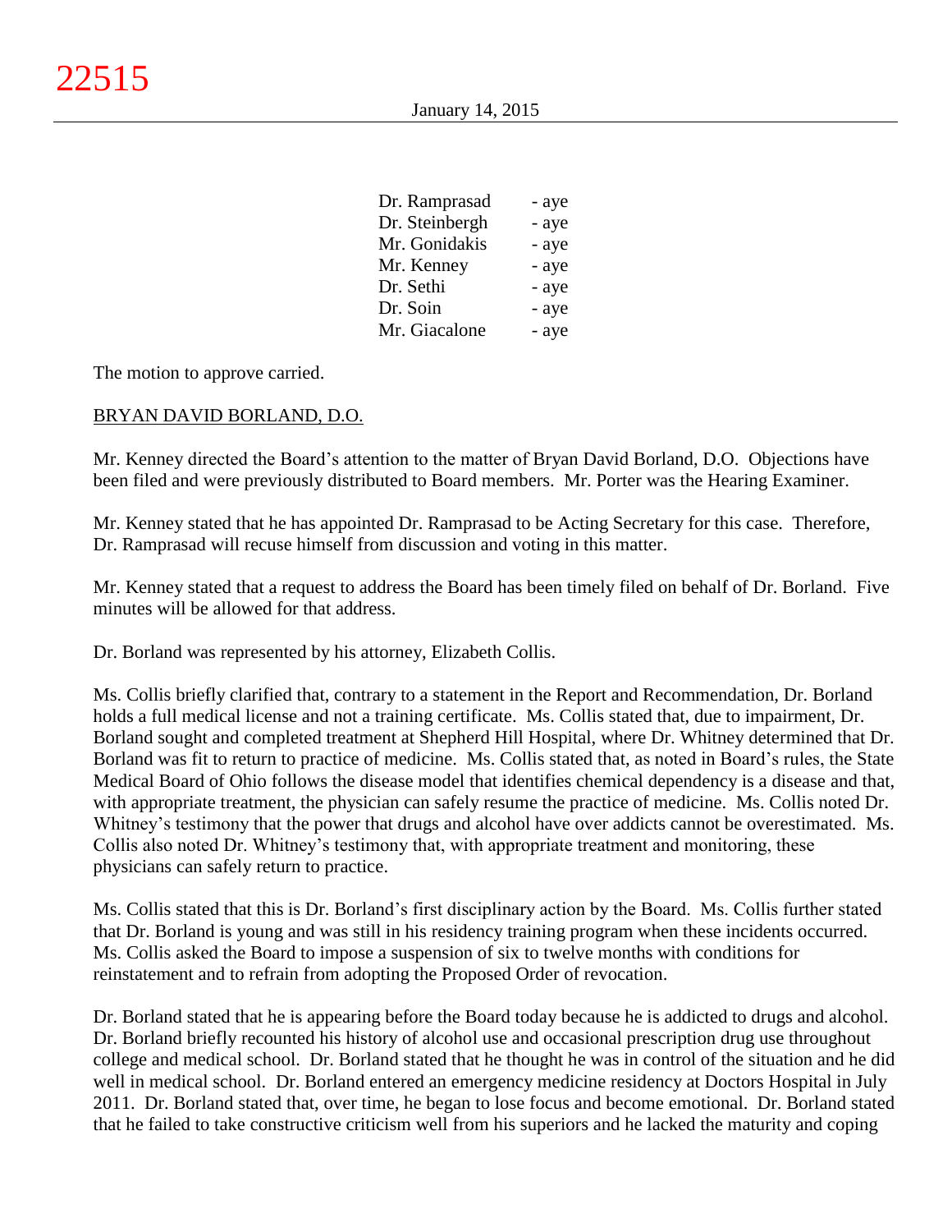| | |
|---|---|
| Dr. Ramprasad | - aye |
| Dr. Steinbergh | - aye |
| Mr. Gonidakis | - aye |
| Mr. Kenney | - aye |
| Dr. Sethi | - aye |
| Dr. Soin | - aye |
| Mr. Giacalone | - aye |

The motion to approve carried.

BRYAN DAVID BORLAND, D.O.

Mr. Kenney directed the Board's attention to the matter of Bryan David Borland, D.O. Objections have been filed and were previously distributed to Board members. Mr. Porter was the Hearing Examiner.

Mr. Kenney stated that he has appointed Dr. Ramprasad to be Acting Secretary for this case. Therefore, Dr. Ramprasad will recuse himself from discussion and voting in this matter.

Mr. Kenney stated that a request to address the Board has been timely filed on behalf of Dr. Borland. Five minutes will be allowed for that address.

Dr. Borland was represented by his attorney, Elizabeth Collis.

Ms. Collis briefly clarified that, contrary to a statement in the Report and Recommendation, Dr. Borland holds a full medical license and not a training certificate. Ms. Collis stated that, due to impairment, Dr. Borland sought and completed treatment at Shepherd Hill Hospital, where Dr. Whitney determined that Dr. Borland was fit to return to practice of medicine. Ms. Collis stated that, as noted in Board's rules, the State Medical Board of Ohio follows the disease model that identifies chemical dependency is a disease and that, with appropriate treatment, the physician can safely resume the practice of medicine. Ms. Collis noted Dr. Whitney's testimony that the power that drugs and alcohol have over addicts cannot be overestimated. Ms. Collis also noted Dr. Whitney's testimony that, with appropriate treatment and monitoring, these physicians can safely return to practice.

Ms. Collis stated that this is Dr. Borland's first disciplinary action by the Board. Ms. Collis further stated that Dr. Borland is young and was still in his residency training program when these incidents occurred. Ms. Collis asked the Board to impose a suspension of six to twelve months with conditions for reinstatement and to refrain from adopting the Proposed Order of revocation.

Dr. Borland stated that he is appearing before the Board today because he is addicted to drugs and alcohol. Dr. Borland briefly recounted his history of alcohol use and occasional prescription drug use throughout college and medical school. Dr. Borland stated that he thought he was in control of the situation and he did well in medical school. Dr. Borland entered an emergency medicine residency at Doctors Hospital in July 2011. Dr. Borland stated that, over time, he began to lose focus and become emotional. Dr. Borland stated that he failed to take constructive criticism well from his superiors and he lacked the maturity and coping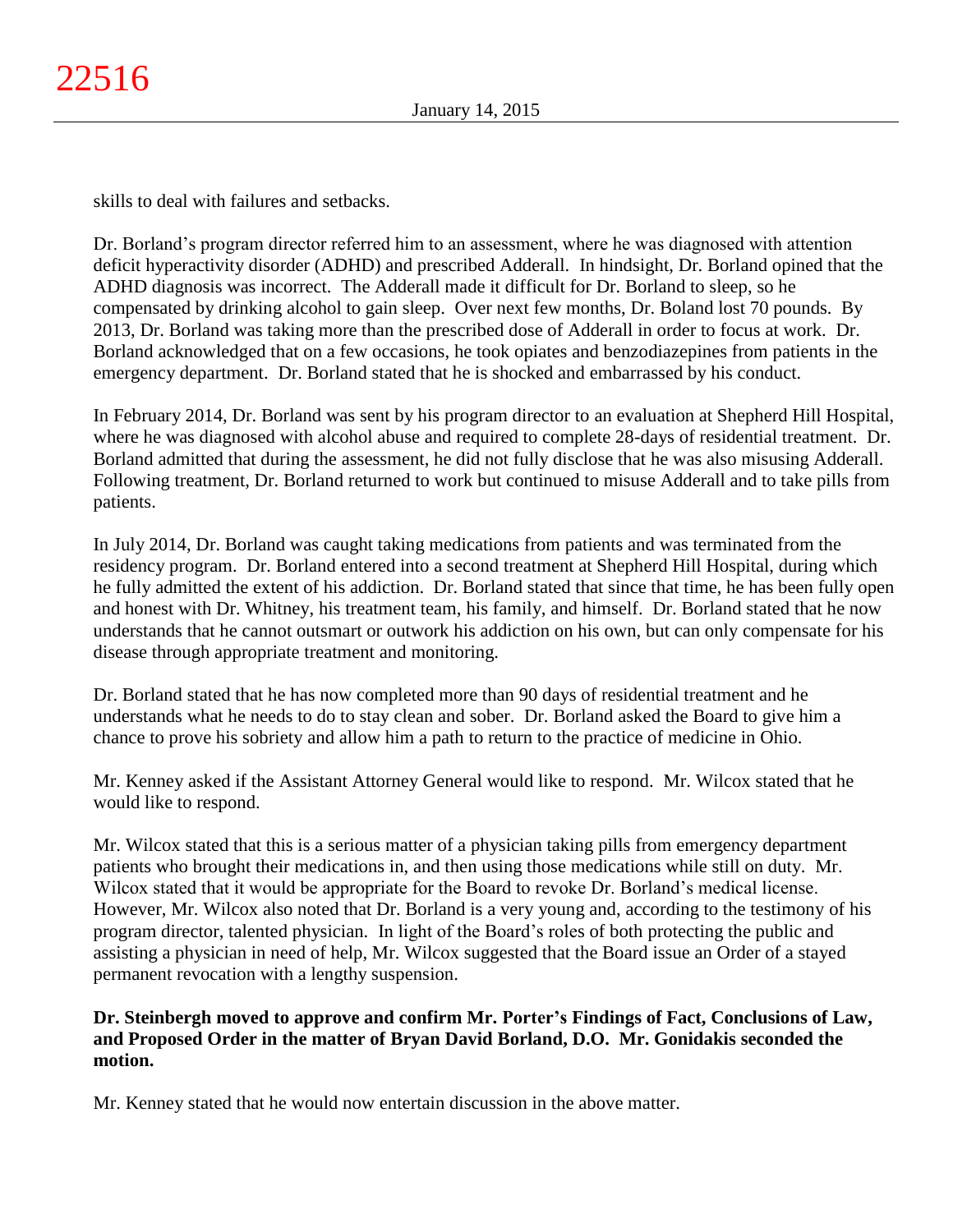skills to deal with failures and setbacks.

Dr. Borland's program director referred him to an assessment, where he was diagnosed with attention deficit hyperactivity disorder (ADHD) and prescribed Adderall. In hindsight, Dr. Borland opined that the ADHD diagnosis was incorrect. The Adderall made it difficult for Dr. Borland to sleep, so he compensated by drinking alcohol to gain sleep. Over next few months, Dr. Boland lost 70 pounds. By 2013, Dr. Borland was taking more than the prescribed dose of Adderall in order to focus at work. Dr. Borland acknowledged that on a few occasions, he took opiates and benzodiazepines from patients in the emergency department. Dr. Borland stated that he is shocked and embarrassed by his conduct.

In February 2014, Dr. Borland was sent by his program director to an evaluation at Shepherd Hill Hospital, where he was diagnosed with alcohol abuse and required to complete 28-days of residential treatment. Dr. Borland admitted that during the assessment, he did not fully disclose that he was also misusing Adderall. Following treatment, Dr. Borland returned to work but continued to misuse Adderall and to take pills from patients.

In July 2014, Dr. Borland was caught taking medications from patients and was terminated from the residency program. Dr. Borland entered into a second treatment at Shepherd Hill Hospital, during which he fully admitted the extent of his addiction. Dr. Borland stated that since that time, he has been fully open and honest with Dr. Whitney, his treatment team, his family, and himself. Dr. Borland stated that he now understands that he cannot outsmart or outwork his addiction on his own, but can only compensate for his disease through appropriate treatment and monitoring.

Dr. Borland stated that he has now completed more than 90 days of residential treatment and he understands what he needs to do to stay clean and sober. Dr. Borland asked the Board to give him a chance to prove his sobriety and allow him a path to return to the practice of medicine in Ohio.

Mr. Kenney asked if the Assistant Attorney General would like to respond. Mr. Wilcox stated that he would like to respond.

Mr. Wilcox stated that this is a serious matter of a physician taking pills from emergency department patients who brought their medications in, and then using those medications while still on duty. Mr. Wilcox stated that it would be appropriate for the Board to revoke Dr. Borland's medical license. However, Mr. Wilcox also noted that Dr. Borland is a very young and, according to the testimony of his program director, talented physician. In light of the Board's roles of both protecting the public and assisting a physician in need of help, Mr. Wilcox suggested that the Board issue an Order of a stayed permanent revocation with a lengthy suspension.

**Dr. Steinbergh moved to approve and confirm Mr. Porter's Findings of Fact, Conclusions of Law, and Proposed Order in the matter of Bryan David Borland, D.O. Mr. Gonidakis seconded the motion.**

Mr. Kenney stated that he would now entertain discussion in the above matter.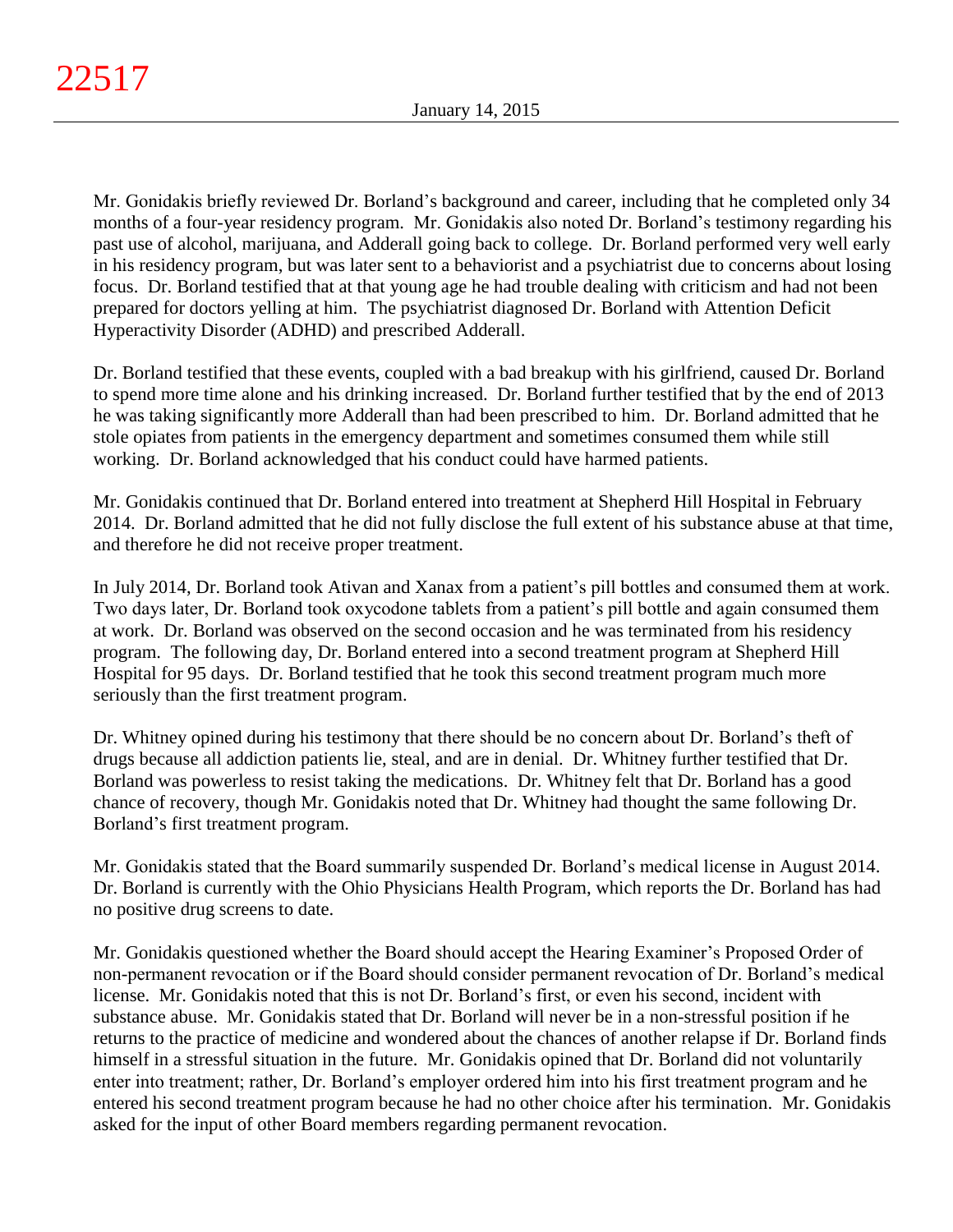Mr. Gonidakis briefly reviewed Dr. Borland's background and career, including that he completed only 34 months of a four-year residency program. Mr. Gonidakis also noted Dr. Borland's testimony regarding his past use of alcohol, marijuana, and Adderall going back to college. Dr. Borland performed very well early in his residency program, but was later sent to a behaviorist and a psychiatrist due to concerns about losing focus. Dr. Borland testified that at that young age he had trouble dealing with criticism and had not been prepared for doctors yelling at him. The psychiatrist diagnosed Dr. Borland with Attention Deficit Hyperactivity Disorder (ADHD) and prescribed Adderall.

Dr. Borland testified that these events, coupled with a bad breakup with his girlfriend, caused Dr. Borland to spend more time alone and his drinking increased. Dr. Borland further testified that by the end of 2013 he was taking significantly more Adderall than had been prescribed to him. Dr. Borland admitted that he stole opiates from patients in the emergency department and sometimes consumed them while still working. Dr. Borland acknowledged that his conduct could have harmed patients.

Mr. Gonidakis continued that Dr. Borland entered into treatment at Shepherd Hill Hospital in February 2014. Dr. Borland admitted that he did not fully disclose the full extent of his substance abuse at that time, and therefore he did not receive proper treatment.

In July 2014, Dr. Borland took Ativan and Xanax from a patient's pill bottles and consumed them at work. Two days later, Dr. Borland took oxycodone tablets from a patient's pill bottle and again consumed them at work. Dr. Borland was observed on the second occasion and he was terminated from his residency program. The following day, Dr. Borland entered into a second treatment program at Shepherd Hill Hospital for 95 days. Dr. Borland testified that he took this second treatment program much more seriously than the first treatment program.

Dr. Whitney opined during his testimony that there should be no concern about Dr. Borland's theft of drugs because all addiction patients lie, steal, and are in denial. Dr. Whitney further testified that Dr. Borland was powerless to resist taking the medications. Dr. Whitney felt that Dr. Borland has a good chance of recovery, though Mr. Gonidakis noted that Dr. Whitney had thought the same following Dr. Borland's first treatment program.

Mr. Gonidakis stated that the Board summarily suspended Dr. Borland's medical license in August 2014. Dr. Borland is currently with the Ohio Physicians Health Program, which reports the Dr. Borland has had no positive drug screens to date.

Mr. Gonidakis questioned whether the Board should accept the Hearing Examiner's Proposed Order of non-permanent revocation or if the Board should consider permanent revocation of Dr. Borland's medical license. Mr. Gonidakis noted that this is not Dr. Borland's first, or even his second, incident with substance abuse. Mr. Gonidakis stated that Dr. Borland will never be in a non-stressful position if he returns to the practice of medicine and wondered about the chances of another relapse if Dr. Borland finds himself in a stressful situation in the future. Mr. Gonidakis opined that Dr. Borland did not voluntarily enter into treatment; rather, Dr. Borland's employer ordered him into his first treatment program and he entered his second treatment program because he had no other choice after his termination. Mr. Gonidakis asked for the input of other Board members regarding permanent revocation.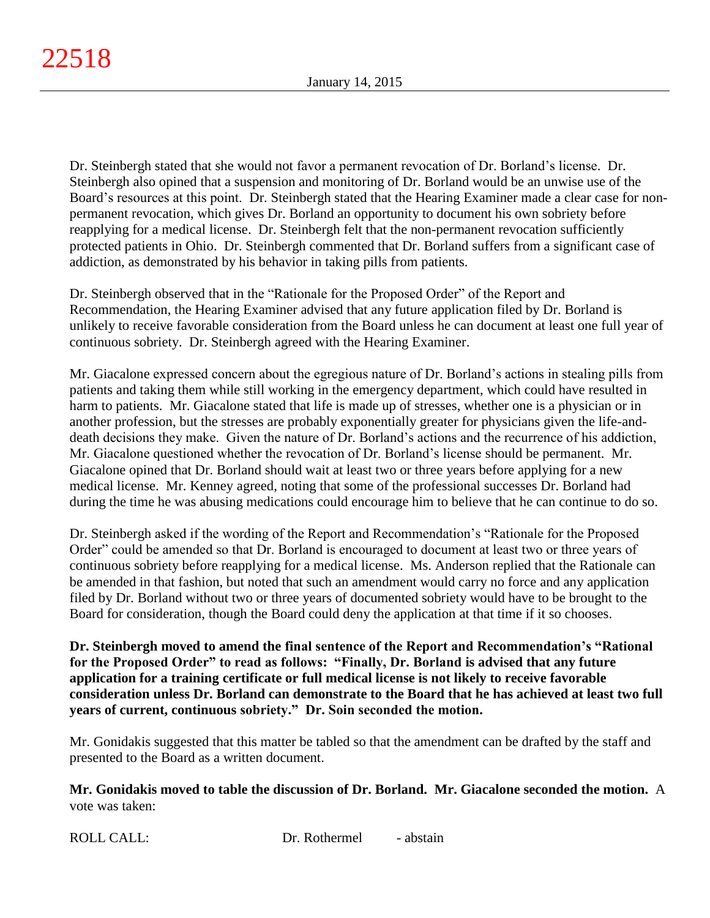Dr. Steinbergh stated that she would not favor a permanent revocation of Dr. Borland's license. Dr. Steinbergh also opined that a suspension and monitoring of Dr. Borland would be an unwise use of the Board's resources at this point. Dr. Steinbergh stated that the Hearing Examiner made a clear case for non-permanent revocation, which gives Dr. Borland an opportunity to document his own sobriety before reapplying for a medical license. Dr. Steinbergh felt that the non-permanent revocation sufficiently protected patients in Ohio. Dr. Steinbergh commented that Dr. Borland suffers from a significant case of addiction, as demonstrated by his behavior in taking pills from patients.

Dr. Steinbergh observed that in the "Rationale for the Proposed Order" of the Report and Recommendation, the Hearing Examiner advised that any future application filed by Dr. Borland is unlikely to receive favorable consideration from the Board unless he can document at least one full year of continuous sobriety. Dr. Steinbergh agreed with the Hearing Examiner.

Mr. Giacalone expressed concern about the egregious nature of Dr. Borland's actions in stealing pills from patients and taking them while still working in the emergency department, which could have resulted in harm to patients. Mr. Giacalone stated that life is made up of stresses, whether one is a physician or in another profession, but the stresses are probably exponentially greater for physicians given the life-and-death decisions they make. Given the nature of Dr. Borland's actions and the recurrence of his addiction, Mr. Giacalone questioned whether the revocation of Dr. Borland's license should be permanent. Mr. Giacalone opined that Dr. Borland should wait at least two or three years before applying for a new medical license. Mr. Kenney agreed, noting that some of the professional successes Dr. Borland had during the time he was abusing medications could encourage him to believe that he can continue to do so.

Dr. Steinbergh asked if the wording of the Report and Recommendation's "Rationale for the Proposed Order" could be amended so that Dr. Borland is encouraged to document at least two or three years of continuous sobriety before reapplying for a medical license. Ms. Anderson replied that the Rationale can be amended in that fashion, but noted that such an amendment would carry no force and any application filed by Dr. Borland without two or three years of documented sobriety would have to be brought to the Board for consideration, though the Board could deny the application at that time if it so chooses.

**Dr. Steinbergh moved to amend the final sentence of the Report and Recommendation's "Rational for the Proposed Order" to read as follows: "Finally, Dr. Borland is advised that any future application for a training certificate or full medical license is not likely to receive favorable consideration unless Dr. Borland can demonstrate to the Board that he has achieved at least two full years of current, continuous sobriety." Dr. Soin seconded the motion.**

Mr. Gonidakis suggested that this matter be tabled so that the amendment can be drafted by the staff and presented to the Board as a written document.

**Mr. Gonidakis moved to table the discussion of Dr. Borland. Mr. Giacalone seconded the motion.** A vote was taken:

| ROLL CALL: | Dr. Rothermel | - abstain |
|---|---|---|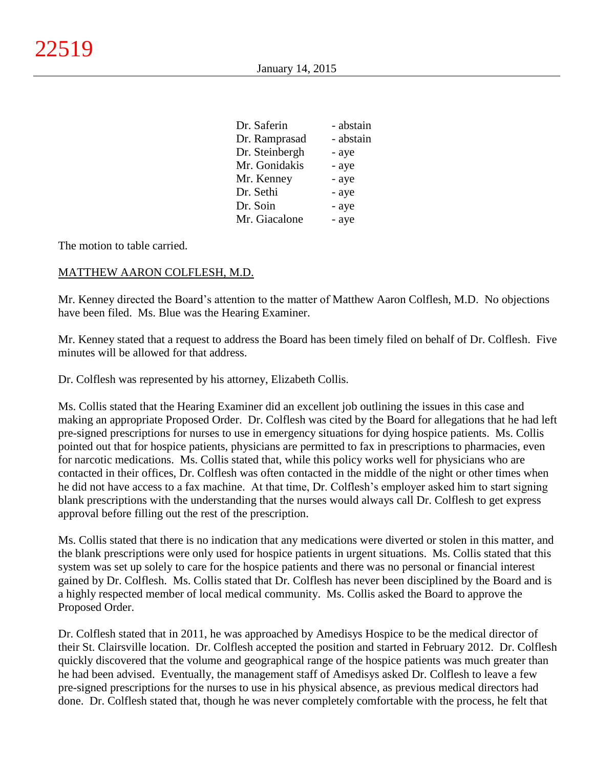| | |
|---|---|
| Dr. Saferin | - abstain |
| Dr. Ramprasad | - abstain |
| Dr. Steinbergh | - aye |
| Mr. Gonidakis | - aye |
| Mr. Kenney | - aye |
| Dr. Sethi | - aye |
| Dr. Soin | - aye |
| Mr. Giacalone | - aye |

The motion to table carried.

MATTHEW AARON COLFLESH, M.D.

Mr. Kenney directed the Board's attention to the matter of Matthew Aaron Colflesh, M.D. No objections have been filed. Ms. Blue was the Hearing Examiner.

Mr. Kenney stated that a request to address the Board has been timely filed on behalf of Dr. Colflesh. Five minutes will be allowed for that address.

Dr. Colflesh was represented by his attorney, Elizabeth Collis.

Ms. Collis stated that the Hearing Examiner did an excellent job outlining the issues in this case and making an appropriate Proposed Order. Dr. Colflesh was cited by the Board for allegations that he had left pre-signed prescriptions for nurses to use in emergency situations for dying hospice patients. Ms. Collis pointed out that for hospice patients, physicians are permitted to fax in prescriptions to pharmacies, even for narcotic medications. Ms. Collis stated that, while this policy works well for physicians who are contacted in their offices, Dr. Colflesh was often contacted in the middle of the night or other times when he did not have access to a fax machine. At that time, Dr. Colflesh's employer asked him to start signing blank prescriptions with the understanding that the nurses would always call Dr. Colflesh to get express approval before filling out the rest of the prescription.

Ms. Collis stated that there is no indication that any medications were diverted or stolen in this matter, and the blank prescriptions were only used for hospice patients in urgent situations. Ms. Collis stated that this system was set up solely to care for the hospice patients and there was no personal or financial interest gained by Dr. Colflesh. Ms. Collis stated that Dr. Colflesh has never been disciplined by the Board and is a highly respected member of local medical community. Ms. Collis asked the Board to approve the Proposed Order.

Dr. Colflesh stated that in 2011, he was approached by Amedisys Hospice to be the medical director of their St. Clairsville location. Dr. Colflesh accepted the position and started in February 2012. Dr. Colflesh quickly discovered that the volume and geographical range of the hospice patients was much greater than he had been advised. Eventually, the management staff of Amedisys asked Dr. Colflesh to leave a few pre-signed prescriptions for the nurses to use in his physical absence, as previous medical directors had done. Dr. Colflesh stated that, though he was never completely comfortable with the process, he felt that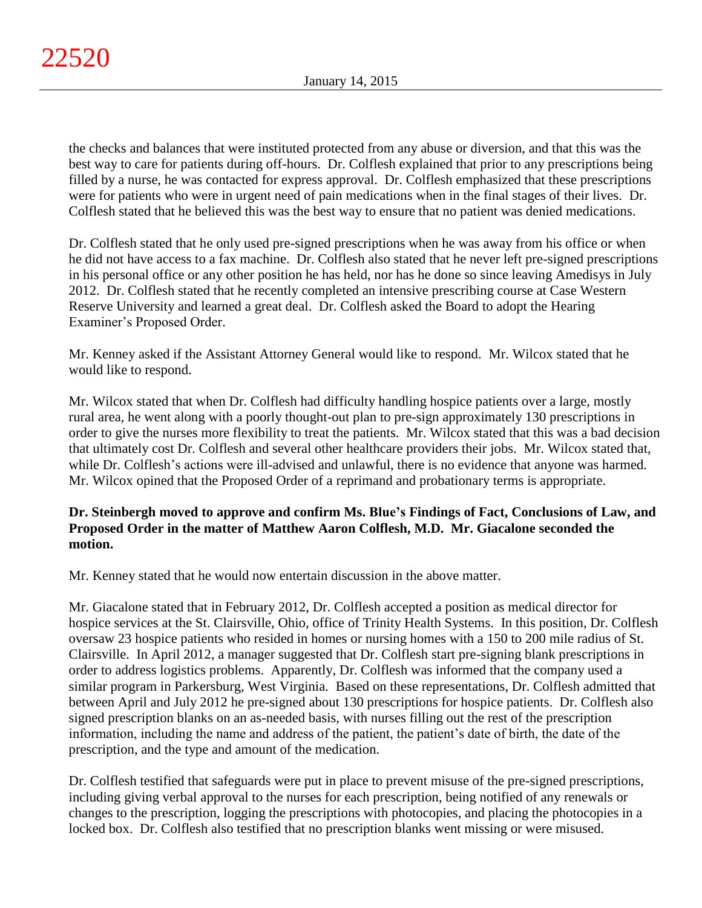the checks and balances that were instituted protected from any abuse or diversion, and that this was the best way to care for patients during off-hours. Dr. Colflesh explained that prior to any prescriptions being filled by a nurse, he was contacted for express approval. Dr. Colflesh emphasized that these prescriptions were for patients who were in urgent need of pain medications when in the final stages of their lives. Dr. Colflesh stated that he believed this was the best way to ensure that no patient was denied medications.

Dr. Colflesh stated that he only used pre-signed prescriptions when he was away from his office or when he did not have access to a fax machine. Dr. Colflesh also stated that he never left pre-signed prescriptions in his personal office or any other position he has held, nor has he done so since leaving Amedisys in July 2012. Dr. Colflesh stated that he recently completed an intensive prescribing course at Case Western Reserve University and learned a great deal. Dr. Colflesh asked the Board to adopt the Hearing Examiner's Proposed Order.

Mr. Kenney asked if the Assistant Attorney General would like to respond. Mr. Wilcox stated that he would like to respond.

Mr. Wilcox stated that when Dr. Colflesh had difficulty handling hospice patients over a large, mostly rural area, he went along with a poorly thought-out plan to pre-sign approximately 130 prescriptions in order to give the nurses more flexibility to treat the patients. Mr. Wilcox stated that this was a bad decision that ultimately cost Dr. Colflesh and several other healthcare providers their jobs. Mr. Wilcox stated that, while Dr. Colflesh's actions were ill-advised and unlawful, there is no evidence that anyone was harmed. Mr. Wilcox opined that the Proposed Order of a reprimand and probationary terms is appropriate.

**Dr. Steinbergh moved to approve and confirm Ms. Blue's Findings of Fact, Conclusions of Law, and Proposed Order in the matter of Matthew Aaron Colflesh, M.D. Mr. Giacalone seconded the motion.**

Mr. Kenney stated that he would now entertain discussion in the above matter.

Mr. Giacalone stated that in February 2012, Dr. Colflesh accepted a position as medical director for hospice services at the St. Clairsville, Ohio, office of Trinity Health Systems. In this position, Dr. Colflesh oversaw 23 hospice patients who resided in homes or nursing homes with a 150 to 200 mile radius of St. Clairsville. In April 2012, a manager suggested that Dr. Colflesh start pre-signing blank prescriptions in order to address logistics problems. Apparently, Dr. Colflesh was informed that the company used a similar program in Parkersburg, West Virginia. Based on these representations, Dr. Colflesh admitted that between April and July 2012 he pre-signed about 130 prescriptions for hospice patients. Dr. Colflesh also signed prescription blanks on an as-needed basis, with nurses filling out the rest of the prescription information, including the name and address of the patient, the patient's date of birth, the date of the prescription, and the type and amount of the medication.

Dr. Colflesh testified that safeguards were put in place to prevent misuse of the pre-signed prescriptions, including giving verbal approval to the nurses for each prescription, being notified of any renewals or changes to the prescription, logging the prescriptions with photocopies, and placing the photocopies in a locked box. Dr. Colflesh also testified that no prescription blanks went missing or were misused.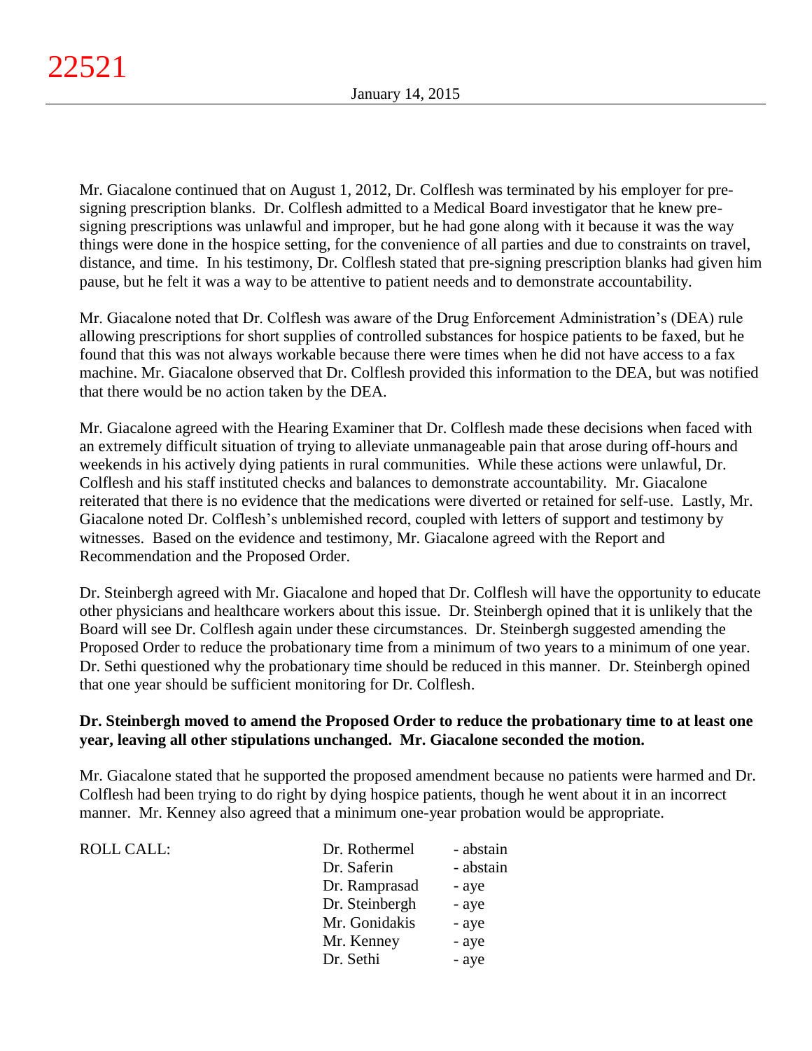Mr. Giacalone continued that on August 1, 2012, Dr. Colflesh was terminated by his employer for pre-signing prescription blanks. Dr. Colflesh admitted to a Medical Board investigator that he knew pre-signing prescriptions was unlawful and improper, but he had gone along with it because it was the way things were done in the hospice setting, for the convenience of all parties and due to constraints on travel, distance, and time. In his testimony, Dr. Colflesh stated that pre-signing prescription blanks had given him pause, but he felt it was a way to be attentive to patient needs and to demonstrate accountability.

Mr. Giacalone noted that Dr. Colflesh was aware of the Drug Enforcement Administration's (DEA) rule allowing prescriptions for short supplies of controlled substances for hospice patients to be faxed, but he found that this was not always workable because there were times when he did not have access to a fax machine. Mr. Giacalone observed that Dr. Colflesh provided this information to the DEA, but was notified that there would be no action taken by the DEA.

Mr. Giacalone agreed with the Hearing Examiner that Dr. Colflesh made these decisions when faced with an extremely difficult situation of trying to alleviate unmanageable pain that arose during off-hours and weekends in his actively dying patients in rural communities. While these actions were unlawful, Dr. Colflesh and his staff instituted checks and balances to demonstrate accountability. Mr. Giacalone reiterated that there is no evidence that the medications were diverted or retained for self-use. Lastly, Mr. Giacalone noted Dr. Colflesh's unblemished record, coupled with letters of support and testimony by witnesses. Based on the evidence and testimony, Mr. Giacalone agreed with the Report and Recommendation and the Proposed Order.

Dr. Steinbergh agreed with Mr. Giacalone and hoped that Dr. Colflesh will have the opportunity to educate other physicians and healthcare workers about this issue. Dr. Steinbergh opined that it is unlikely that the Board will see Dr. Colflesh again under these circumstances. Dr. Steinbergh suggested amending the Proposed Order to reduce the probationary time from a minimum of two years to a minimum of one year. Dr. Sethi questioned why the probationary time should be reduced in this manner. Dr. Steinbergh opined that one year should be sufficient monitoring for Dr. Colflesh.

**Dr. Steinbergh moved to amend the Proposed Order to reduce the probationary time to at least one year, leaving all other stipulations unchanged. Mr. Giacalone seconded the motion.**

Mr. Giacalone stated that he supported the proposed amendment because no patients were harmed and Dr. Colflesh had been trying to do right by dying hospice patients, though he went about it in an incorrect manner. Mr. Kenney also agreed that a minimum one-year probation would be appropriate.

| ROLL CALL: | | |
|---|---|---|
| | Dr. Rothermel | - abstain |
| | Dr. Saferin | - abstain |
| | Dr. Ramprasad | - aye |
| | Dr. Steinbergh | - aye |
| | Mr. Gonidakis | - aye |
| | Mr. Kenney | - aye |
| | Dr. Sethi | - aye |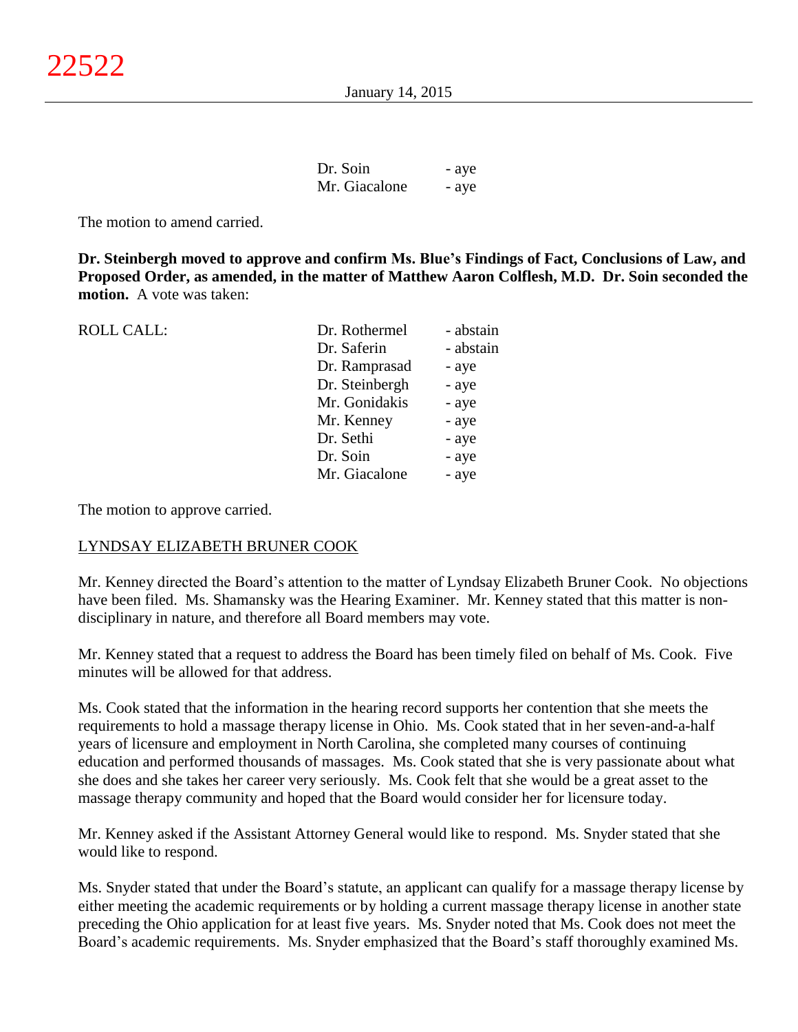| | |
|---|---|
| Dr. Soin | - aye |
| Mr. Giacalone | - aye |

The motion to amend carried.

**Dr. Steinbergh moved to approve and confirm Ms. Blue's Findings of Fact, Conclusions of Law, and Proposed Order, as amended, in the matter of Matthew Aaron Colflesh, M.D. Dr. Soin seconded the motion.** A vote was taken:

| ROLL CALL: | | |
|---|---|---|
| | Dr. Rothermel | - abstain |
| | Dr. Saferin | - abstain |
| | Dr. Ramprasad | - aye |
| | Dr. Steinbergh | - aye |
| | Mr. Gonidakis | - aye |
| | Mr. Kenney | - aye |
| | Dr. Sethi | - aye |
| | Dr. Soin | - aye |
| | Mr. Giacalone | - aye |

The motion to approve carried.

LYNDSAY ELIZABETH BRUNER COOK

Mr. Kenney directed the Board's attention to the matter of Lyndsay Elizabeth Bruner Cook. No objections have been filed. Ms. Shamansky was the Hearing Examiner. Mr. Kenney stated that this matter is non-disciplinary in nature, and therefore all Board members may vote.

Mr. Kenney stated that a request to address the Board has been timely filed on behalf of Ms. Cook. Five minutes will be allowed for that address.

Ms. Cook stated that the information in the hearing record supports her contention that she meets the requirements to hold a massage therapy license in Ohio. Ms. Cook stated that in her seven-and-a-half years of licensure and employment in North Carolina, she completed many courses of continuing education and performed thousands of massages. Ms. Cook stated that she is very passionate about what she does and she takes her career very seriously. Ms. Cook felt that she would be a great asset to the massage therapy community and hoped that the Board would consider her for licensure today.

Mr. Kenney asked if the Assistant Attorney General would like to respond. Ms. Snyder stated that she would like to respond.

Ms. Snyder stated that under the Board's statute, an applicant can qualify for a massage therapy license by either meeting the academic requirements or by holding a current massage therapy license in another state preceding the Ohio application for at least five years. Ms. Snyder noted that Ms. Cook does not meet the Board's academic requirements. Ms. Snyder emphasized that the Board's staff thoroughly examined Ms.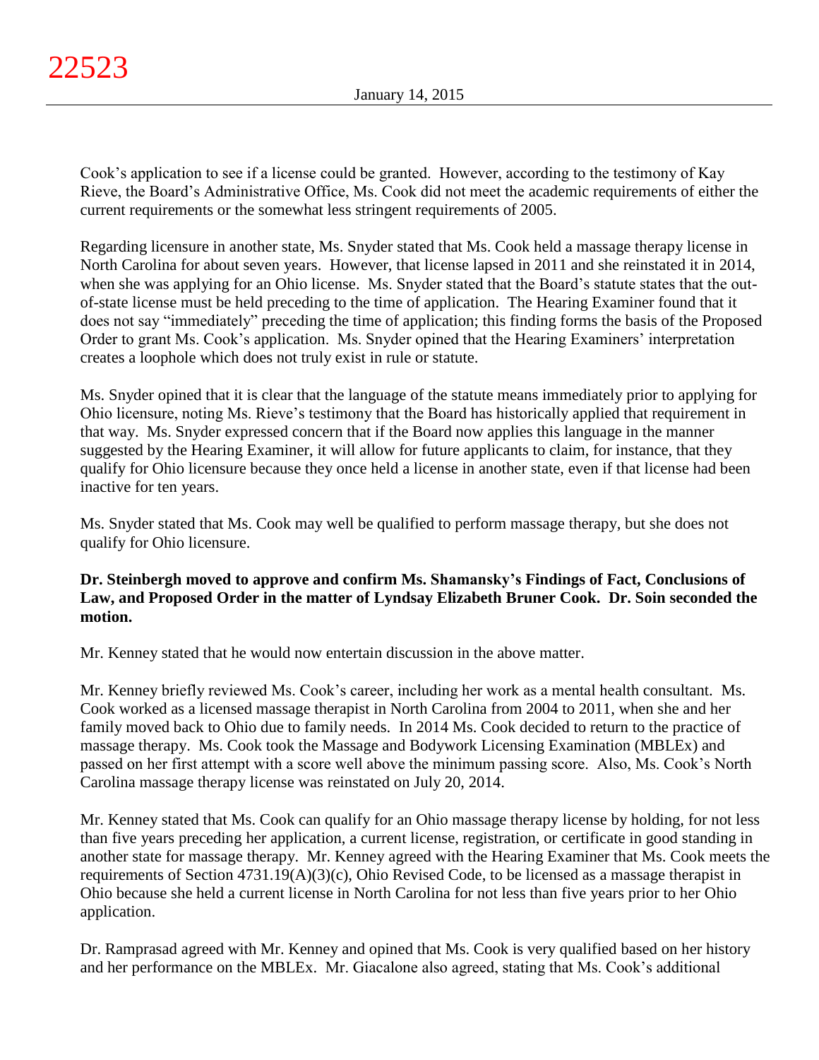Cook's application to see if a license could be granted. However, according to the testimony of Kay Rieve, the Board's Administrative Office, Ms. Cook did not meet the academic requirements of either the current requirements or the somewhat less stringent requirements of 2005.

Regarding licensure in another state, Ms. Snyder stated that Ms. Cook held a massage therapy license in North Carolina for about seven years. However, that license lapsed in 2011 and she reinstated it in 2014, when she was applying for an Ohio license. Ms. Snyder stated that the Board's statute states that the out-of-state license must be held preceding to the time of application. The Hearing Examiner found that it does not say "immediately" preceding the time of application; this finding forms the basis of the Proposed Order to grant Ms. Cook's application. Ms. Snyder opined that the Hearing Examiners' interpretation creates a loophole which does not truly exist in rule or statute.

Ms. Snyder opined that it is clear that the language of the statute means immediately prior to applying for Ohio licensure, noting Ms. Rieve's testimony that the Board has historically applied that requirement in that way. Ms. Snyder expressed concern that if the Board now applies this language in the manner suggested by the Hearing Examiner, it will allow for future applicants to claim, for instance, that they qualify for Ohio licensure because they once held a license in another state, even if that license had been inactive for ten years.

Ms. Snyder stated that Ms. Cook may well be qualified to perform massage therapy, but she does not qualify for Ohio licensure.

**Dr. Steinbergh moved to approve and confirm Ms. Shamansky's Findings of Fact, Conclusions of Law, and Proposed Order in the matter of Lyndsay Elizabeth Bruner Cook. Dr. Soin seconded the motion.**

Mr. Kenney stated that he would now entertain discussion in the above matter.

Mr. Kenney briefly reviewed Ms. Cook's career, including her work as a mental health consultant. Ms. Cook worked as a licensed massage therapist in North Carolina from 2004 to 2011, when she and her family moved back to Ohio due to family needs. In 2014 Ms. Cook decided to return to the practice of massage therapy. Ms. Cook took the Massage and Bodywork Licensing Examination (MBLEx) and passed on her first attempt with a score well above the minimum passing score. Also, Ms. Cook's North Carolina massage therapy license was reinstated on July 20, 2014.

Mr. Kenney stated that Ms. Cook can qualify for an Ohio massage therapy license by holding, for not less than five years preceding her application, a current license, registration, or certificate in good standing in another state for massage therapy. Mr. Kenney agreed with the Hearing Examiner that Ms. Cook meets the requirements of Section 4731.19(A)(3)(c), Ohio Revised Code, to be licensed as a massage therapist in Ohio because she held a current license in North Carolina for not less than five years prior to her Ohio application.

Dr. Ramprasad agreed with Mr. Kenney and opined that Ms. Cook is very qualified based on her history and her performance on the MBLEx. Mr. Giacalone also agreed, stating that Ms. Cook's additional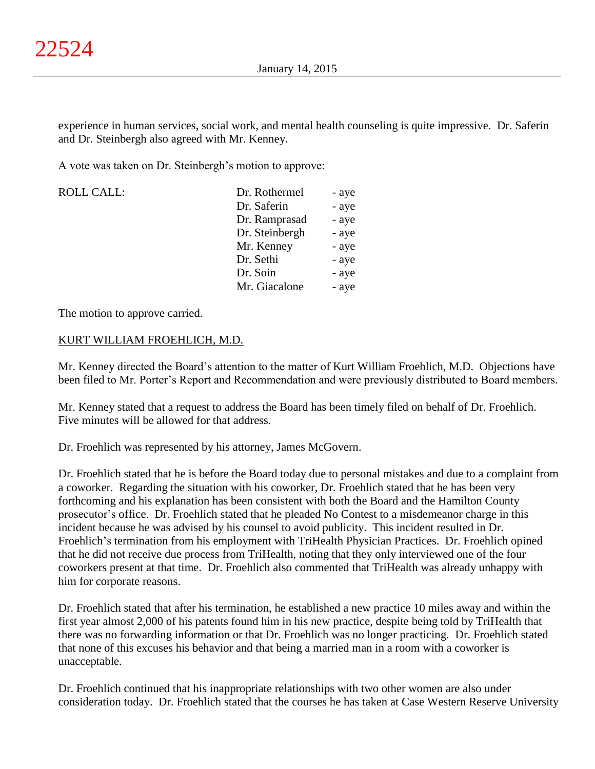experience in human services, social work, and mental health counseling is quite impressive. Dr. Saferin and Dr. Steinbergh also agreed with Mr. Kenney.

A vote was taken on Dr. Steinbergh's motion to approve:

| ROLL CALL: | | |
|---|---|---|
| | Dr. Rothermel | - aye |
| | Dr. Saferin | - aye |
| | Dr. Ramprasad | - aye |
| | Dr. Steinbergh | - aye |
| | Mr. Kenney | - aye |
| | Dr. Sethi | - aye |
| | Dr. Soin | - aye |
| | Mr. Giacalone | - aye |

The motion to approve carried.

KURT WILLIAM FROEHLICH, M.D.

Mr. Kenney directed the Board's attention to the matter of Kurt William Froehlich, M.D. Objections have been filed to Mr. Porter's Report and Recommendation and were previously distributed to Board members.

Mr. Kenney stated that a request to address the Board has been timely filed on behalf of Dr. Froehlich. Five minutes will be allowed for that address.

Dr. Froehlich was represented by his attorney, James McGovern.

Dr. Froehlich stated that he is before the Board today due to personal mistakes and due to a complaint from a coworker. Regarding the situation with his coworker, Dr. Froehlich stated that he has been very forthcoming and his explanation has been consistent with both the Board and the Hamilton County prosecutor's office. Dr. Froehlich stated that he pleaded No Contest to a misdemeanor charge in this incident because he was advised by his counsel to avoid publicity. This incident resulted in Dr. Froehlich's termination from his employment with TriHealth Physician Practices. Dr. Froehlich opined that he did not receive due process from TriHealth, noting that they only interviewed one of the four coworkers present at that time. Dr. Froehlich also commented that TriHealth was already unhappy with him for corporate reasons.

Dr. Froehlich stated that after his termination, he established a new practice 10 miles away and within the first year almost 2,000 of his patents found him in his new practice, despite being told by TriHealth that there was no forwarding information or that Dr. Froehlich was no longer practicing. Dr. Froehlich stated that none of this excuses his behavior and that being a married man in a room with a coworker is unacceptable.

Dr. Froehlich continued that his inappropriate relationships with two other women are also under consideration today. Dr. Froehlich stated that the courses he has taken at Case Western Reserve University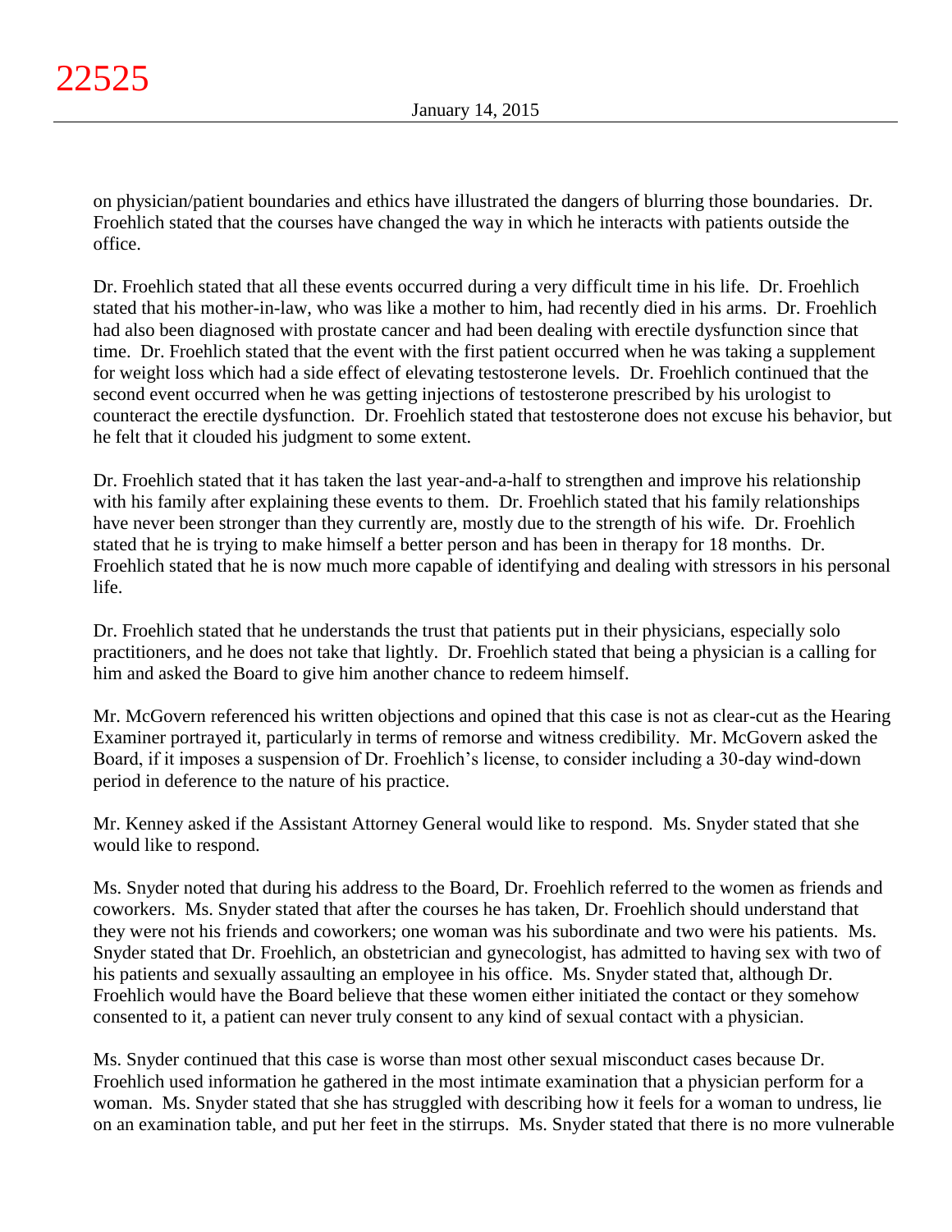on physician/patient boundaries and ethics have illustrated the dangers of blurring those boundaries. Dr. Froehlich stated that the courses have changed the way in which he interacts with patients outside the office.

Dr. Froehlich stated that all these events occurred during a very difficult time in his life. Dr. Froehlich stated that his mother-in-law, who was like a mother to him, had recently died in his arms. Dr. Froehlich had also been diagnosed with prostate cancer and had been dealing with erectile dysfunction since that time. Dr. Froehlich stated that the event with the first patient occurred when he was taking a supplement for weight loss which had a side effect of elevating testosterone levels. Dr. Froehlich continued that the second event occurred when he was getting injections of testosterone prescribed by his urologist to counteract the erectile dysfunction. Dr. Froehlich stated that testosterone does not excuse his behavior, but he felt that it clouded his judgment to some extent.

Dr. Froehlich stated that it has taken the last year-and-a-half to strengthen and improve his relationship with his family after explaining these events to them. Dr. Froehlich stated that his family relationships have never been stronger than they currently are, mostly due to the strength of his wife. Dr. Froehlich stated that he is trying to make himself a better person and has been in therapy for 18 months. Dr. Froehlich stated that he is now much more capable of identifying and dealing with stressors in his personal life.

Dr. Froehlich stated that he understands the trust that patients put in their physicians, especially solo practitioners, and he does not take that lightly. Dr. Froehlich stated that being a physician is a calling for him and asked the Board to give him another chance to redeem himself.

Mr. McGovern referenced his written objections and opined that this case is not as clear-cut as the Hearing Examiner portrayed it, particularly in terms of remorse and witness credibility. Mr. McGovern asked the Board, if it imposes a suspension of Dr. Froehlich's license, to consider including a 30-day wind-down period in deference to the nature of his practice.

Mr. Kenney asked if the Assistant Attorney General would like to respond. Ms. Snyder stated that she would like to respond.

Ms. Snyder noted that during his address to the Board, Dr. Froehlich referred to the women as friends and coworkers. Ms. Snyder stated that after the courses he has taken, Dr. Froehlich should understand that they were not his friends and coworkers; one woman was his subordinate and two were his patients. Ms. Snyder stated that Dr. Froehlich, an obstetrician and gynecologist, has admitted to having sex with two of his patients and sexually assaulting an employee in his office. Ms. Snyder stated that, although Dr. Froehlich would have the Board believe that these women either initiated the contact or they somehow consented to it, a patient can never truly consent to any kind of sexual contact with a physician.

Ms. Snyder continued that this case is worse than most other sexual misconduct cases because Dr. Froehlich used information he gathered in the most intimate examination that a physician perform for a woman. Ms. Snyder stated that she has struggled with describing how it feels for a woman to undress, lie on an examination table, and put her feet in the stirrups. Ms. Snyder stated that there is no more vulnerable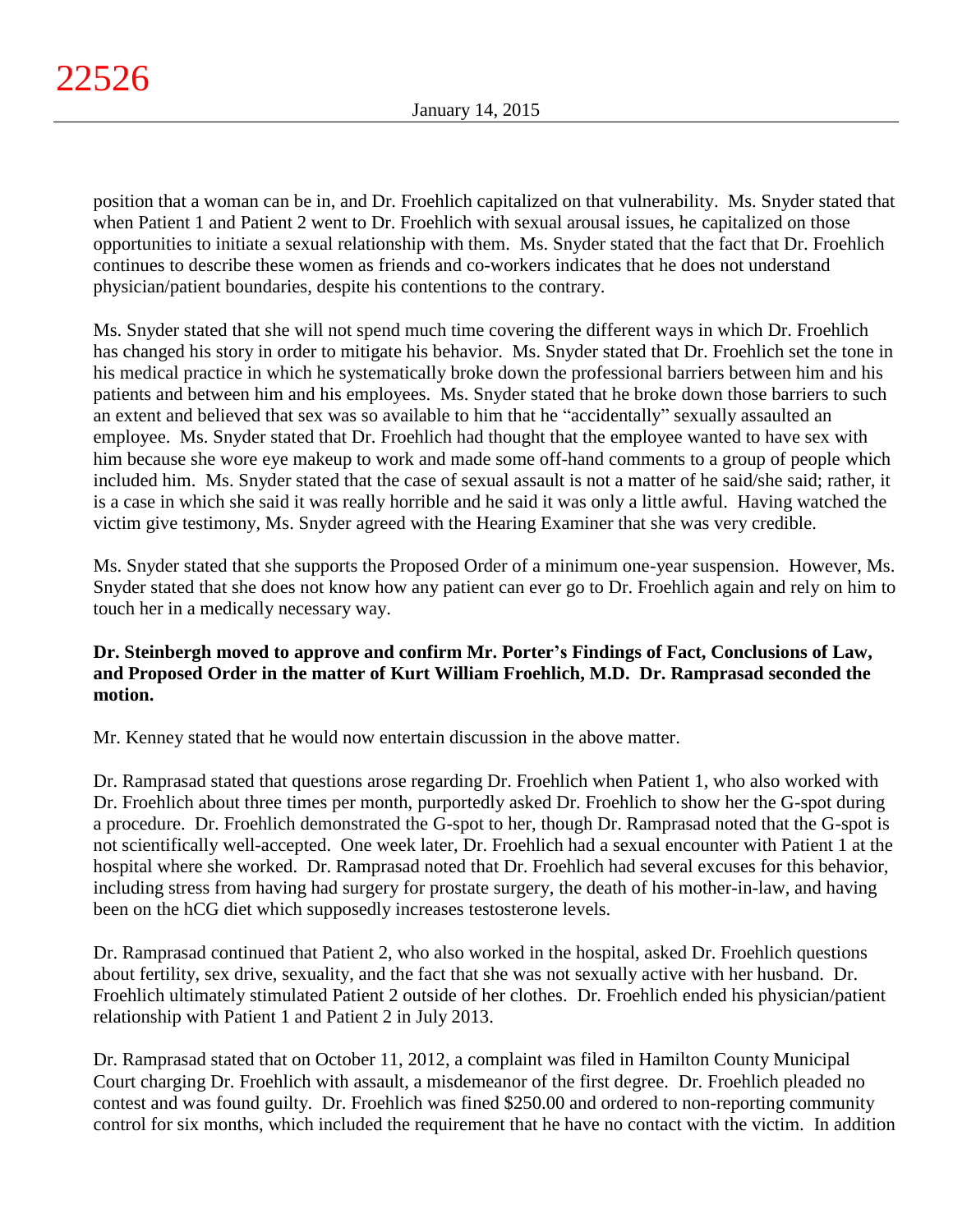position that a woman can be in, and Dr. Froehlich capitalized on that vulnerability. Ms. Snyder stated that when Patient 1 and Patient 2 went to Dr. Froehlich with sexual arousal issues, he capitalized on those opportunities to initiate a sexual relationship with them. Ms. Snyder stated that the fact that Dr. Froehlich continues to describe these women as friends and co-workers indicates that he does not understand physician/patient boundaries, despite his contentions to the contrary.

Ms. Snyder stated that she will not spend much time covering the different ways in which Dr. Froehlich has changed his story in order to mitigate his behavior. Ms. Snyder stated that Dr. Froehlich set the tone in his medical practice in which he systematically broke down the professional barriers between him and his patients and between him and his employees. Ms. Snyder stated that he broke down those barriers to such an extent and believed that sex was so available to him that he "accidentally" sexually assaulted an employee. Ms. Snyder stated that Dr. Froehlich had thought that the employee wanted to have sex with him because she wore eye makeup to work and made some off-hand comments to a group of people which included him. Ms. Snyder stated that the case of sexual assault is not a matter of he said/she said; rather, it is a case in which she said it was really horrible and he said it was only a little awful. Having watched the victim give testimony, Ms. Snyder agreed with the Hearing Examiner that she was very credible.

Ms. Snyder stated that she supports the Proposed Order of a minimum one-year suspension. However, Ms. Snyder stated that she does not know how any patient can ever go to Dr. Froehlich again and rely on him to touch her in a medically necessary way.

**Dr. Steinbergh moved to approve and confirm Mr. Porter's Findings of Fact, Conclusions of Law, and Proposed Order in the matter of Kurt William Froehlich, M.D. Dr. Ramprasad seconded the motion.**

Mr. Kenney stated that he would now entertain discussion in the above matter.

Dr. Ramprasad stated that questions arose regarding Dr. Froehlich when Patient 1, who also worked with Dr. Froehlich about three times per month, purportedly asked Dr. Froehlich to show her the G-spot during a procedure. Dr. Froehlich demonstrated the G-spot to her, though Dr. Ramprasad noted that the G-spot is not scientifically well-accepted. One week later, Dr. Froehlich had a sexual encounter with Patient 1 at the hospital where she worked. Dr. Ramprasad noted that Dr. Froehlich had several excuses for this behavior, including stress from having had surgery for prostate surgery, the death of his mother-in-law, and having been on the hCG diet which supposedly increases testosterone levels.

Dr. Ramprasad continued that Patient 2, who also worked in the hospital, asked Dr. Froehlich questions about fertility, sex drive, sexuality, and the fact that she was not sexually active with her husband. Dr. Froehlich ultimately stimulated Patient 2 outside of her clothes. Dr. Froehlich ended his physician/patient relationship with Patient 1 and Patient 2 in July 2013.

Dr. Ramprasad stated that on October 11, 2012, a complaint was filed in Hamilton County Municipal Court charging Dr. Froehlich with assault, a misdemeanor of the first degree. Dr. Froehlich pleaded no contest and was found guilty. Dr. Froehlich was fined $250.00 and ordered to non-reporting community control for six months, which included the requirement that he have no contact with the victim. In addition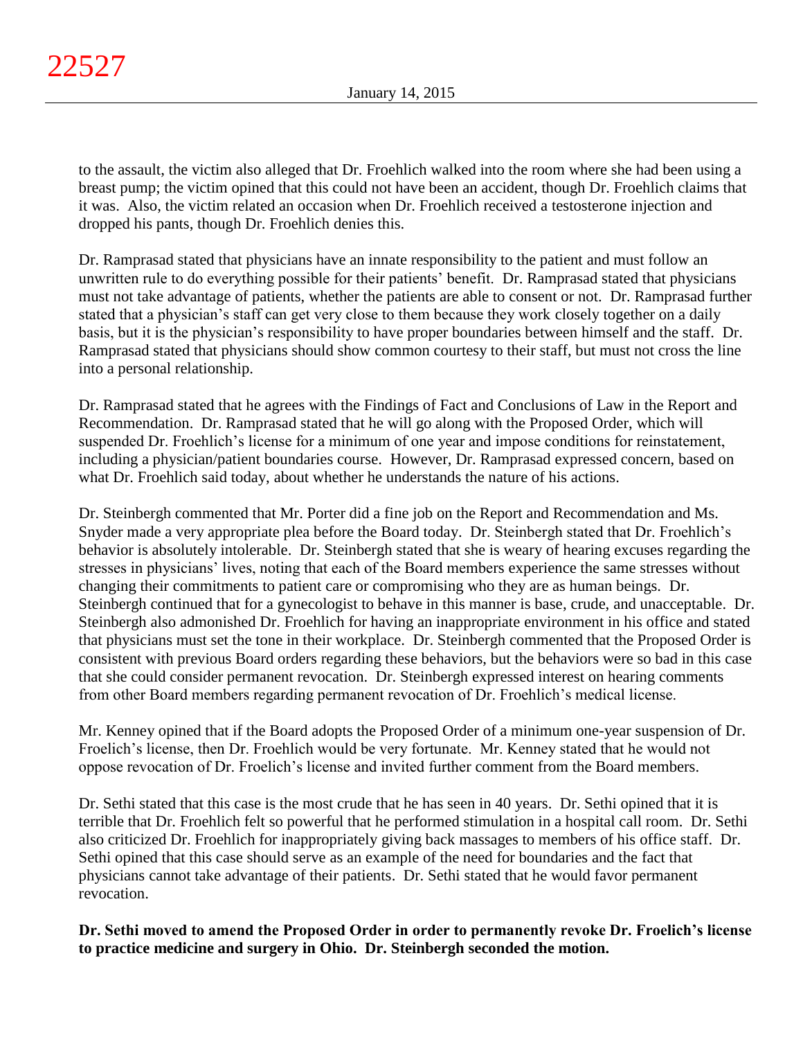to the assault, the victim also alleged that Dr. Froehlich walked into the room where she had been using a breast pump; the victim opined that this could not have been an accident, though Dr. Froehlich claims that it was. Also, the victim related an occasion when Dr. Froehlich received a testosterone injection and dropped his pants, though Dr. Froehlich denies this.

Dr. Ramprasad stated that physicians have an innate responsibility to the patient and must follow an unwritten rule to do everything possible for their patients' benefit. Dr. Ramprasad stated that physicians must not take advantage of patients, whether the patients are able to consent or not. Dr. Ramprasad further stated that a physician's staff can get very close to them because they work closely together on a daily basis, but it is the physician's responsibility to have proper boundaries between himself and the staff. Dr. Ramprasad stated that physicians should show common courtesy to their staff, but must not cross the line into a personal relationship.

Dr. Ramprasad stated that he agrees with the Findings of Fact and Conclusions of Law in the Report and Recommendation. Dr. Ramprasad stated that he will go along with the Proposed Order, which will suspended Dr. Froehlich's license for a minimum of one year and impose conditions for reinstatement, including a physician/patient boundaries course. However, Dr. Ramprasad expressed concern, based on what Dr. Froehlich said today, about whether he understands the nature of his actions.

Dr. Steinbergh commented that Mr. Porter did a fine job on the Report and Recommendation and Ms. Snyder made a very appropriate plea before the Board today. Dr. Steinbergh stated that Dr. Froehlich's behavior is absolutely intolerable. Dr. Steinbergh stated that she is weary of hearing excuses regarding the stresses in physicians' lives, noting that each of the Board members experience the same stresses without changing their commitments to patient care or compromising who they are as human beings. Dr. Steinbergh continued that for a gynecologist to behave in this manner is base, crude, and unacceptable. Dr. Steinbergh also admonished Dr. Froehlich for having an inappropriate environment in his office and stated that physicians must set the tone in their workplace. Dr. Steinbergh commented that the Proposed Order is consistent with previous Board orders regarding these behaviors, but the behaviors were so bad in this case that she could consider permanent revocation. Dr. Steinbergh expressed interest on hearing comments from other Board members regarding permanent revocation of Dr. Froehlich's medical license.

Mr. Kenney opined that if the Board adopts the Proposed Order of a minimum one-year suspension of Dr. Froelich's license, then Dr. Froehlich would be very fortunate. Mr. Kenney stated that he would not oppose revocation of Dr. Froelich's license and invited further comment from the Board members.

Dr. Sethi stated that this case is the most crude that he has seen in 40 years. Dr. Sethi opined that it is terrible that Dr. Froehlich felt so powerful that he performed stimulation in a hospital call room. Dr. Sethi also criticized Dr. Froehlich for inappropriately giving back massages to members of his office staff. Dr. Sethi opined that this case should serve as an example of the need for boundaries and the fact that physicians cannot take advantage of their patients. Dr. Sethi stated that he would favor permanent revocation.

**Dr. Sethi moved to amend the Proposed Order in order to permanently revoke Dr. Froelich's license to practice medicine and surgery in Ohio. Dr. Steinbergh seconded the motion.**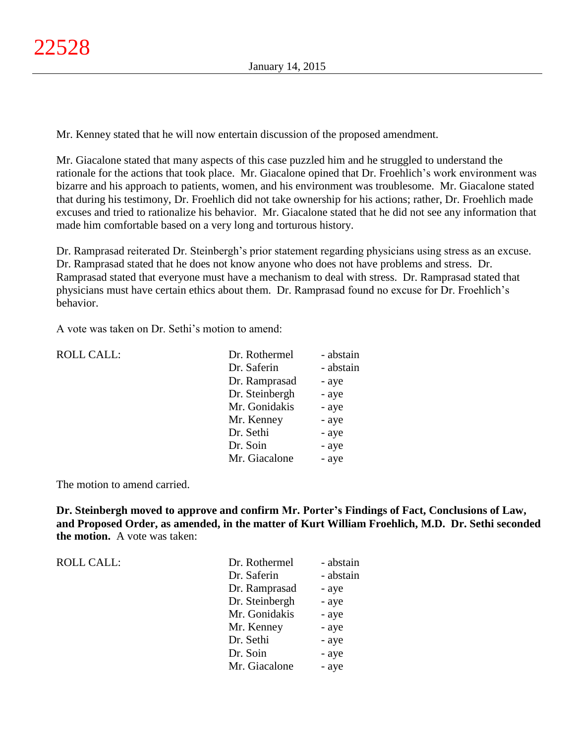Mr. Kenney stated that he will now entertain discussion of the proposed amendment.

Mr. Giacalone stated that many aspects of this case puzzled him and he struggled to understand the rationale for the actions that took place. Mr. Giacalone opined that Dr. Froehlich's work environment was bizarre and his approach to patients, women, and his environment was troublesome. Mr. Giacalone stated that during his testimony, Dr. Froehlich did not take ownership for his actions; rather, Dr. Froehlich made excuses and tried to rationalize his behavior. Mr. Giacalone stated that he did not see any information that made him comfortable based on a very long and torturous history.

Dr. Ramprasad reiterated Dr. Steinbergh's prior statement regarding physicians using stress as an excuse. Dr. Ramprasad stated that he does not know anyone who does not have problems and stress. Dr. Ramprasad stated that everyone must have a mechanism to deal with stress. Dr. Ramprasad stated that physicians must have certain ethics about them. Dr. Ramprasad found no excuse for Dr. Froehlich's behavior.

A vote was taken on Dr. Sethi's motion to amend:

| ROLL CALL: | | |
|---|---|---|
| | Dr. Rothermel | - abstain |
| | Dr. Saferin | - abstain |
| | Dr. Ramprasad | - aye |
| | Dr. Steinbergh | - aye |
| | Mr. Gonidakis | - aye |
| | Mr. Kenney | - aye |
| | Dr. Sethi | - aye |
| | Dr. Soin | - aye |
| | Mr. Giacalone | - aye |

The motion to amend carried.

**Dr. Steinbergh moved to approve and confirm Mr. Porter's Findings of Fact, Conclusions of Law, and Proposed Order, as amended, in the matter of Kurt William Froehlich, M.D. Dr. Sethi seconded the motion.** A vote was taken:

| ROLL CALL: | | |
|---|---|---|
| | Dr. Rothermel | - abstain |
| | Dr. Saferin | - abstain |
| | Dr. Ramprasad | - aye |
| | Dr. Steinbergh | - aye |
| | Mr. Gonidakis | - aye |
| | Mr. Kenney | - aye |
| | Dr. Sethi | - aye |
| | Dr. Soin | - aye |
| | Mr. Giacalone | - aye |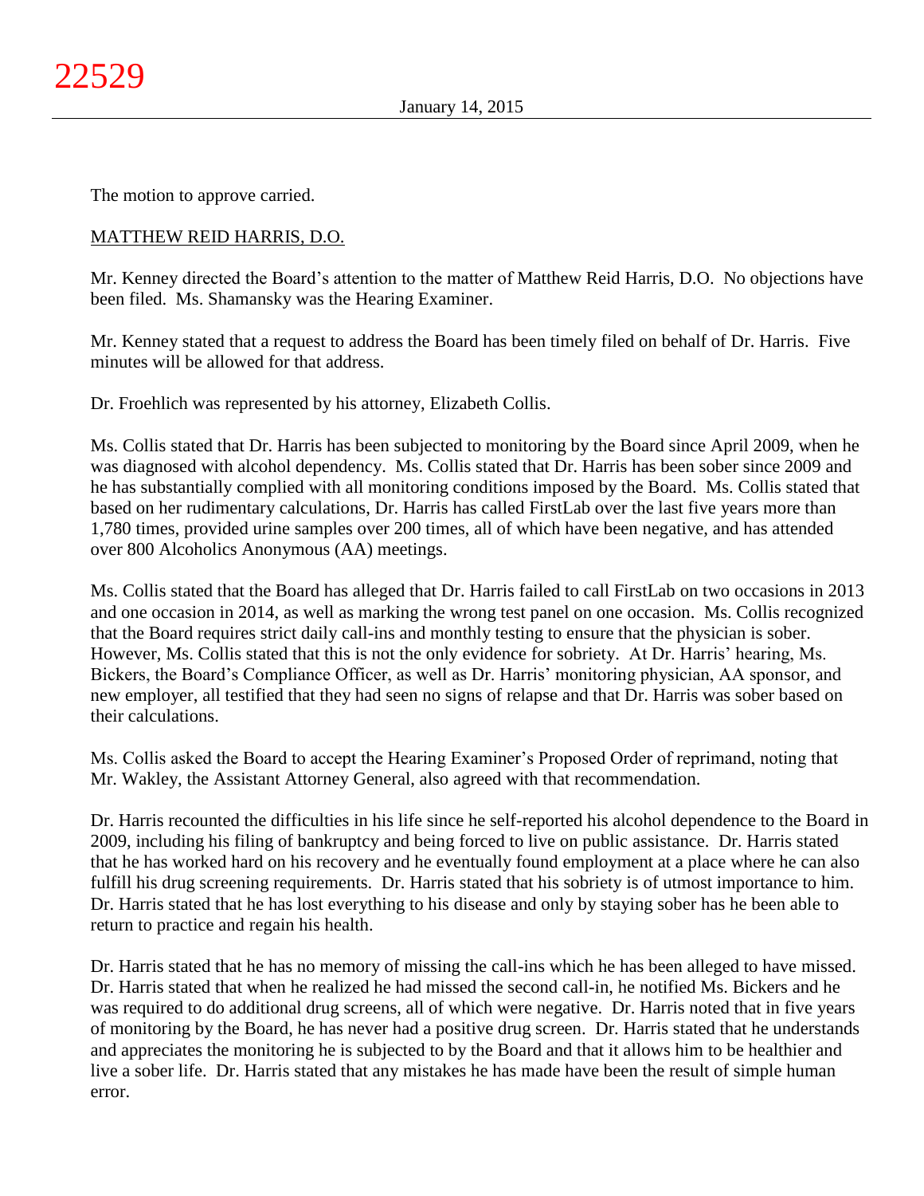The motion to approve carried.

MATTHEW REID HARRIS, D.O.

Mr. Kenney directed the Board's attention to the matter of Matthew Reid Harris, D.O. No objections have been filed. Ms. Shamansky was the Hearing Examiner.

Mr. Kenney stated that a request to address the Board has been timely filed on behalf of Dr. Harris. Five minutes will be allowed for that address.

Dr. Froehlich was represented by his attorney, Elizabeth Collis.

Ms. Collis stated that Dr. Harris has been subjected to monitoring by the Board since April 2009, when he was diagnosed with alcohol dependency. Ms. Collis stated that Dr. Harris has been sober since 2009 and he has substantially complied with all monitoring conditions imposed by the Board. Ms. Collis stated that based on her rudimentary calculations, Dr. Harris has called FirstLab over the last five years more than 1,780 times, provided urine samples over 200 times, all of which have been negative, and has attended over 800 Alcoholics Anonymous (AA) meetings.

Ms. Collis stated that the Board has alleged that Dr. Harris failed to call FirstLab on two occasions in 2013 and one occasion in 2014, as well as marking the wrong test panel on one occasion. Ms. Collis recognized that the Board requires strict daily call-ins and monthly testing to ensure that the physician is sober. However, Ms. Collis stated that this is not the only evidence for sobriety. At Dr. Harris' hearing, Ms. Bickers, the Board's Compliance Officer, as well as Dr. Harris' monitoring physician, AA sponsor, and new employer, all testified that they had seen no signs of relapse and that Dr. Harris was sober based on their calculations.

Ms. Collis asked the Board to accept the Hearing Examiner's Proposed Order of reprimand, noting that Mr. Wakley, the Assistant Attorney General, also agreed with that recommendation.

Dr. Harris recounted the difficulties in his life since he self-reported his alcohol dependence to the Board in 2009, including his filing of bankruptcy and being forced to live on public assistance. Dr. Harris stated that he has worked hard on his recovery and he eventually found employment at a place where he can also fulfill his drug screening requirements. Dr. Harris stated that his sobriety is of utmost importance to him. Dr. Harris stated that he has lost everything to his disease and only by staying sober has he been able to return to practice and regain his health.

Dr. Harris stated that he has no memory of missing the call-ins which he has been alleged to have missed. Dr. Harris stated that when he realized he had missed the second call-in, he notified Ms. Bickers and he was required to do additional drug screens, all of which were negative. Dr. Harris noted that in five years of monitoring by the Board, he has never had a positive drug screen. Dr. Harris stated that he understands and appreciates the monitoring he is subjected to by the Board and that it allows him to be healthier and live a sober life. Dr. Harris stated that any mistakes he has made have been the result of simple human error.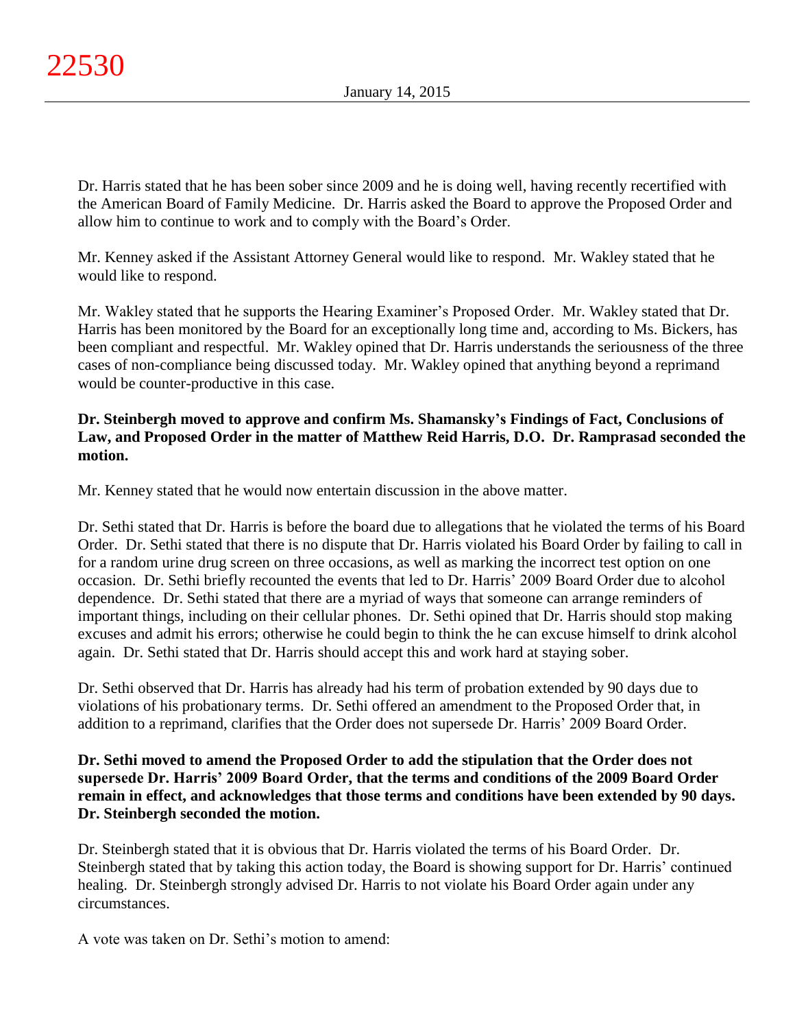Dr. Harris stated that he has been sober since 2009 and he is doing well, having recently recertified with the American Board of Family Medicine. Dr. Harris asked the Board to approve the Proposed Order and allow him to continue to work and to comply with the Board's Order.

Mr. Kenney asked if the Assistant Attorney General would like to respond. Mr. Wakley stated that he would like to respond.

Mr. Wakley stated that he supports the Hearing Examiner's Proposed Order. Mr. Wakley stated that Dr. Harris has been monitored by the Board for an exceptionally long time and, according to Ms. Bickers, has been compliant and respectful. Mr. Wakley opined that Dr. Harris understands the seriousness of the three cases of non-compliance being discussed today. Mr. Wakley opined that anything beyond a reprimand would be counter-productive in this case.

**Dr. Steinbergh moved to approve and confirm Ms. Shamansky's Findings of Fact, Conclusions of Law, and Proposed Order in the matter of Matthew Reid Harris, D.O. Dr. Ramprasad seconded the motion.**

Mr. Kenney stated that he would now entertain discussion in the above matter.

Dr. Sethi stated that Dr. Harris is before the board due to allegations that he violated the terms of his Board Order. Dr. Sethi stated that there is no dispute that Dr. Harris violated his Board Order by failing to call in for a random urine drug screen on three occasions, as well as marking the incorrect test option on one occasion. Dr. Sethi briefly recounted the events that led to Dr. Harris' 2009 Board Order due to alcohol dependence. Dr. Sethi stated that there are a myriad of ways that someone can arrange reminders of important things, including on their cellular phones. Dr. Sethi opined that Dr. Harris should stop making excuses and admit his errors; otherwise he could begin to think the he can excuse himself to drink alcohol again. Dr. Sethi stated that Dr. Harris should accept this and work hard at staying sober.

Dr. Sethi observed that Dr. Harris has already had his term of probation extended by 90 days due to violations of his probationary terms. Dr. Sethi offered an amendment to the Proposed Order that, in addition to a reprimand, clarifies that the Order does not supersede Dr. Harris' 2009 Board Order.

**Dr. Sethi moved to amend the Proposed Order to add the stipulation that the Order does not supersede Dr. Harris' 2009 Board Order, that the terms and conditions of the 2009 Board Order remain in effect, and acknowledges that those terms and conditions have been extended by 90 days. Dr. Steinbergh seconded the motion.**

Dr. Steinbergh stated that it is obvious that Dr. Harris violated the terms of his Board Order. Dr. Steinbergh stated that by taking this action today, the Board is showing support for Dr. Harris' continued healing. Dr. Steinbergh strongly advised Dr. Harris to not violate his Board Order again under any circumstances.

A vote was taken on Dr. Sethi's motion to amend: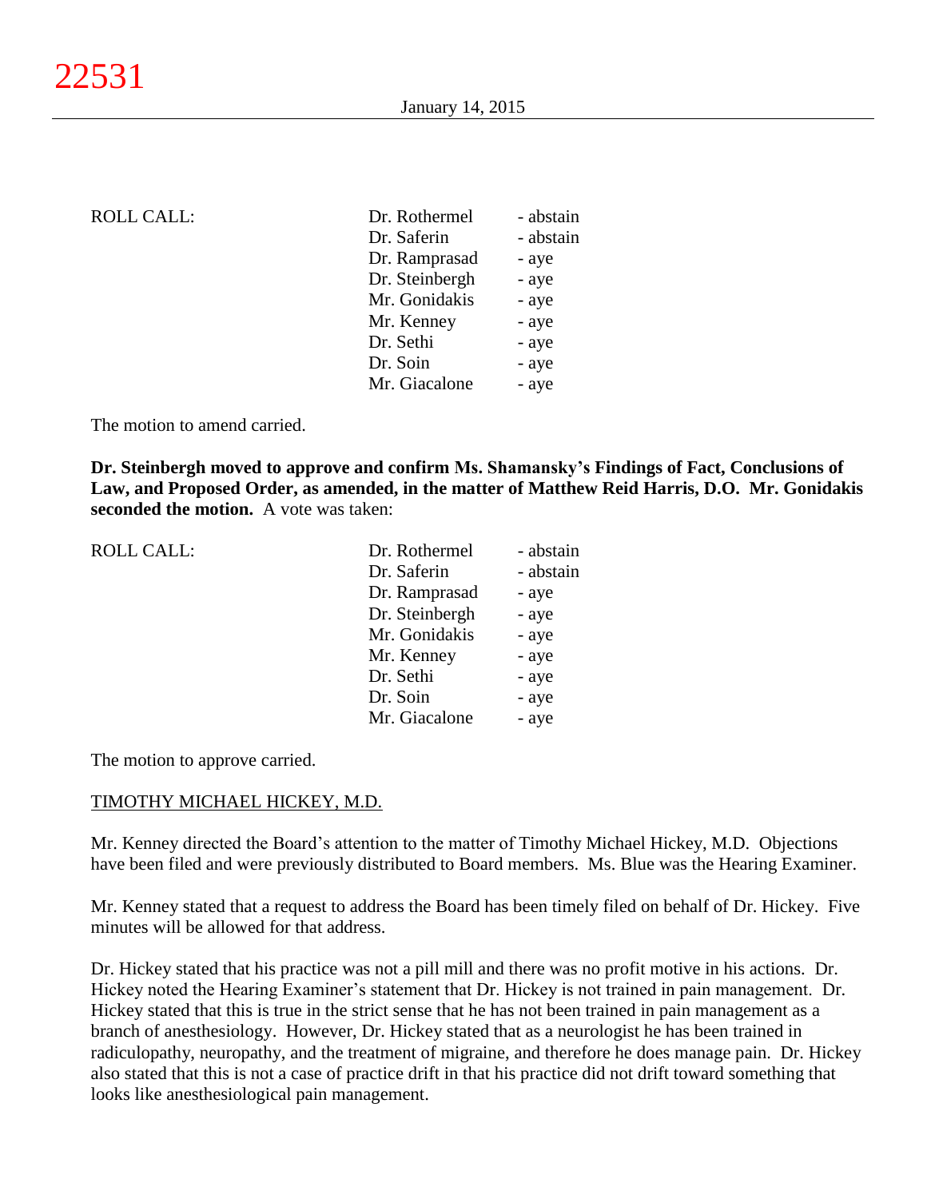ROLL CALL:

| | |
|---|---|
| Dr. Rothermel | - abstain |
| Dr. Saferin | - abstain |
| Dr. Ramprasad | - aye |
| Dr. Steinbergh | - aye |
| Mr. Gonidakis | - aye |
| Mr. Kenney | - aye |
| Dr. Sethi | - aye |
| Dr. Soin | - aye |
| Mr. Giacalone | - aye |

The motion to amend carried.

**Dr. Steinbergh moved to approve and confirm Ms. Shamansky's Findings of Fact, Conclusions of Law, and Proposed Order, as amended, in the matter of Matthew Reid Harris, D.O. Mr. Gonidakis seconded the motion.** A vote was taken:

ROLL CALL:

| | |
|---|---|
| Dr. Rothermel | - abstain |
| Dr. Saferin | - abstain |
| Dr. Ramprasad | - aye |
| Dr. Steinbergh | - aye |
| Mr. Gonidakis | - aye |
| Mr. Kenney | - aye |
| Dr. Sethi | - aye |
| Dr. Soin | - aye |
| Mr. Giacalone | - aye |

The motion to approve carried.

TIMOTHY MICHAEL HICKEY, M.D.

Mr. Kenney directed the Board's attention to the matter of Timothy Michael Hickey, M.D. Objections have been filed and were previously distributed to Board members. Ms. Blue was the Hearing Examiner.

Mr. Kenney stated that a request to address the Board has been timely filed on behalf of Dr. Hickey. Five minutes will be allowed for that address.

Dr. Hickey stated that his practice was not a pill mill and there was no profit motive in his actions. Dr. Hickey noted the Hearing Examiner's statement that Dr. Hickey is not trained in pain management. Dr. Hickey stated that this is true in the strict sense that he has not been trained in pain management as a branch of anesthesiology. However, Dr. Hickey stated that as a neurologist he has been trained in radiculopathy, neuropathy, and the treatment of migraine, and therefore he does manage pain. Dr. Hickey also stated that this is not a case of practice drift in that his practice did not drift toward something that looks like anesthesiological pain management.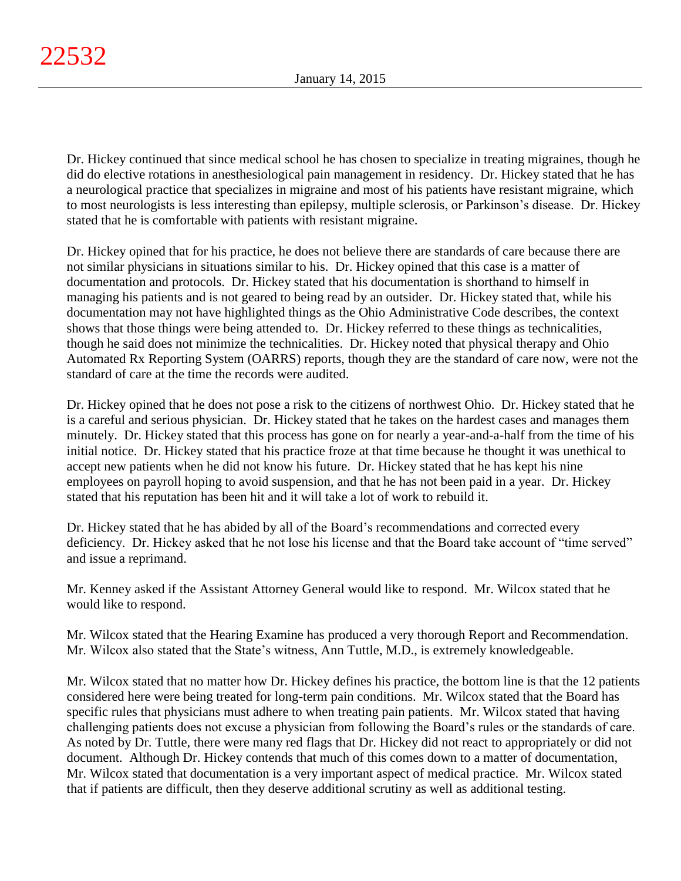Dr. Hickey continued that since medical school he has chosen to specialize in treating migraines, though he did do elective rotations in anesthesiological pain management in residency. Dr. Hickey stated that he has a neurological practice that specializes in migraine and most of his patients have resistant migraine, which to most neurologists is less interesting than epilepsy, multiple sclerosis, or Parkinson's disease. Dr. Hickey stated that he is comfortable with patients with resistant migraine.

Dr. Hickey opined that for his practice, he does not believe there are standards of care because there are not similar physicians in situations similar to his. Dr. Hickey opined that this case is a matter of documentation and protocols. Dr. Hickey stated that his documentation is shorthand to himself in managing his patients and is not geared to being read by an outsider. Dr. Hickey stated that, while his documentation may not have highlighted things as the Ohio Administrative Code describes, the context shows that those things were being attended to. Dr. Hickey referred to these things as technicalities, though he said does not minimize the technicalities. Dr. Hickey noted that physical therapy and Ohio Automated Rx Reporting System (OARRS) reports, though they are the standard of care now, were not the standard of care at the time the records were audited.

Dr. Hickey opined that he does not pose a risk to the citizens of northwest Ohio. Dr. Hickey stated that he is a careful and serious physician. Dr. Hickey stated that he takes on the hardest cases and manages them minutely. Dr. Hickey stated that this process has gone on for nearly a year-and-a-half from the time of his initial notice. Dr. Hickey stated that his practice froze at that time because he thought it was unethical to accept new patients when he did not know his future. Dr. Hickey stated that he has kept his nine employees on payroll hoping to avoid suspension, and that he has not been paid in a year. Dr. Hickey stated that his reputation has been hit and it will take a lot of work to rebuild it.

Dr. Hickey stated that he has abided by all of the Board's recommendations and corrected every deficiency. Dr. Hickey asked that he not lose his license and that the Board take account of "time served" and issue a reprimand.

Mr. Kenney asked if the Assistant Attorney General would like to respond. Mr. Wilcox stated that he would like to respond.

Mr. Wilcox stated that the Hearing Examine has produced a very thorough Report and Recommendation. Mr. Wilcox also stated that the State's witness, Ann Tuttle, M.D., is extremely knowledgeable.

Mr. Wilcox stated that no matter how Dr. Hickey defines his practice, the bottom line is that the 12 patients considered here were being treated for long-term pain conditions. Mr. Wilcox stated that the Board has specific rules that physicians must adhere to when treating pain patients. Mr. Wilcox stated that having challenging patients does not excuse a physician from following the Board's rules or the standards of care. As noted by Dr. Tuttle, there were many red flags that Dr. Hickey did not react to appropriately or did not document. Although Dr. Hickey contends that much of this comes down to a matter of documentation, Mr. Wilcox stated that documentation is a very important aspect of medical practice. Mr. Wilcox stated that if patients are difficult, then they deserve additional scrutiny as well as additional testing.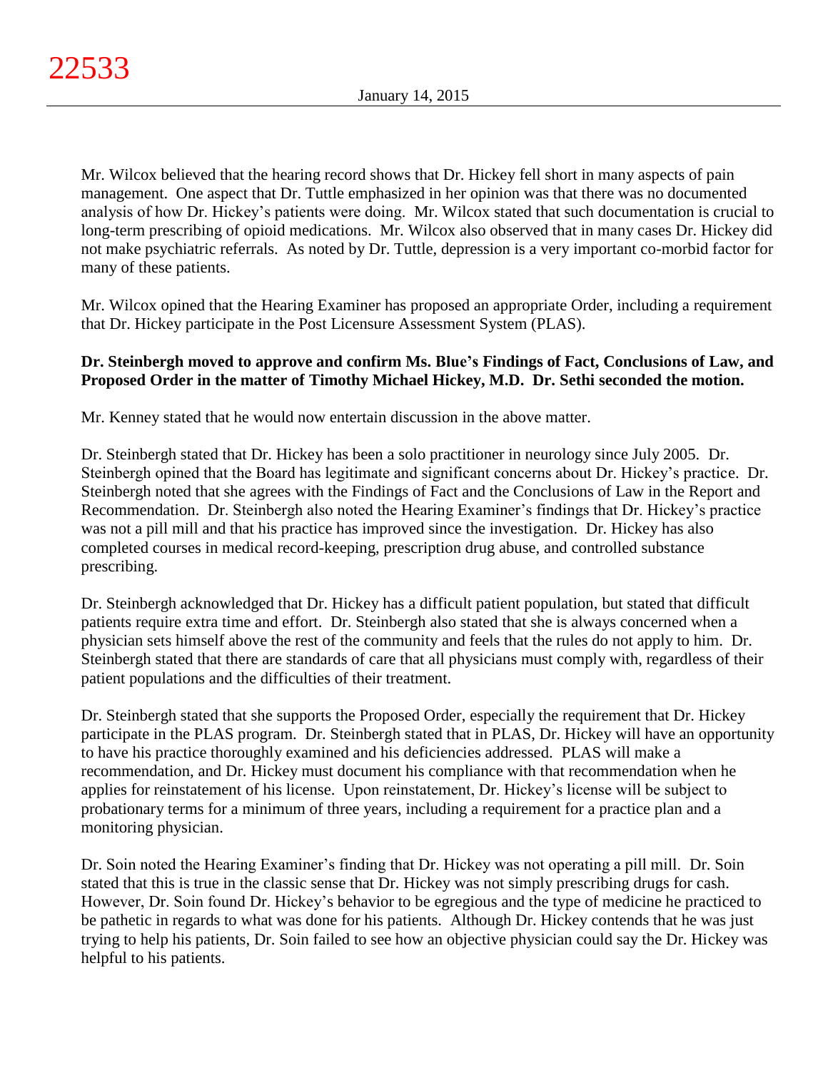Mr. Wilcox believed that the hearing record shows that Dr. Hickey fell short in many aspects of pain management. One aspect that Dr. Tuttle emphasized in her opinion was that there was no documented analysis of how Dr. Hickey's patients were doing. Mr. Wilcox stated that such documentation is crucial to long-term prescribing of opioid medications. Mr. Wilcox also observed that in many cases Dr. Hickey did not make psychiatric referrals. As noted by Dr. Tuttle, depression is a very important co-morbid factor for many of these patients.

Mr. Wilcox opined that the Hearing Examiner has proposed an appropriate Order, including a requirement that Dr. Hickey participate in the Post Licensure Assessment System (PLAS).

**Dr. Steinbergh moved to approve and confirm Ms. Blue's Findings of Fact, Conclusions of Law, and Proposed Order in the matter of Timothy Michael Hickey, M.D. Dr. Sethi seconded the motion.**

Mr. Kenney stated that he would now entertain discussion in the above matter.

Dr. Steinbergh stated that Dr. Hickey has been a solo practitioner in neurology since July 2005. Dr. Steinbergh opined that the Board has legitimate and significant concerns about Dr. Hickey's practice. Dr. Steinbergh noted that she agrees with the Findings of Fact and the Conclusions of Law in the Report and Recommendation. Dr. Steinbergh also noted the Hearing Examiner's findings that Dr. Hickey's practice was not a pill mill and that his practice has improved since the investigation. Dr. Hickey has also completed courses in medical record-keeping, prescription drug abuse, and controlled substance prescribing.

Dr. Steinbergh acknowledged that Dr. Hickey has a difficult patient population, but stated that difficult patients require extra time and effort. Dr. Steinbergh also stated that she is always concerned when a physician sets himself above the rest of the community and feels that the rules do not apply to him. Dr. Steinbergh stated that there are standards of care that all physicians must comply with, regardless of their patient populations and the difficulties of their treatment.

Dr. Steinbergh stated that she supports the Proposed Order, especially the requirement that Dr. Hickey participate in the PLAS program. Dr. Steinbergh stated that in PLAS, Dr. Hickey will have an opportunity to have his practice thoroughly examined and his deficiencies addressed. PLAS will make a recommendation, and Dr. Hickey must document his compliance with that recommendation when he applies for reinstatement of his license. Upon reinstatement, Dr. Hickey's license will be subject to probationary terms for a minimum of three years, including a requirement for a practice plan and a monitoring physician.

Dr. Soin noted the Hearing Examiner's finding that Dr. Hickey was not operating a pill mill. Dr. Soin stated that this is true in the classic sense that Dr. Hickey was not simply prescribing drugs for cash. However, Dr. Soin found Dr. Hickey's behavior to be egregious and the type of medicine he practiced to be pathetic in regards to what was done for his patients. Although Dr. Hickey contends that he was just trying to help his patients, Dr. Soin failed to see how an objective physician could say the Dr. Hickey was helpful to his patients.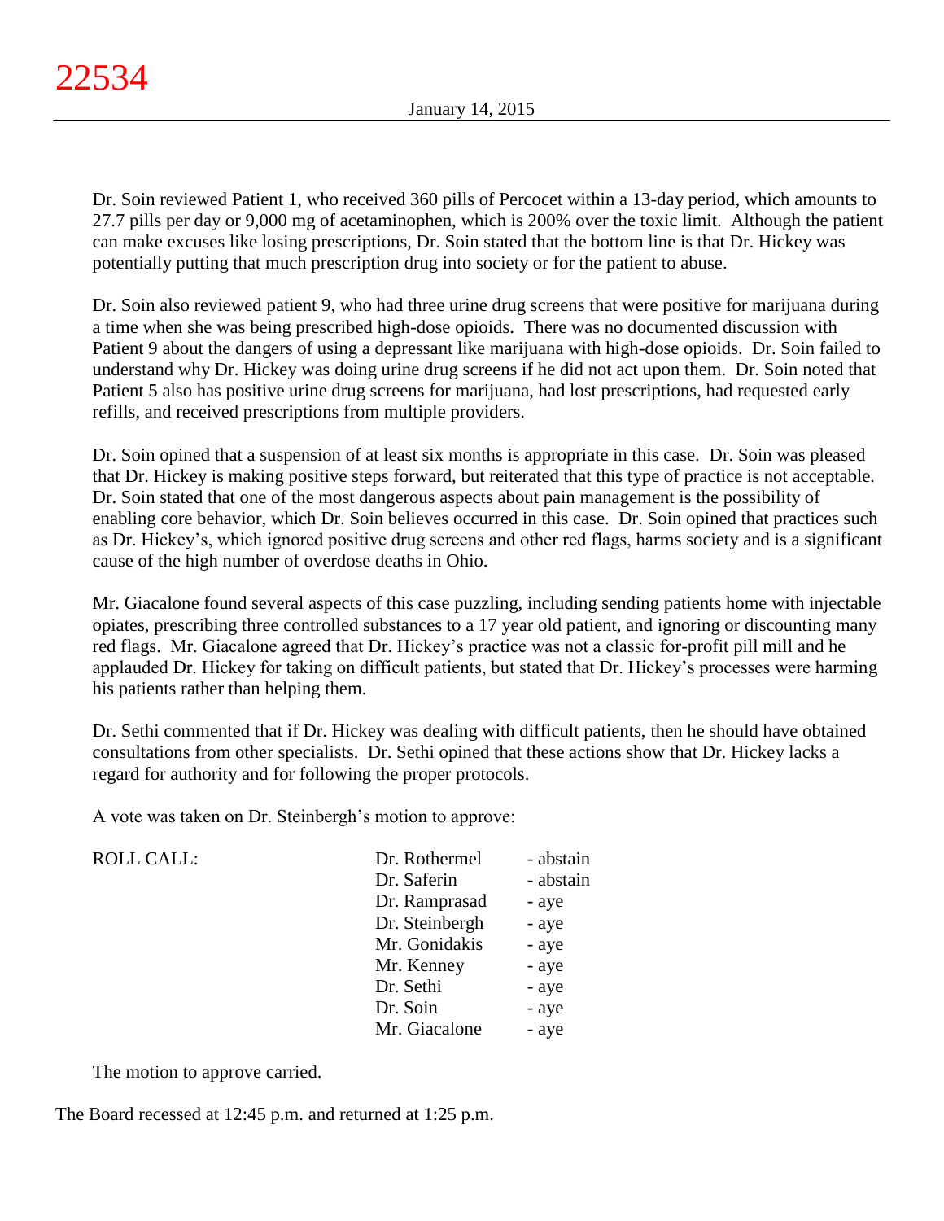Dr. Soin reviewed Patient 1, who received 360 pills of Percocet within a 13-day period, which amounts to 27.7 pills per day or 9,000 mg of acetaminophen, which is 200% over the toxic limit. Although the patient can make excuses like losing prescriptions, Dr. Soin stated that the bottom line is that Dr. Hickey was potentially putting that much prescription drug into society or for the patient to abuse.

Dr. Soin also reviewed patient 9, who had three urine drug screens that were positive for marijuana during a time when she was being prescribed high-dose opioids. There was no documented discussion with Patient 9 about the dangers of using a depressant like marijuana with high-dose opioids. Dr. Soin failed to understand why Dr. Hickey was doing urine drug screens if he did not act upon them. Dr. Soin noted that Patient 5 also has positive urine drug screens for marijuana, had lost prescriptions, had requested early refills, and received prescriptions from multiple providers.

Dr. Soin opined that a suspension of at least six months is appropriate in this case. Dr. Soin was pleased that Dr. Hickey is making positive steps forward, but reiterated that this type of practice is not acceptable. Dr. Soin stated that one of the most dangerous aspects about pain management is the possibility of enabling core behavior, which Dr. Soin believes occurred in this case. Dr. Soin opined that practices such as Dr. Hickey's, which ignored positive drug screens and other red flags, harms society and is a significant cause of the high number of overdose deaths in Ohio.

Mr. Giacalone found several aspects of this case puzzling, including sending patients home with injectable opiates, prescribing three controlled substances to a 17 year old patient, and ignoring or discounting many red flags. Mr. Giacalone agreed that Dr. Hickey's practice was not a classic for-profit pill mill and he applauded Dr. Hickey for taking on difficult patients, but stated that Dr. Hickey's processes were harming his patients rather than helping them.

Dr. Sethi commented that if Dr. Hickey was dealing with difficult patients, then he should have obtained consultations from other specialists. Dr. Sethi opined that these actions show that Dr. Hickey lacks a regard for authority and for following the proper protocols.

A vote was taken on Dr. Steinbergh's motion to approve:

| ROLL CALL: | Dr. Rothermel | - abstain |
|---|---|---|
| | Dr. Saferin | - abstain |
| | Dr. Ramprasad | - aye |
| | Dr. Steinbergh | - aye |
| | Mr. Gonidakis | - aye |
| | Mr. Kenney | - aye |
| | Dr. Sethi | - aye |
| | Dr. Soin | - aye |
| | Mr. Giacalone | - aye |

The motion to approve carried.

The Board recessed at 12:45 p.m. and returned at 1:25 p.m.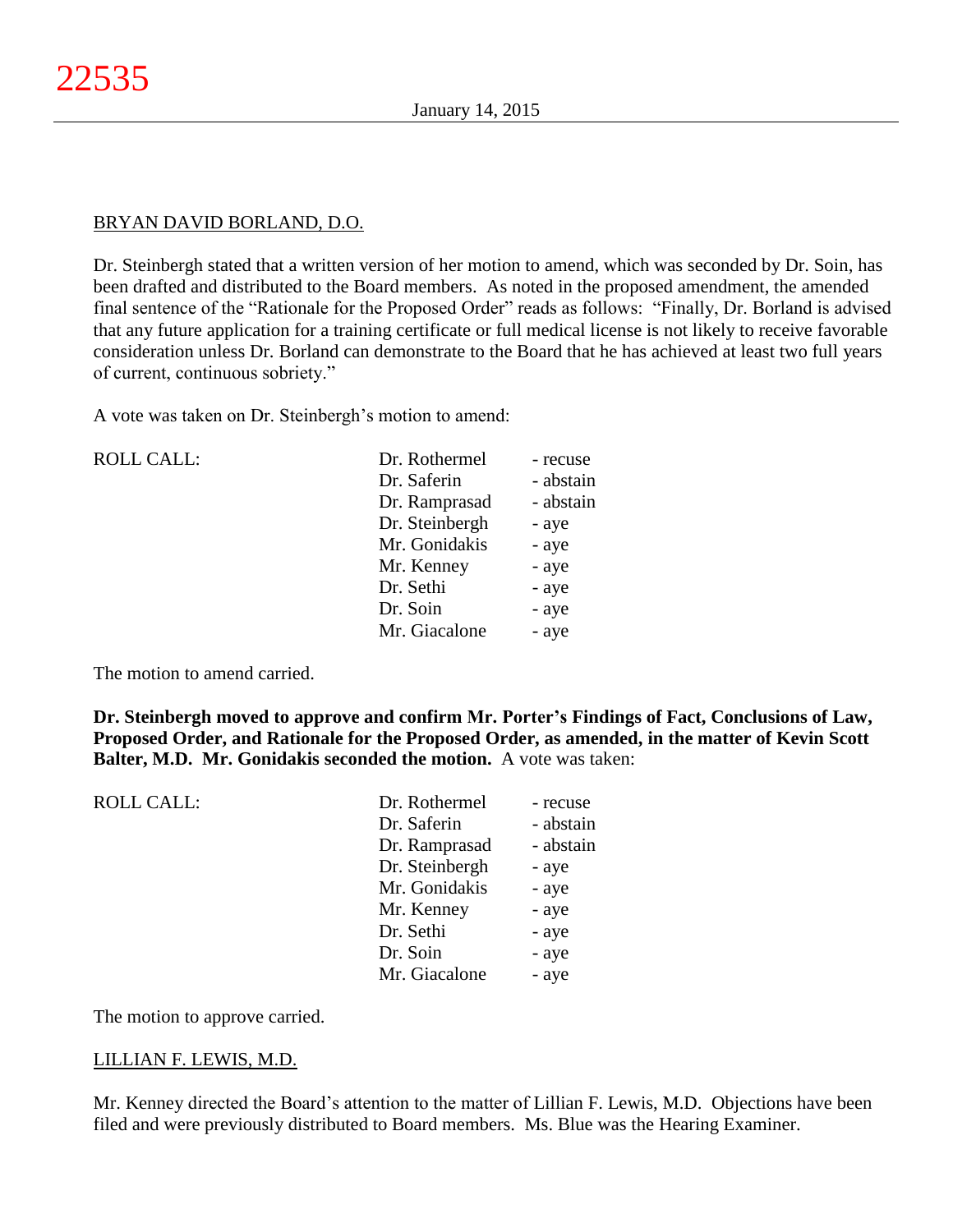BRYAN DAVID BORLAND, D.O.

Dr. Steinbergh stated that a written version of her motion to amend, which was seconded by Dr. Soin, has been drafted and distributed to the Board members. As noted in the proposed amendment, the amended final sentence of the "Rationale for the Proposed Order" reads as follows: "Finally, Dr. Borland is advised that any future application for a training certificate or full medical license is not likely to receive favorable consideration unless Dr. Borland can demonstrate to the Board that he has achieved at least two full years of current, continuous sobriety."

A vote was taken on Dr. Steinbergh's motion to amend:

| ROLL CALL: | | |
|---|---|---|
| | Dr. Rothermel | - recuse |
| | Dr. Saferin | - abstain |
| | Dr. Ramprasad | - abstain |
| | Dr. Steinbergh | - aye |
| | Mr. Gonidakis | - aye |
| | Mr. Kenney | - aye |
| | Dr. Sethi | - aye |
| | Dr. Soin | - aye |
| | Mr. Giacalone | - aye |

The motion to amend carried.

**Dr. Steinbergh moved to approve and confirm Mr. Porter's Findings of Fact, Conclusions of Law, Proposed Order, and Rationale for the Proposed Order, as amended, in the matter of Kevin Scott Balter, M.D. Mr. Gonidakis seconded the motion.** A vote was taken:

| ROLL CALL: | | |
|---|---|---|
| | Dr. Rothermel | - recuse |
| | Dr. Saferin | - abstain |
| | Dr. Ramprasad | - abstain |
| | Dr. Steinbergh | - aye |
| | Mr. Gonidakis | - aye |
| | Mr. Kenney | - aye |
| | Dr. Sethi | - aye |
| | Dr. Soin | - aye |
| | Mr. Giacalone | - aye |

The motion to approve carried.

LILLIAN F. LEWIS, M.D.

Mr. Kenney directed the Board's attention to the matter of Lillian F. Lewis, M.D. Objections have been filed and were previously distributed to Board members. Ms. Blue was the Hearing Examiner.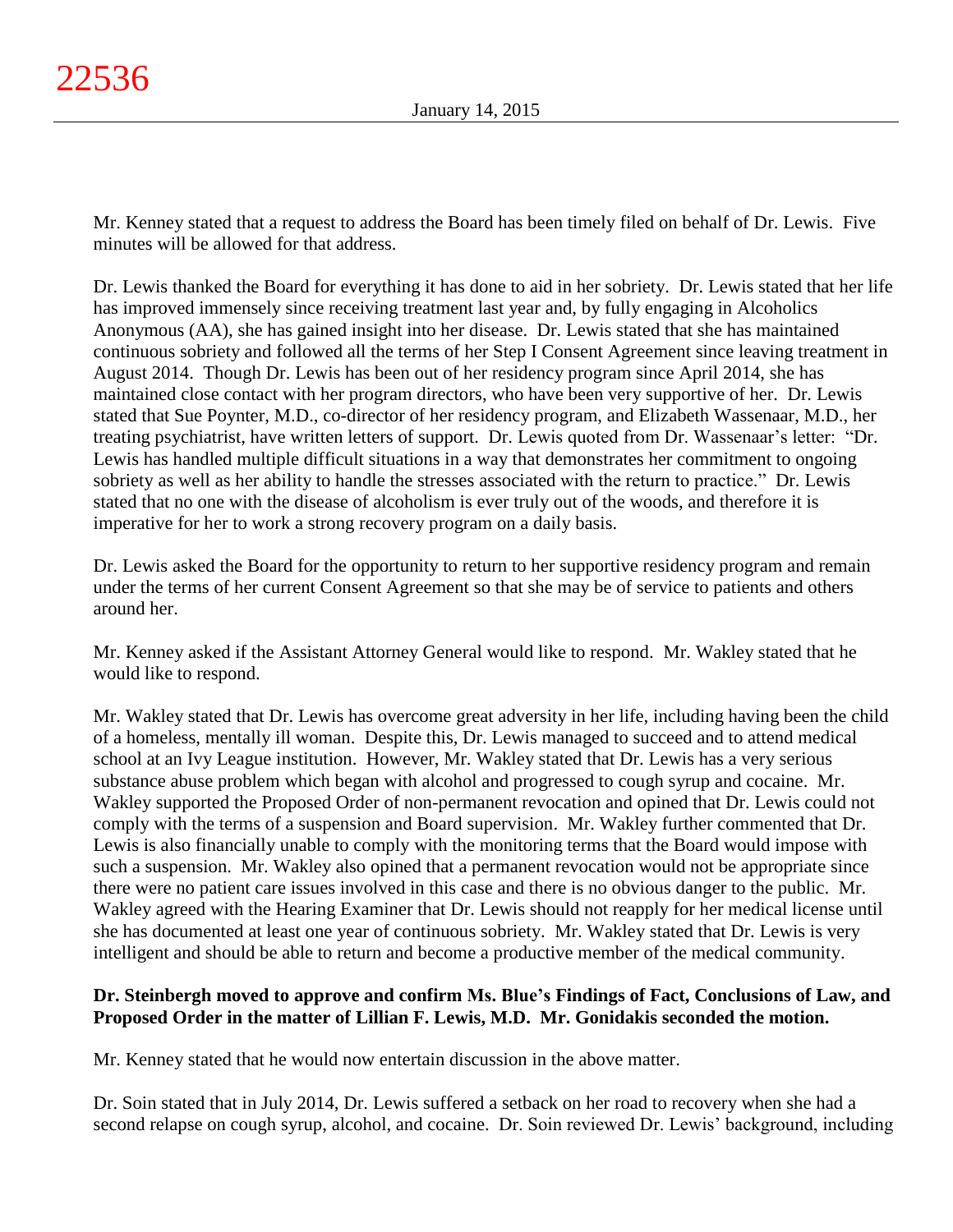Mr. Kenney stated that a request to address the Board has been timely filed on behalf of Dr. Lewis. Five minutes will be allowed for that address.

Dr. Lewis thanked the Board for everything it has done to aid in her sobriety. Dr. Lewis stated that her life has improved immensely since receiving treatment last year and, by fully engaging in Alcoholics Anonymous (AA), she has gained insight into her disease. Dr. Lewis stated that she has maintained continuous sobriety and followed all the terms of her Step I Consent Agreement since leaving treatment in August 2014. Though Dr. Lewis has been out of her residency program since April 2014, she has maintained close contact with her program directors, who have been very supportive of her. Dr. Lewis stated that Sue Poynter, M.D., co-director of her residency program, and Elizabeth Wassenaar, M.D., her treating psychiatrist, have written letters of support. Dr. Lewis quoted from Dr. Wassenaar's letter: "Dr. Lewis has handled multiple difficult situations in a way that demonstrates her commitment to ongoing sobriety as well as her ability to handle the stresses associated with the return to practice." Dr. Lewis stated that no one with the disease of alcoholism is ever truly out of the woods, and therefore it is imperative for her to work a strong recovery program on a daily basis.

Dr. Lewis asked the Board for the opportunity to return to her supportive residency program and remain under the terms of her current Consent Agreement so that she may be of service to patients and others around her.

Mr. Kenney asked if the Assistant Attorney General would like to respond. Mr. Wakley stated that he would like to respond.

Mr. Wakley stated that Dr. Lewis has overcome great adversity in her life, including having been the child of a homeless, mentally ill woman. Despite this, Dr. Lewis managed to succeed and to attend medical school at an Ivy League institution. However, Mr. Wakley stated that Dr. Lewis has a very serious substance abuse problem which began with alcohol and progressed to cough syrup and cocaine. Mr. Wakley supported the Proposed Order of non-permanent revocation and opined that Dr. Lewis could not comply with the terms of a suspension and Board supervision. Mr. Wakley further commented that Dr. Lewis is also financially unable to comply with the monitoring terms that the Board would impose with such a suspension. Mr. Wakley also opined that a permanent revocation would not be appropriate since there were no patient care issues involved in this case and there is no obvious danger to the public. Mr. Wakley agreed with the Hearing Examiner that Dr. Lewis should not reapply for her medical license until she has documented at least one year of continuous sobriety. Mr. Wakley stated that Dr. Lewis is very intelligent and should be able to return and become a productive member of the medical community.

**Dr. Steinbergh moved to approve and confirm Ms. Blue's Findings of Fact, Conclusions of Law, and Proposed Order in the matter of Lillian F. Lewis, M.D. Mr. Gonidakis seconded the motion.**

Mr. Kenney stated that he would now entertain discussion in the above matter.

Dr. Soin stated that in July 2014, Dr. Lewis suffered a setback on her road to recovery when she had a second relapse on cough syrup, alcohol, and cocaine. Dr. Soin reviewed Dr. Lewis' background, including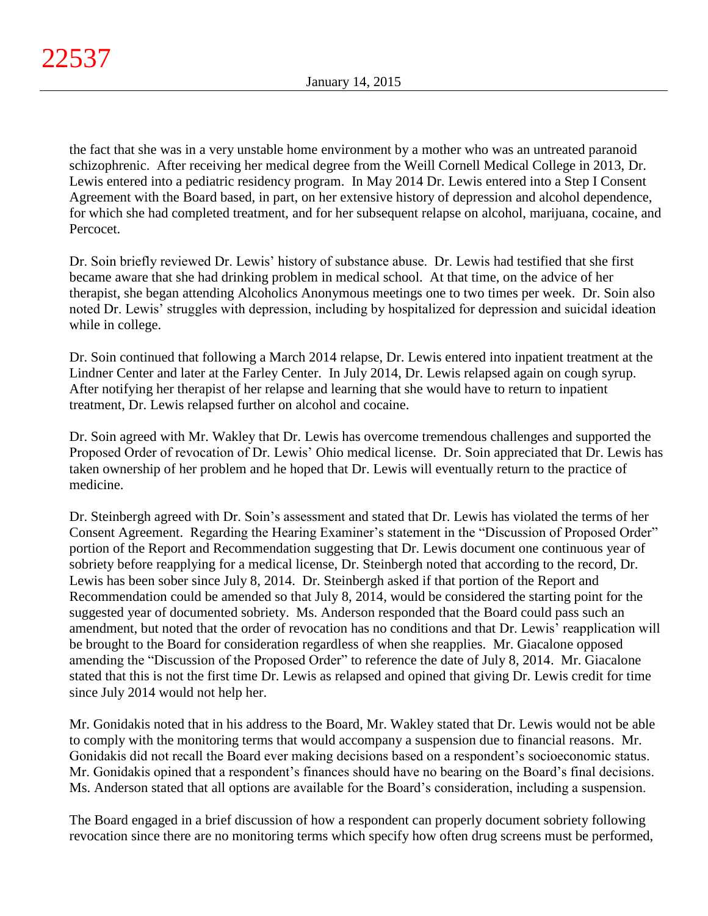the fact that she was in a very unstable home environment by a mother who was an untreated paranoid schizophrenic. After receiving her medical degree from the Weill Cornell Medical College in 2013, Dr. Lewis entered into a pediatric residency program. In May 2014 Dr. Lewis entered into a Step I Consent Agreement with the Board based, in part, on her extensive history of depression and alcohol dependence, for which she had completed treatment, and for her subsequent relapse on alcohol, marijuana, cocaine, and Percocet.

Dr. Soin briefly reviewed Dr. Lewis' history of substance abuse. Dr. Lewis had testified that she first became aware that she had drinking problem in medical school. At that time, on the advice of her therapist, she began attending Alcoholics Anonymous meetings one to two times per week. Dr. Soin also noted Dr. Lewis' struggles with depression, including by hospitalized for depression and suicidal ideation while in college.

Dr. Soin continued that following a March 2014 relapse, Dr. Lewis entered into inpatient treatment at the Lindner Center and later at the Farley Center. In July 2014, Dr. Lewis relapsed again on cough syrup. After notifying her therapist of her relapse and learning that she would have to return to inpatient treatment, Dr. Lewis relapsed further on alcohol and cocaine.

Dr. Soin agreed with Mr. Wakley that Dr. Lewis has overcome tremendous challenges and supported the Proposed Order of revocation of Dr. Lewis' Ohio medical license. Dr. Soin appreciated that Dr. Lewis has taken ownership of her problem and he hoped that Dr. Lewis will eventually return to the practice of medicine.

Dr. Steinbergh agreed with Dr. Soin's assessment and stated that Dr. Lewis has violated the terms of her Consent Agreement. Regarding the Hearing Examiner's statement in the "Discussion of Proposed Order" portion of the Report and Recommendation suggesting that Dr. Lewis document one continuous year of sobriety before reapplying for a medical license, Dr. Steinbergh noted that according to the record, Dr. Lewis has been sober since July 8, 2014. Dr. Steinbergh asked if that portion of the Report and Recommendation could be amended so that July 8, 2014, would be considered the starting point for the suggested year of documented sobriety. Ms. Anderson responded that the Board could pass such an amendment, but noted that the order of revocation has no conditions and that Dr. Lewis' reapplication will be brought to the Board for consideration regardless of when she reapplies. Mr. Giacalone opposed amending the "Discussion of the Proposed Order" to reference the date of July 8, 2014. Mr. Giacalone stated that this is not the first time Dr. Lewis as relapsed and opined that giving Dr. Lewis credit for time since July 2014 would not help her.

Mr. Gonidakis noted that in his address to the Board, Mr. Wakley stated that Dr. Lewis would not be able to comply with the monitoring terms that would accompany a suspension due to financial reasons. Mr. Gonidakis did not recall the Board ever making decisions based on a respondent's socioeconomic status. Mr. Gonidakis opined that a respondent's finances should have no bearing on the Board's final decisions. Ms. Anderson stated that all options are available for the Board's consideration, including a suspension.

The Board engaged in a brief discussion of how a respondent can properly document sobriety following revocation since there are no monitoring terms which specify how often drug screens must be performed,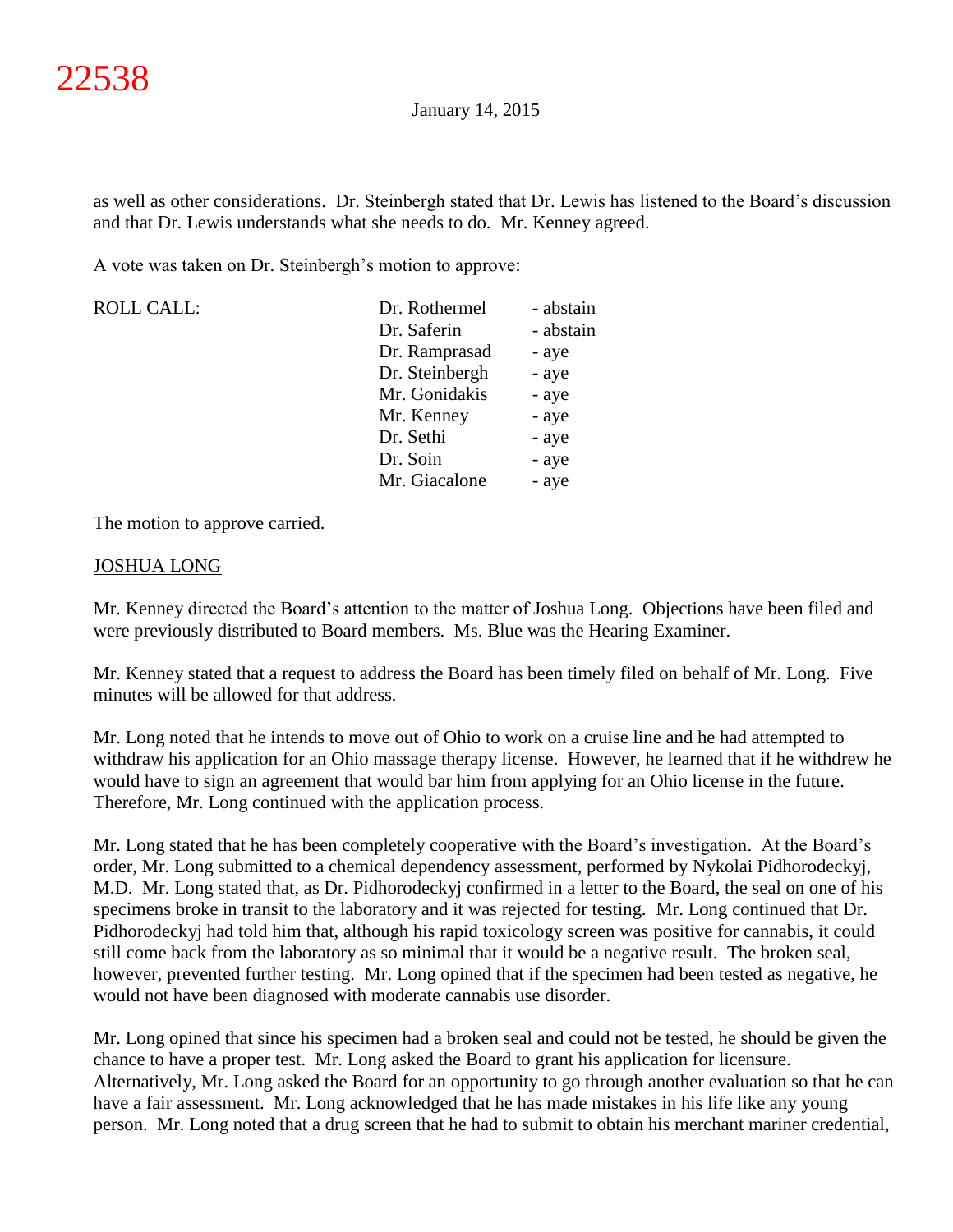as well as other considerations. Dr. Steinbergh stated that Dr. Lewis has listened to the Board's discussion and that Dr. Lewis understands what she needs to do. Mr. Kenney agreed.

A vote was taken on Dr. Steinbergh's motion to approve:

| ROLL CALL: | | |
|---|---|---|
| | Dr. Rothermel | - abstain |
| | Dr. Saferin | - abstain |
| | Dr. Ramprasad | - aye |
| | Dr. Steinbergh | - aye |
| | Mr. Gonidakis | - aye |
| | Mr. Kenney | - aye |
| | Dr. Sethi | - aye |
| | Dr. Soin | - aye |
| | Mr. Giacalone | - aye |

The motion to approve carried.

JOSHUA LONG

Mr. Kenney directed the Board's attention to the matter of Joshua Long. Objections have been filed and were previously distributed to Board members. Ms. Blue was the Hearing Examiner.

Mr. Kenney stated that a request to address the Board has been timely filed on behalf of Mr. Long. Five minutes will be allowed for that address.

Mr. Long noted that he intends to move out of Ohio to work on a cruise line and he had attempted to withdraw his application for an Ohio massage therapy license. However, he learned that if he withdrew he would have to sign an agreement that would bar him from applying for an Ohio license in the future. Therefore, Mr. Long continued with the application process.

Mr. Long stated that he has been completely cooperative with the Board's investigation. At the Board's order, Mr. Long submitted to a chemical dependency assessment, performed by Nykolai Pidhorodeckyj, M.D. Mr. Long stated that, as Dr. Pidhorodeckyj confirmed in a letter to the Board, the seal on one of his specimens broke in transit to the laboratory and it was rejected for testing. Mr. Long continued that Dr. Pidhorodeckyj had told him that, although his rapid toxicology screen was positive for cannabis, it could still come back from the laboratory as so minimal that it would be a negative result. The broken seal, however, prevented further testing. Mr. Long opined that if the specimen had been tested as negative, he would not have been diagnosed with moderate cannabis use disorder.

Mr. Long opined that since his specimen had a broken seal and could not be tested, he should be given the chance to have a proper test. Mr. Long asked the Board to grant his application for licensure. Alternatively, Mr. Long asked the Board for an opportunity to go through another evaluation so that he can have a fair assessment. Mr. Long acknowledged that he has made mistakes in his life like any young person. Mr. Long noted that a drug screen that he had to submit to obtain his merchant mariner credential,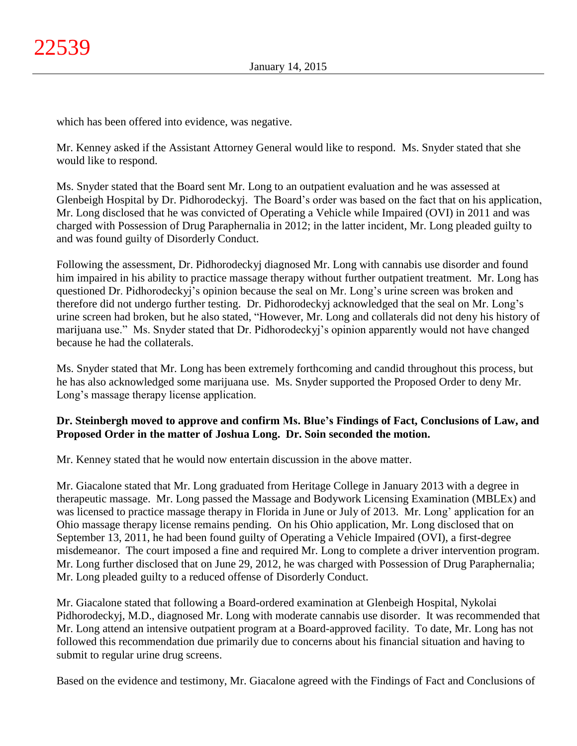which has been offered into evidence, was negative.

Mr. Kenney asked if the Assistant Attorney General would like to respond. Ms. Snyder stated that she would like to respond.

Ms. Snyder stated that the Board sent Mr. Long to an outpatient evaluation and he was assessed at Glenbeigh Hospital by Dr. Pidhorodeckyj. The Board's order was based on the fact that on his application, Mr. Long disclosed that he was convicted of Operating a Vehicle while Impaired (OVI) in 2011 and was charged with Possession of Drug Paraphernalia in 2012; in the latter incident, Mr. Long pleaded guilty to and was found guilty of Disorderly Conduct.

Following the assessment, Dr. Pidhorodeckyj diagnosed Mr. Long with cannabis use disorder and found him impaired in his ability to practice massage therapy without further outpatient treatment. Mr. Long has questioned Dr. Pidhorodeckyj's opinion because the seal on Mr. Long's urine screen was broken and therefore did not undergo further testing. Dr. Pidhorodeckyj acknowledged that the seal on Mr. Long's urine screen had broken, but he also stated, "However, Mr. Long and collaterals did not deny his history of marijuana use." Ms. Snyder stated that Dr. Pidhorodeckyj's opinion apparently would not have changed because he had the collaterals.

Ms. Snyder stated that Mr. Long has been extremely forthcoming and candid throughout this process, but he has also acknowledged some marijuana use. Ms. Snyder supported the Proposed Order to deny Mr. Long's massage therapy license application.

**Dr. Steinbergh moved to approve and confirm Ms. Blue's Findings of Fact, Conclusions of Law, and Proposed Order in the matter of Joshua Long. Dr. Soin seconded the motion.**

Mr. Kenney stated that he would now entertain discussion in the above matter.

Mr. Giacalone stated that Mr. Long graduated from Heritage College in January 2013 with a degree in therapeutic massage. Mr. Long passed the Massage and Bodywork Licensing Examination (MBLEx) and was licensed to practice massage therapy in Florida in June or July of 2013. Mr. Long' application for an Ohio massage therapy license remains pending. On his Ohio application, Mr. Long disclosed that on September 13, 2011, he had been found guilty of Operating a Vehicle Impaired (OVI), a first-degree misdemeanor. The court imposed a fine and required Mr. Long to complete a driver intervention program. Mr. Long further disclosed that on June 29, 2012, he was charged with Possession of Drug Paraphernalia; Mr. Long pleaded guilty to a reduced offense of Disorderly Conduct.

Mr. Giacalone stated that following a Board-ordered examination at Glenbeigh Hospital, Nykolai Pidhorodeckyj, M.D., diagnosed Mr. Long with moderate cannabis use disorder. It was recommended that Mr. Long attend an intensive outpatient program at a Board-approved facility. To date, Mr. Long has not followed this recommendation due primarily due to concerns about his financial situation and having to submit to regular urine drug screens.

Based on the evidence and testimony, Mr. Giacalone agreed with the Findings of Fact and Conclusions of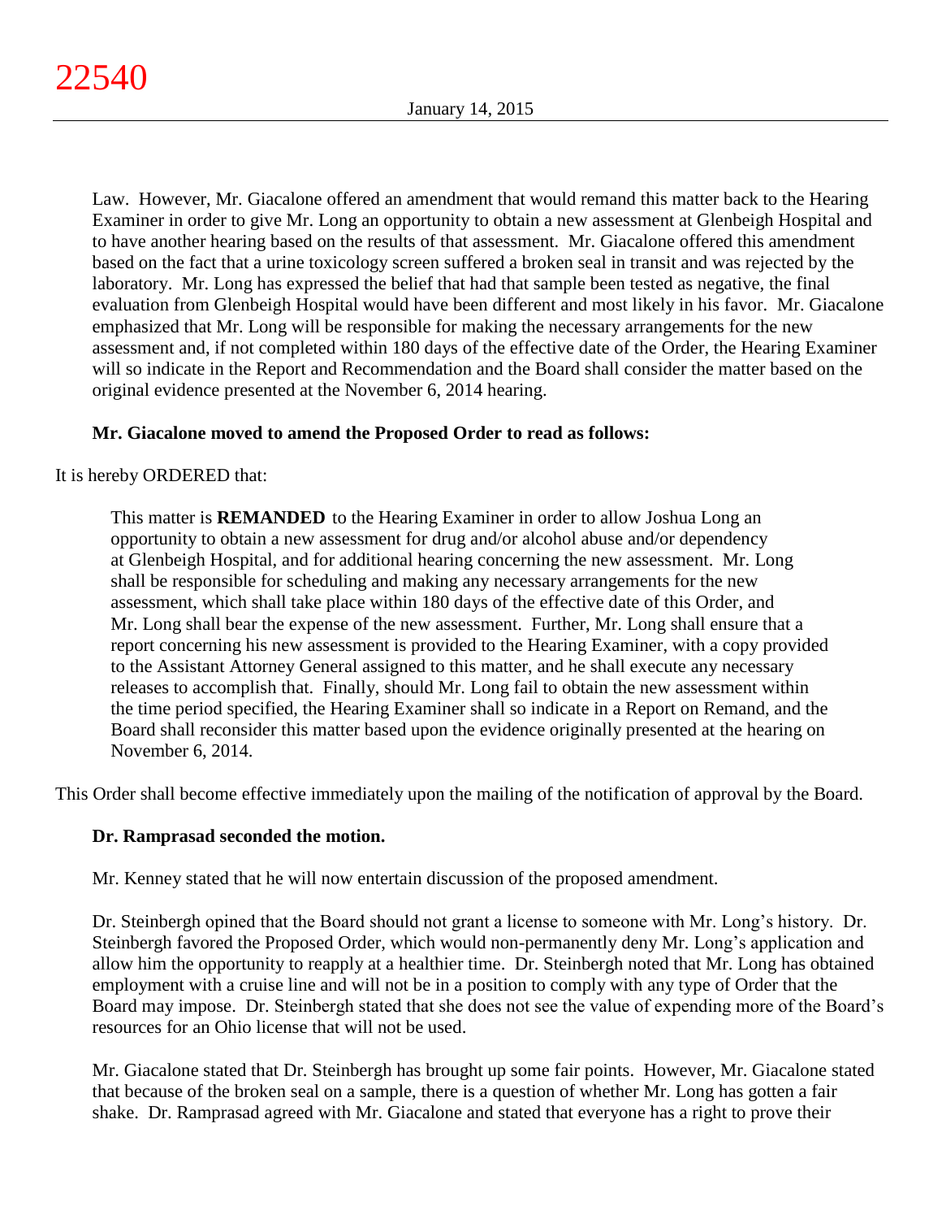Law. However, Mr. Giacalone offered an amendment that would remand this matter back to the Hearing Examiner in order to give Mr. Long an opportunity to obtain a new assessment at Glenbeigh Hospital and to have another hearing based on the results of that assessment. Mr. Giacalone offered this amendment based on the fact that a urine toxicology screen suffered a broken seal in transit and was rejected by the laboratory. Mr. Long has expressed the belief that had that sample been tested as negative, the final evaluation from Glenbeigh Hospital would have been different and most likely in his favor. Mr. Giacalone emphasized that Mr. Long will be responsible for making the necessary arrangements for the new assessment and, if not completed within 180 days of the effective date of the Order, the Hearing Examiner will so indicate in the Report and Recommendation and the Board shall consider the matter based on the original evidence presented at the November 6, 2014 hearing.

**Mr. Giacalone moved to amend the Proposed Order to read as follows:**

It is hereby ORDERED that:

> This matter is **REMANDED** to the Hearing Examiner in order to allow Joshua Long an opportunity to obtain a new assessment for drug and/or alcohol abuse and/or dependency at Glenbeigh Hospital, and for additional hearing concerning the new assessment. Mr. Long shall be responsible for scheduling and making any necessary arrangements for the new assessment, which shall take place within 180 days of the effective date of this Order, and Mr. Long shall bear the expense of the new assessment. Further, Mr. Long shall ensure that a report concerning his new assessment is provided to the Hearing Examiner, with a copy provided to the Assistant Attorney General assigned to this matter, and he shall execute any necessary releases to accomplish that. Finally, should Mr. Long fail to obtain the new assessment within the time period specified, the Hearing Examiner shall so indicate in a Report on Remand, and the Board shall reconsider this matter based upon the evidence originally presented at the hearing on November 6, 2014.

This Order shall become effective immediately upon the mailing of the notification of approval by the Board.

**Dr. Ramprasad seconded the motion.**

Mr. Kenney stated that he will now entertain discussion of the proposed amendment.

Dr. Steinbergh opined that the Board should not grant a license to someone with Mr. Long's history. Dr. Steinbergh favored the Proposed Order, which would non-permanently deny Mr. Long's application and allow him the opportunity to reapply at a healthier time. Dr. Steinbergh noted that Mr. Long has obtained employment with a cruise line and will not be in a position to comply with any type of Order that the Board may impose. Dr. Steinbergh stated that she does not see the value of expending more of the Board's resources for an Ohio license that will not be used.

Mr. Giacalone stated that Dr. Steinbergh has brought up some fair points. However, Mr. Giacalone stated that because of the broken seal on a sample, there is a question of whether Mr. Long has gotten a fair shake. Dr. Ramprasad agreed with Mr. Giacalone and stated that everyone has a right to prove their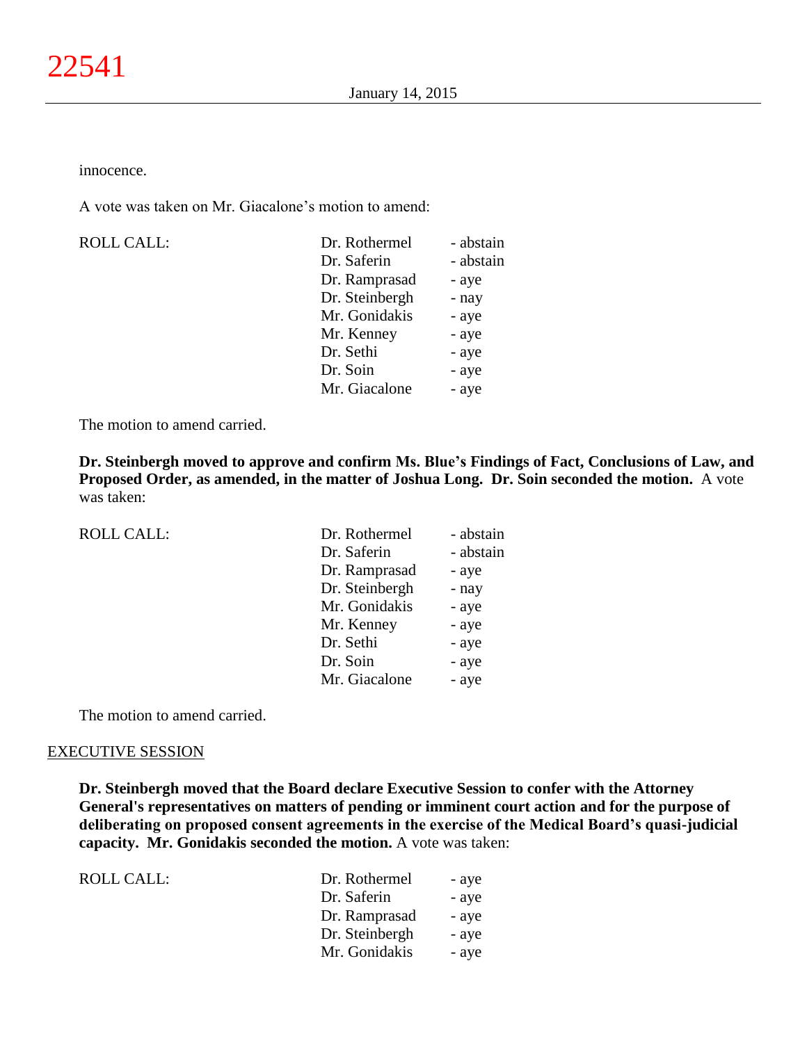innocence.

A vote was taken on Mr. Giacalone's motion to amend:

| ROLL CALL: | Dr. Rothermel | - abstain |
|---|---|---|
| | Dr. Saferin | - abstain |
| | Dr. Ramprasad | - aye |
| | Dr. Steinbergh | - nay |
| | Mr. Gonidakis | - aye |
| | Mr. Kenney | - aye |
| | Dr. Sethi | - aye |
| | Dr. Soin | - aye |
| | Mr. Giacalone | - aye |

The motion to amend carried.

**Dr. Steinbergh moved to approve and confirm Ms. Blue's Findings of Fact, Conclusions of Law, and Proposed Order, as amended, in the matter of Joshua Long. Dr. Soin seconded the motion.** A vote was taken:

| ROLL CALL: | Dr. Rothermel | - abstain |
|---|---|---|
| | Dr. Saferin | - abstain |
| | Dr. Ramprasad | - aye |
| | Dr. Steinbergh | - nay |
| | Mr. Gonidakis | - aye |
| | Mr. Kenney | - aye |
| | Dr. Sethi | - aye |
| | Dr. Soin | - aye |
| | Mr. Giacalone | - aye |

The motion to amend carried.

## EXECUTIVE SESSION

**Dr. Steinbergh moved that the Board declare Executive Session to confer with the Attorney General's representatives on matters of pending or imminent court action and for the purpose of deliberating on proposed consent agreements in the exercise of the Medical Board's quasi-judicial capacity. Mr. Gonidakis seconded the motion.** A vote was taken:

| ROLL CALL: | Dr. Rothermel | - aye |
|---|---|---|
| | Dr. Saferin | - aye |
| | Dr. Ramprasad | - aye |
| | Dr. Steinbergh | - aye |
| | Mr. Gonidakis | - aye |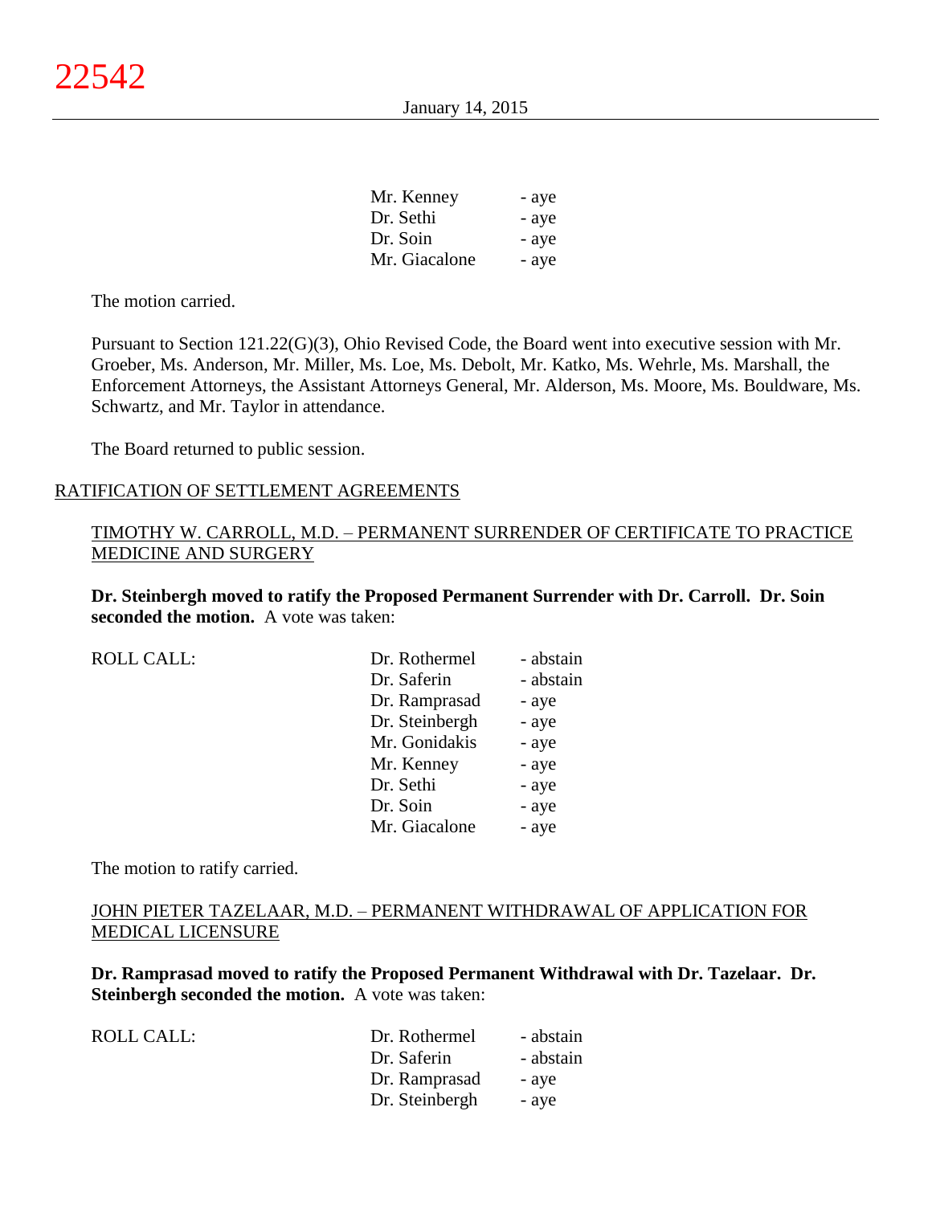| | |
|---|---|
| Mr. Kenney | - aye |
| Dr. Sethi | - aye |
| Dr. Soin | - aye |
| Mr. Giacalone | - aye |

The motion carried.

Pursuant to Section 121.22(G)(3), Ohio Revised Code, the Board went into executive session with Mr. Groeber, Ms. Anderson, Mr. Miller, Ms. Loe, Ms. Debolt, Mr. Katko, Ms. Wehrle, Ms. Marshall, the Enforcement Attorneys, the Assistant Attorneys General, Mr. Alderson, Ms. Moore, Ms. Bouldware, Ms. Schwartz, and Mr. Taylor in attendance.

The Board returned to public session.

RATIFICATION OF SETTLEMENT AGREEMENTS

TIMOTHY W. CARROLL, M.D. – PERMANENT SURRENDER OF CERTIFICATE TO PRACTICE MEDICINE AND SURGERY

**Dr. Steinbergh moved to ratify the Proposed Permanent Surrender with Dr. Carroll. Dr. Soin seconded the motion.** A vote was taken:

| ROLL CALL: | | |
|---|---|---|
| | Dr. Rothermel | - abstain |
| | Dr. Saferin | - abstain |
| | Dr. Ramprasad | - aye |
| | Dr. Steinbergh | - aye |
| | Mr. Gonidakis | - aye |
| | Mr. Kenney | - aye |
| | Dr. Sethi | - aye |
| | Dr. Soin | - aye |
| | Mr. Giacalone | - aye |

The motion to ratify carried.

JOHN PIETER TAZELAAR, M.D. – PERMANENT WITHDRAWAL OF APPLICATION FOR MEDICAL LICENSURE

**Dr. Ramprasad moved to ratify the Proposed Permanent Withdrawal with Dr. Tazelaar. Dr. Steinbergh seconded the motion.** A vote was taken:

| ROLL CALL: | | |
|---|---|---|
| | Dr. Rothermel | - abstain |
| | Dr. Saferin | - abstain |
| | Dr. Ramprasad | - aye |
| | Dr. Steinbergh | - aye |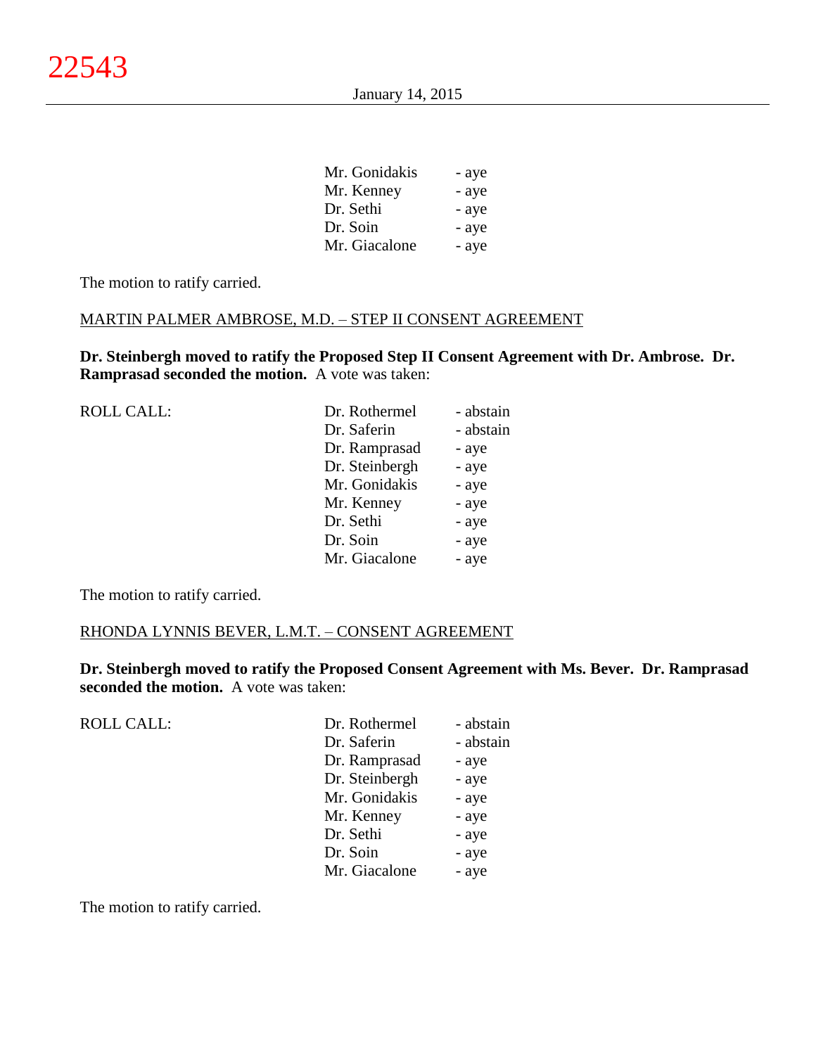| | | |
|---|---|---|
| | Mr. Gonidakis | - aye |
| | Mr. Kenney | - aye |
| | Dr. Sethi | - aye |
| | Dr. Soin | - aye |
| | Mr. Giacalone | - aye |

The motion to ratify carried.

MARTIN PALMER AMBROSE, M.D. – STEP II CONSENT AGREEMENT

**Dr. Steinbergh moved to ratify the Proposed Step II Consent Agreement with Dr. Ambrose. Dr. Ramprasad seconded the motion.** A vote was taken:

| | | |
|---|---|---|
| ROLL CALL: | Dr. Rothermel | - abstain |
| | Dr. Saferin | - abstain |
| | Dr. Ramprasad | - aye |
| | Dr. Steinbergh | - aye |
| | Mr. Gonidakis | - aye |
| | Mr. Kenney | - aye |
| | Dr. Sethi | - aye |
| | Dr. Soin | - aye |
| | Mr. Giacalone | - aye |

The motion to ratify carried.

RHONDA LYNNIS BEVER, L.M.T. – CONSENT AGREEMENT

**Dr. Steinbergh moved to ratify the Proposed Consent Agreement with Ms. Bever. Dr. Ramprasad seconded the motion.** A vote was taken:

| | | |
|---|---|---|
| ROLL CALL: | Dr. Rothermel | - abstain |
| | Dr. Saferin | - abstain |
| | Dr. Ramprasad | - aye |
| | Dr. Steinbergh | - aye |
| | Mr. Gonidakis | - aye |
| | Mr. Kenney | - aye |
| | Dr. Sethi | - aye |
| | Dr. Soin | - aye |
| | Mr. Giacalone | - aye |

The motion to ratify carried.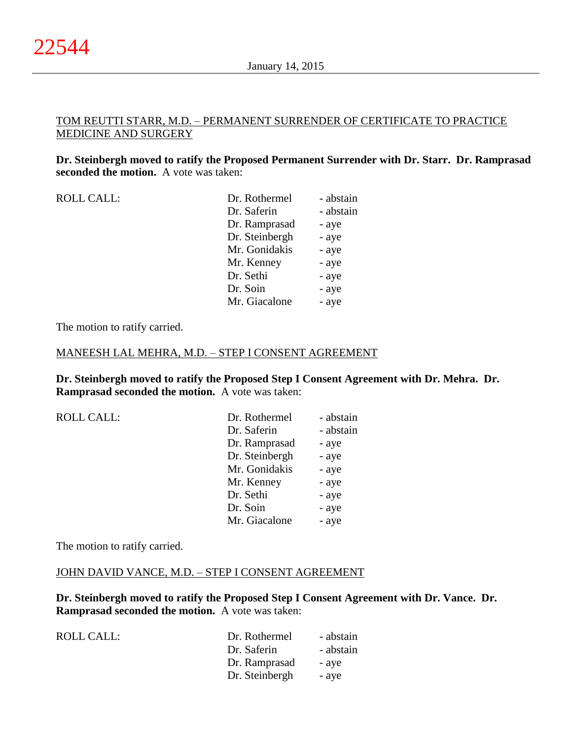TOM REUTTI STARR, M.D. – PERMANENT SURRENDER OF CERTIFICATE TO PRACTICE MEDICINE AND SURGERY

**Dr. Steinbergh moved to ratify the Proposed Permanent Surrender with Dr. Starr. Dr. Ramprasad seconded the motion.** A vote was taken:

| ROLL CALL: | Dr. Rothermel | - abstain |
|---|---|---|
| | Dr. Saferin | - abstain |
| | Dr. Ramprasad | - aye |
| | Dr. Steinbergh | - aye |
| | Mr. Gonidakis | - aye |
| | Mr. Kenney | - aye |
| | Dr. Sethi | - aye |
| | Dr. Soin | - aye |
| | Mr. Giacalone | - aye |

The motion to ratify carried.

MANEESH LAL MEHRA, M.D. – STEP I CONSENT AGREEMENT

**Dr. Steinbergh moved to ratify the Proposed Step I Consent Agreement with Dr. Mehra. Dr. Ramprasad seconded the motion.** A vote was taken:

| ROLL CALL: | Dr. Rothermel | - abstain |
|---|---|---|
| | Dr. Saferin | - abstain |
| | Dr. Ramprasad | - aye |
| | Dr. Steinbergh | - aye |
| | Mr. Gonidakis | - aye |
| | Mr. Kenney | - aye |
| | Dr. Sethi | - aye |
| | Dr. Soin | - aye |
| | Mr. Giacalone | - aye |

The motion to ratify carried.

JOHN DAVID VANCE, M.D. – STEP I CONSENT AGREEMENT

**Dr. Steinbergh moved to ratify the Proposed Step I Consent Agreement with Dr. Vance. Dr. Ramprasad seconded the motion.** A vote was taken:

| ROLL CALL: | Dr. Rothermel | - abstain |
|---|---|---|
| | Dr. Saferin | - abstain |
| | Dr. Ramprasad | - aye |
| | Dr. Steinbergh | - aye |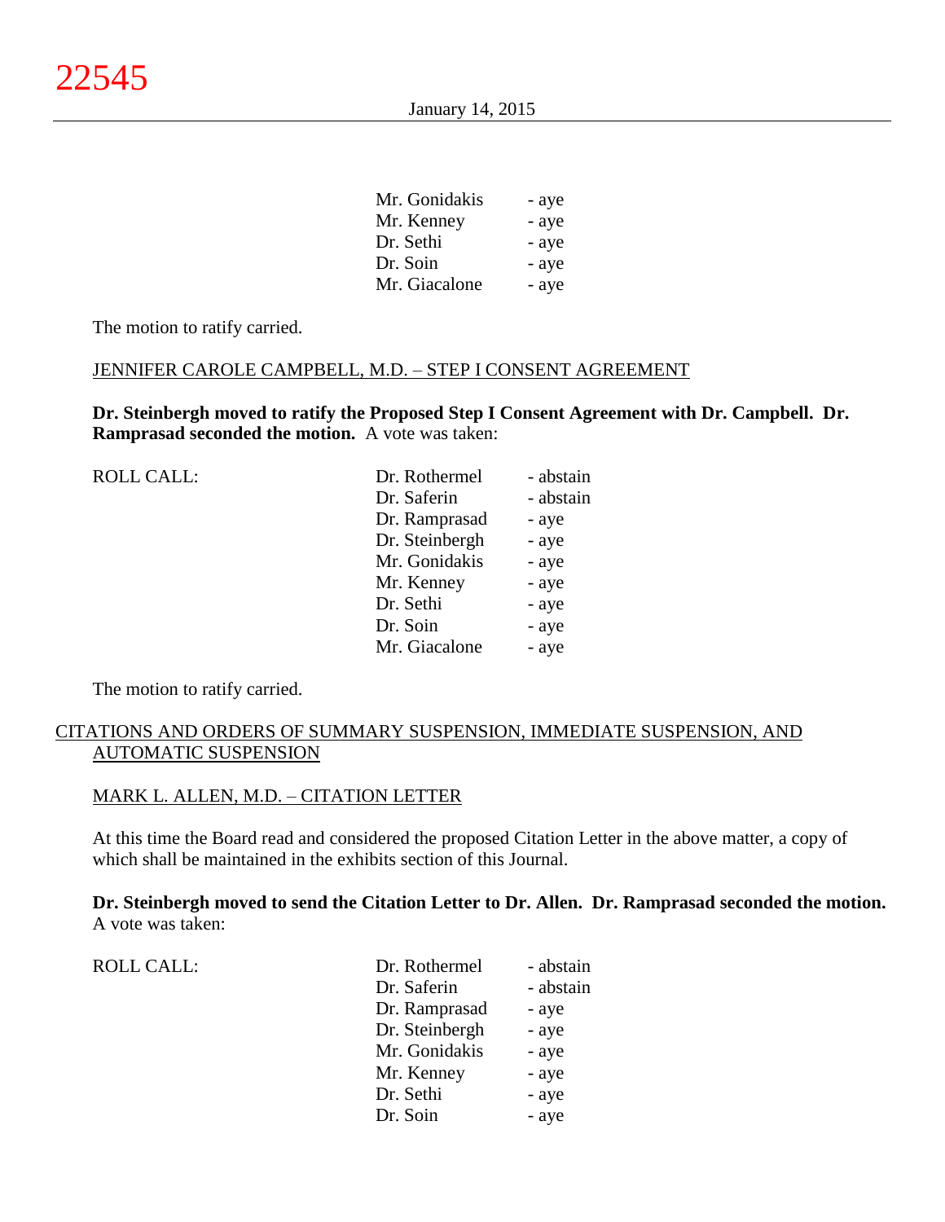| | | |
|---|---|---|
| | Mr. Gonidakis | - aye |
| | Mr. Kenney | - aye |
| | Dr. Sethi | - aye |
| | Dr. Soin | - aye |
| | Mr. Giacalone | - aye |

The motion to ratify carried.

JENNIFER CAROLE CAMPBELL, M.D. – STEP I CONSENT AGREEMENT

**Dr. Steinbergh moved to ratify the Proposed Step I Consent Agreement with Dr. Campbell. Dr. Ramprasad seconded the motion.** A vote was taken:

| | | |
|---|---|---|
| ROLL CALL: | Dr. Rothermel | - abstain |
| | Dr. Saferin | - abstain |
| | Dr. Ramprasad | - aye |
| | Dr. Steinbergh | - aye |
| | Mr. Gonidakis | - aye |
| | Mr. Kenney | - aye |
| | Dr. Sethi | - aye |
| | Dr. Soin | - aye |
| | Mr. Giacalone | - aye |

The motion to ratify carried.

CITATIONS AND ORDERS OF SUMMARY SUSPENSION, IMMEDIATE SUSPENSION, AND AUTOMATIC SUSPENSION

MARK L. ALLEN, M.D. – CITATION LETTER

At this time the Board read and considered the proposed Citation Letter in the above matter, a copy of which shall be maintained in the exhibits section of this Journal.

**Dr. Steinbergh moved to send the Citation Letter to Dr. Allen. Dr. Ramprasad seconded the motion.** A vote was taken:

| | | |
|---|---|---|
| ROLL CALL: | Dr. Rothermel | - abstain |
| | Dr. Saferin | - abstain |
| | Dr. Ramprasad | - aye |
| | Dr. Steinbergh | - aye |
| | Mr. Gonidakis | - aye |
| | Mr. Kenney | - aye |
| | Dr. Sethi | - aye |
| | Dr. Soin | - aye |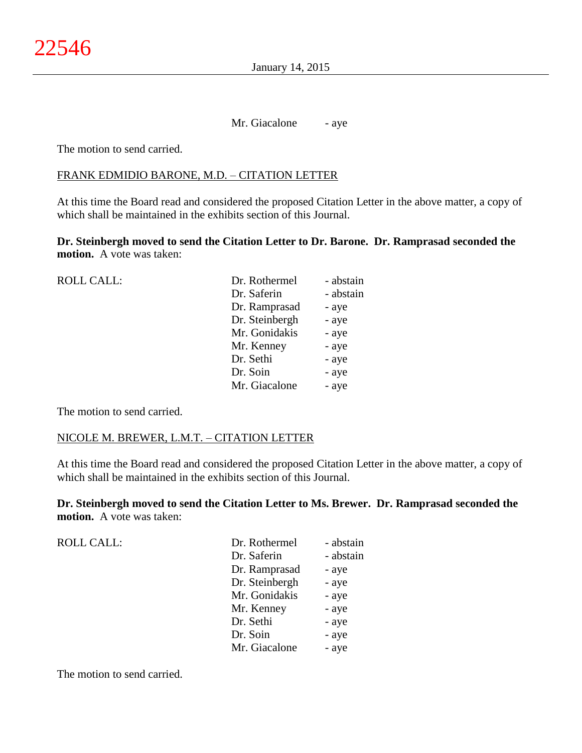Mr. Giacalone - aye

The motion to send carried.

FRANK EDMIDIO BARONE, M.D. – CITATION LETTER

At this time the Board read and considered the proposed Citation Letter in the above matter, a copy of which shall be maintained in the exhibits section of this Journal.

**Dr. Steinbergh moved to send the Citation Letter to Dr. Barone. Dr. Ramprasad seconded the motion.** A vote was taken:

| ROLL CALL: | | |
|---|---|---|
| | Dr. Rothermel | - abstain |
| | Dr. Saferin | - abstain |
| | Dr. Ramprasad | - aye |
| | Dr. Steinbergh | - aye |
| | Mr. Gonidakis | - aye |
| | Mr. Kenney | - aye |
| | Dr. Sethi | - aye |
| | Dr. Soin | - aye |
| | Mr. Giacalone | - aye |

The motion to send carried.

NICOLE M. BREWER, L.M.T. – CITATION LETTER

At this time the Board read and considered the proposed Citation Letter in the above matter, a copy of which shall be maintained in the exhibits section of this Journal.

**Dr. Steinbergh moved to send the Citation Letter to Ms. Brewer. Dr. Ramprasad seconded the motion.** A vote was taken:

| ROLL CALL: | | |
|---|---|---|
| | Dr. Rothermel | - abstain |
| | Dr. Saferin | - abstain |
| | Dr. Ramprasad | - aye |
| | Dr. Steinbergh | - aye |
| | Mr. Gonidakis | - aye |
| | Mr. Kenney | - aye |
| | Dr. Sethi | - aye |
| | Dr. Soin | - aye |
| | Mr. Giacalone | - aye |

The motion to send carried.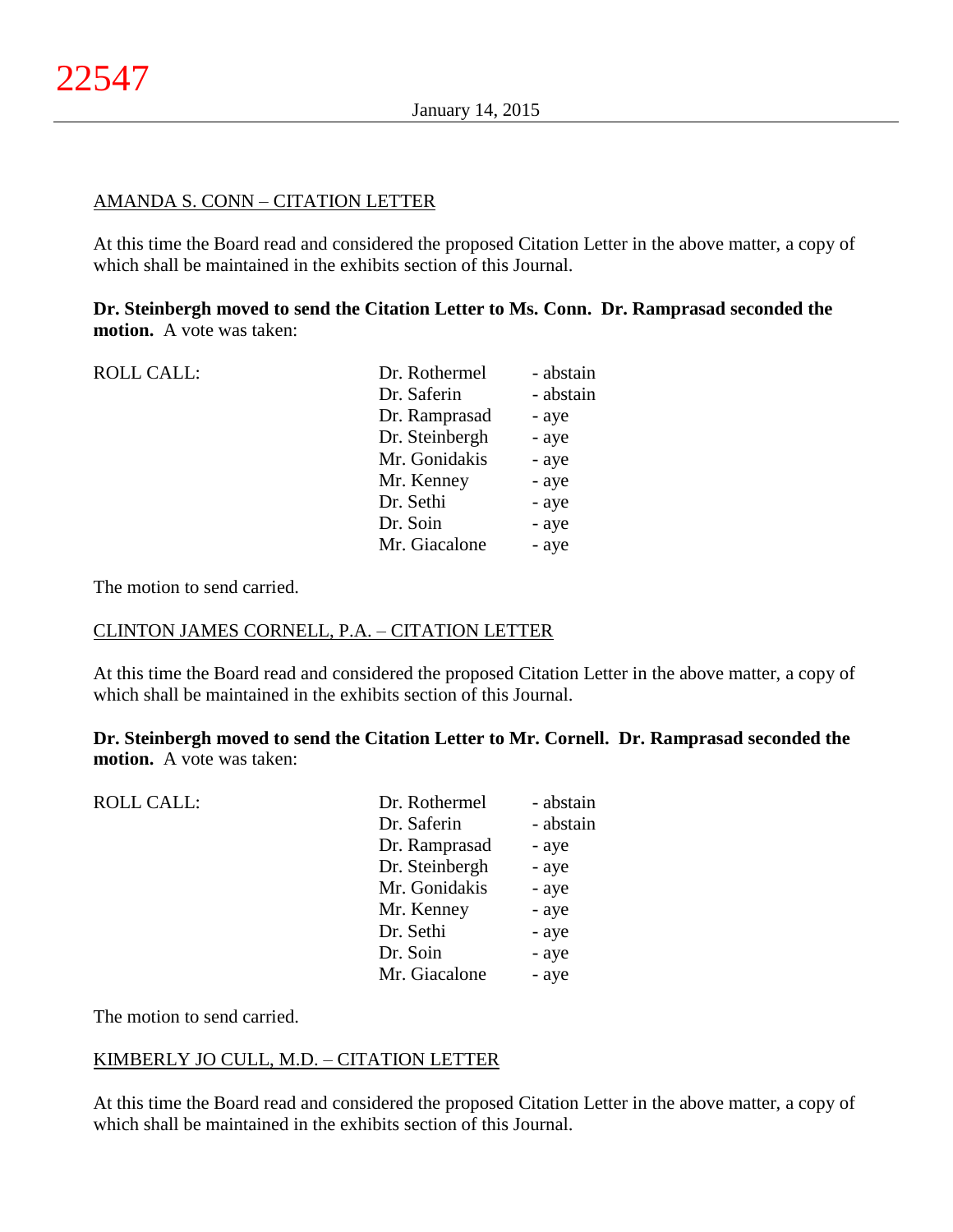AMANDA S. CONN – CITATION LETTER

At this time the Board read and considered the proposed Citation Letter in the above matter, a copy of which shall be maintained in the exhibits section of this Journal.

**Dr. Steinbergh moved to send the Citation Letter to Ms. Conn. Dr. Ramprasad seconded the motion.** A vote was taken:

| ROLL CALL: | Dr. Rothermel | - abstain |
|---|---|---|
| | Dr. Saferin | - abstain |
| | Dr. Ramprasad | - aye |
| | Dr. Steinbergh | - aye |
| | Mr. Gonidakis | - aye |
| | Mr. Kenney | - aye |
| | Dr. Sethi | - aye |
| | Dr. Soin | - aye |
| | Mr. Giacalone | - aye |

The motion to send carried.

CLINTON JAMES CORNELL, P.A. – CITATION LETTER

At this time the Board read and considered the proposed Citation Letter in the above matter, a copy of which shall be maintained in the exhibits section of this Journal.

**Dr. Steinbergh moved to send the Citation Letter to Mr. Cornell. Dr. Ramprasad seconded the motion.** A vote was taken:

| ROLL CALL: | Dr. Rothermel | - abstain |
|---|---|---|
| | Dr. Saferin | - abstain |
| | Dr. Ramprasad | - aye |
| | Dr. Steinbergh | - aye |
| | Mr. Gonidakis | - aye |
| | Mr. Kenney | - aye |
| | Dr. Sethi | - aye |
| | Dr. Soin | - aye |
| | Mr. Giacalone | - aye |

The motion to send carried.

KIMBERLY JO CULL, M.D. – CITATION LETTER

At this time the Board read and considered the proposed Citation Letter in the above matter, a copy of which shall be maintained in the exhibits section of this Journal.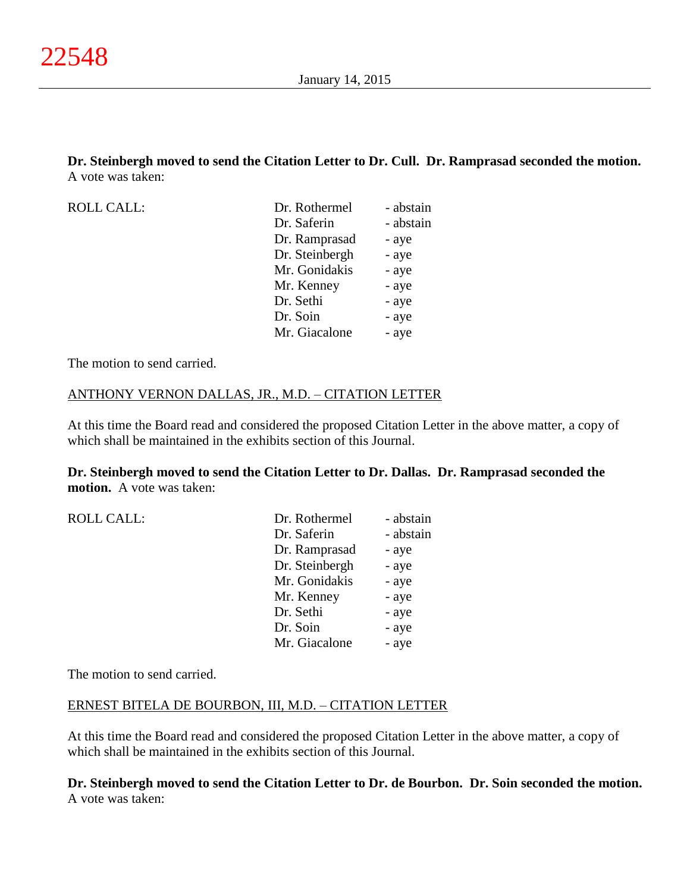**Dr. Steinbergh moved to send the Citation Letter to Dr. Cull. Dr. Ramprasad seconded the motion.** A vote was taken:

| ROLL CALL: | Dr. Rothermel | - abstain |
|---|---|---|
| | Dr. Saferin | - abstain |
| | Dr. Ramprasad | - aye |
| | Dr. Steinbergh | - aye |
| | Mr. Gonidakis | - aye |
| | Mr. Kenney | - aye |
| | Dr. Sethi | - aye |
| | Dr. Soin | - aye |
| | Mr. Giacalone | - aye |

The motion to send carried.

ANTHONY VERNON DALLAS, JR., M.D. – CITATION LETTER

At this time the Board read and considered the proposed Citation Letter in the above matter, a copy of which shall be maintained in the exhibits section of this Journal.

**Dr. Steinbergh moved to send the Citation Letter to Dr. Dallas. Dr. Ramprasad seconded the motion.** A vote was taken:

| ROLL CALL: | Dr. Rothermel | - abstain |
|---|---|---|
| | Dr. Saferin | - abstain |
| | Dr. Ramprasad | - aye |
| | Dr. Steinbergh | - aye |
| | Mr. Gonidakis | - aye |
| | Mr. Kenney | - aye |
| | Dr. Sethi | - aye |
| | Dr. Soin | - aye |
| | Mr. Giacalone | - aye |

The motion to send carried.

ERNEST BITELA DE BOURBON, III, M.D. – CITATION LETTER

At this time the Board read and considered the proposed Citation Letter in the above matter, a copy of which shall be maintained in the exhibits section of this Journal.

**Dr. Steinbergh moved to send the Citation Letter to Dr. de Bourbon. Dr. Soin seconded the motion.** A vote was taken: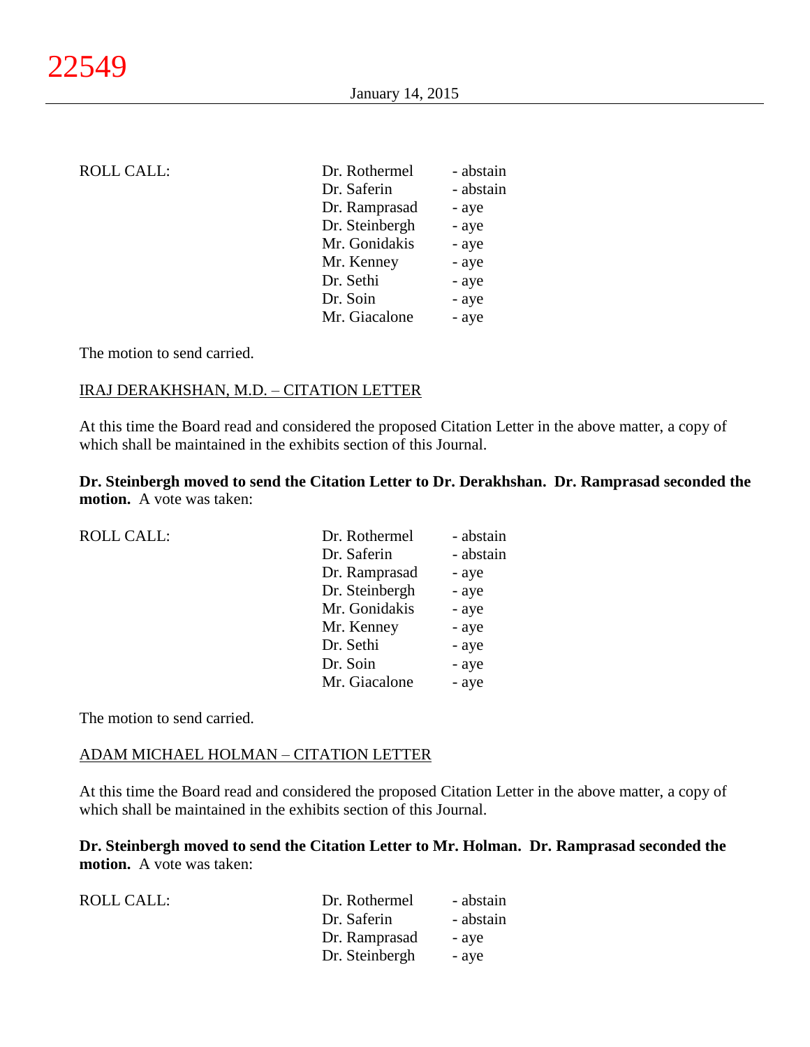| ROLL CALL: | Dr. Rothermel | - abstain |
|---|---|---|
| | Dr. Saferin | - abstain |
| | Dr. Ramprasad | - aye |
| | Dr. Steinbergh | - aye |
| | Mr. Gonidakis | - aye |
| | Mr. Kenney | - aye |
| | Dr. Sethi | - aye |
| | Dr. Soin | - aye |
| | Mr. Giacalone | - aye |

The motion to send carried.

IRAJ DERAKHSHAN, M.D. – CITATION LETTER

At this time the Board read and considered the proposed Citation Letter in the above matter, a copy of which shall be maintained in the exhibits section of this Journal.

**Dr. Steinbergh moved to send the Citation Letter to Dr. Derakhshan. Dr. Ramprasad seconded the motion.** A vote was taken:

| ROLL CALL: | Dr. Rothermel | - abstain |
|---|---|---|
| | Dr. Saferin | - abstain |
| | Dr. Ramprasad | - aye |
| | Dr. Steinbergh | - aye |
| | Mr. Gonidakis | - aye |
| | Mr. Kenney | - aye |
| | Dr. Sethi | - aye |
| | Dr. Soin | - aye |
| | Mr. Giacalone | - aye |

The motion to send carried.

ADAM MICHAEL HOLMAN – CITATION LETTER

At this time the Board read and considered the proposed Citation Letter in the above matter, a copy of which shall be maintained in the exhibits section of this Journal.

**Dr. Steinbergh moved to send the Citation Letter to Mr. Holman. Dr. Ramprasad seconded the motion.** A vote was taken:

| ROLL CALL: | Dr. Rothermel | - abstain |
|---|---|---|
| | Dr. Saferin | - abstain |
| | Dr. Ramprasad | - aye |
| | Dr. Steinbergh | - aye |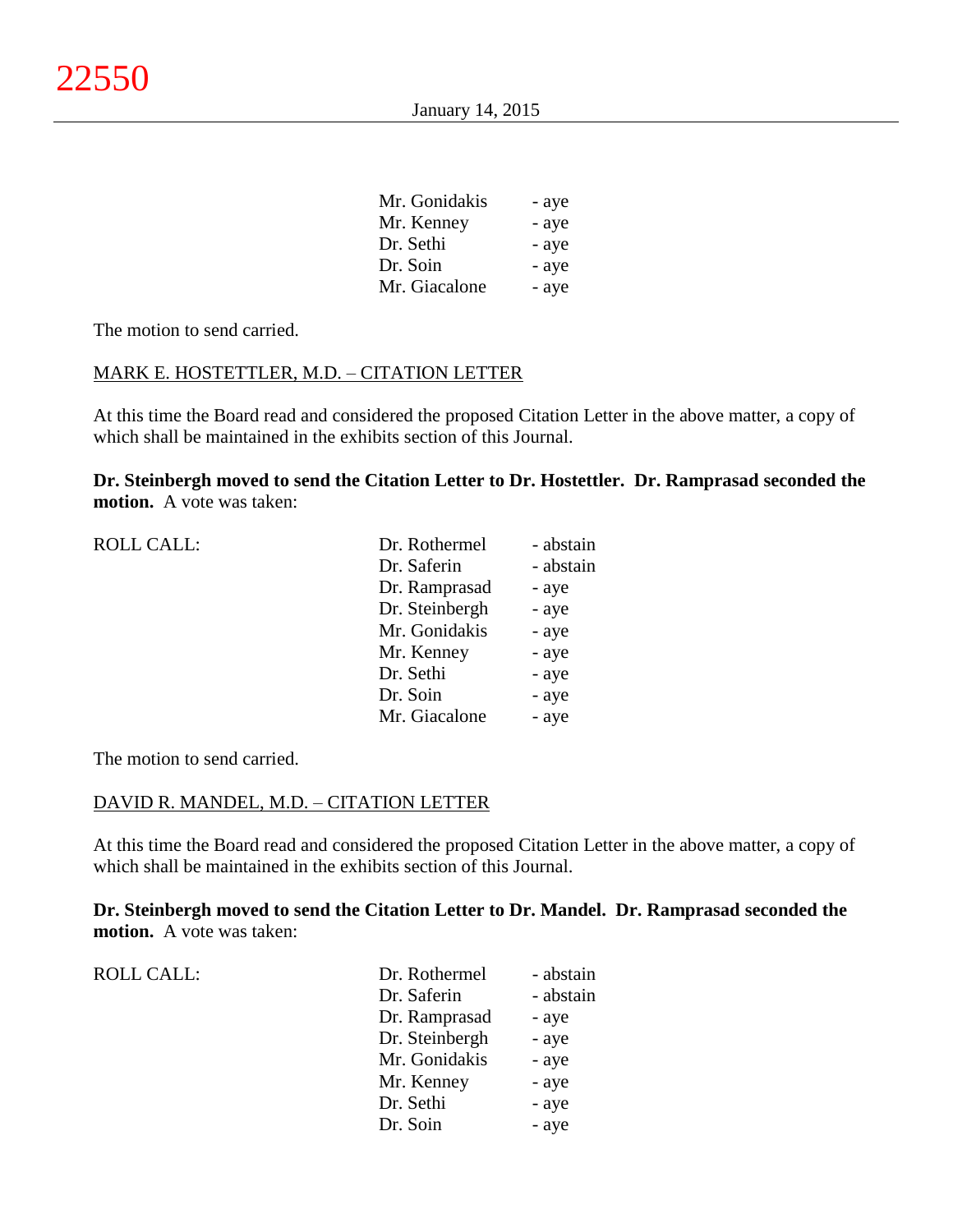| | |
|---|---|
| Mr. Gonidakis | - aye |
| Mr. Kenney | - aye |
| Dr. Sethi | - aye |
| Dr. Soin | - aye |
| Mr. Giacalone | - aye |

The motion to send carried.

MARK E. HOSTETTLER, M.D. – CITATION LETTER

At this time the Board read and considered the proposed Citation Letter in the above matter, a copy of which shall be maintained in the exhibits section of this Journal.

**Dr. Steinbergh moved to send the Citation Letter to Dr. Hostettler. Dr. Ramprasad seconded the motion.** A vote was taken:

| ROLL CALL: | | |
|---|---|---|
| | Dr. Rothermel | - abstain |
| | Dr. Saferin | - abstain |
| | Dr. Ramprasad | - aye |
| | Dr. Steinbergh | - aye |
| | Mr. Gonidakis | - aye |
| | Mr. Kenney | - aye |
| | Dr. Sethi | - aye |
| | Dr. Soin | - aye |
| | Mr. Giacalone | - aye |

The motion to send carried.

DAVID R. MANDEL, M.D. – CITATION LETTER

At this time the Board read and considered the proposed Citation Letter in the above matter, a copy of which shall be maintained in the exhibits section of this Journal.

**Dr. Steinbergh moved to send the Citation Letter to Dr. Mandel. Dr. Ramprasad seconded the motion.** A vote was taken:

| ROLL CALL: | | |
|---|---|---|
| | Dr. Rothermel | - abstain |
| | Dr. Saferin | - abstain |
| | Dr. Ramprasad | - aye |
| | Dr. Steinbergh | - aye |
| | Mr. Gonidakis | - aye |
| | Mr. Kenney | - aye |
| | Dr. Sethi | - aye |
| | Dr. Soin | - aye |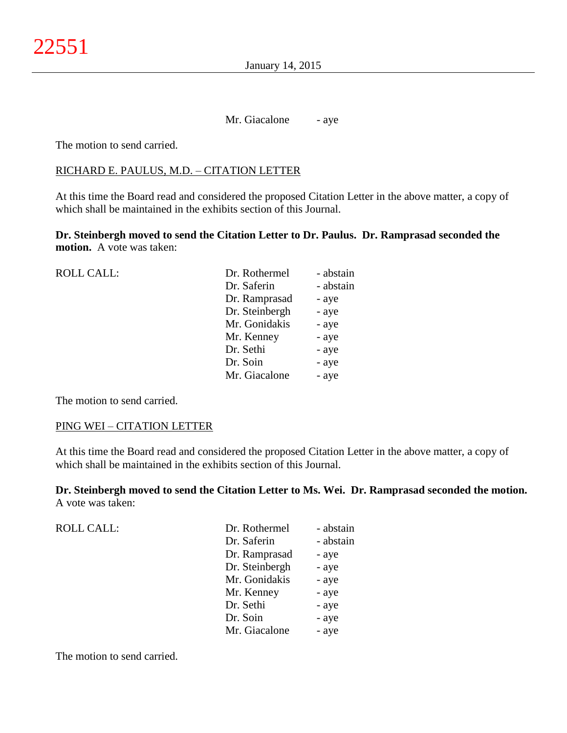Mr. Giacalone - aye

The motion to send carried.

RICHARD E. PAULUS, M.D. – CITATION LETTER

At this time the Board read and considered the proposed Citation Letter in the above matter, a copy of which shall be maintained in the exhibits section of this Journal.

**Dr. Steinbergh moved to send the Citation Letter to Dr. Paulus. Dr. Ramprasad seconded the motion.** A vote was taken:

| ROLL CALL: | | |
|---|---|---|
| | Dr. Rothermel | - abstain |
| | Dr. Saferin | - abstain |
| | Dr. Ramprasad | - aye |
| | Dr. Steinbergh | - aye |
| | Mr. Gonidakis | - aye |
| | Mr. Kenney | - aye |
| | Dr. Sethi | - aye |
| | Dr. Soin | - aye |
| | Mr. Giacalone | - aye |

The motion to send carried.

PING WEI – CITATION LETTER

At this time the Board read and considered the proposed Citation Letter in the above matter, a copy of which shall be maintained in the exhibits section of this Journal.

**Dr. Steinbergh moved to send the Citation Letter to Ms. Wei. Dr. Ramprasad seconded the motion.** A vote was taken:

| ROLL CALL: | | |
|---|---|---|
| | Dr. Rothermel | - abstain |
| | Dr. Saferin | - abstain |
| | Dr. Ramprasad | - aye |
| | Dr. Steinbergh | - aye |
| | Mr. Gonidakis | - aye |
| | Mr. Kenney | - aye |
| | Dr. Sethi | - aye |
| | Dr. Soin | - aye |
| | Mr. Giacalone | - aye |

The motion to send carried.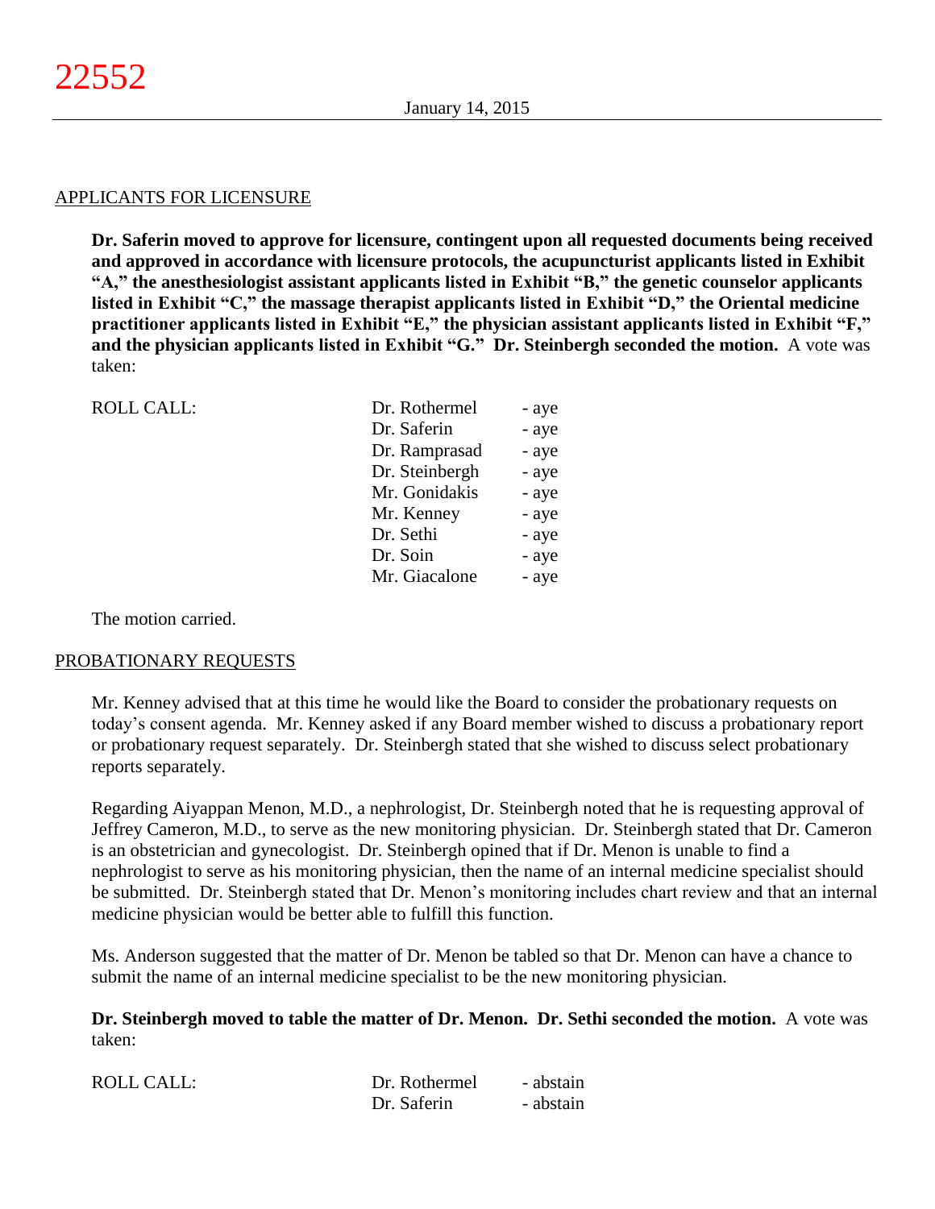## APPLICANTS FOR LICENSURE

**Dr. Saferin moved to approve for licensure, contingent upon all requested documents being received and approved in accordance with licensure protocols, the acupuncturist applicants listed in Exhibit "A," the anesthesiologist assistant applicants listed in Exhibit "B," the genetic counselor applicants listed in Exhibit "C," the massage therapist applicants listed in Exhibit "D," the Oriental medicine practitioner applicants listed in Exhibit "E," the physician assistant applicants listed in Exhibit "F," and the physician applicants listed in Exhibit "G." Dr. Steinbergh seconded the motion.** A vote was taken:

| ROLL CALL: | | |
|---|---|---|
| | Dr. Rothermel | - aye |
| | Dr. Saferin | - aye |
| | Dr. Ramprasad | - aye |
| | Dr. Steinbergh | - aye |
| | Mr. Gonidakis | - aye |
| | Mr. Kenney | - aye |
| | Dr. Sethi | - aye |
| | Dr. Soin | - aye |
| | Mr. Giacalone | - aye |

The motion carried.

## PROBATIONARY REQUESTS

Mr. Kenney advised that at this time he would like the Board to consider the probationary requests on today's consent agenda. Mr. Kenney asked if any Board member wished to discuss a probationary report or probationary request separately. Dr. Steinbergh stated that she wished to discuss select probationary reports separately.

Regarding Aiyappan Menon, M.D., a nephrologist, Dr. Steinbergh noted that he is requesting approval of Jeffrey Cameron, M.D., to serve as the new monitoring physician. Dr. Steinbergh stated that Dr. Cameron is an obstetrician and gynecologist. Dr. Steinbergh opined that if Dr. Menon is unable to find a nephrologist to serve as his monitoring physician, then the name of an internal medicine specialist should be submitted. Dr. Steinbergh stated that Dr. Menon's monitoring includes chart review and that an internal medicine physician would be better able to fulfill this function.

Ms. Anderson suggested that the matter of Dr. Menon be tabled so that Dr. Menon can have a chance to submit the name of an internal medicine specialist to be the new monitoring physician.

**Dr. Steinbergh moved to table the matter of Dr. Menon. Dr. Sethi seconded the motion.** A vote was taken:

| ROLL CALL: | | |
|---|---|---|
| | Dr. Rothermel | - abstain |
| | Dr. Saferin | - abstain |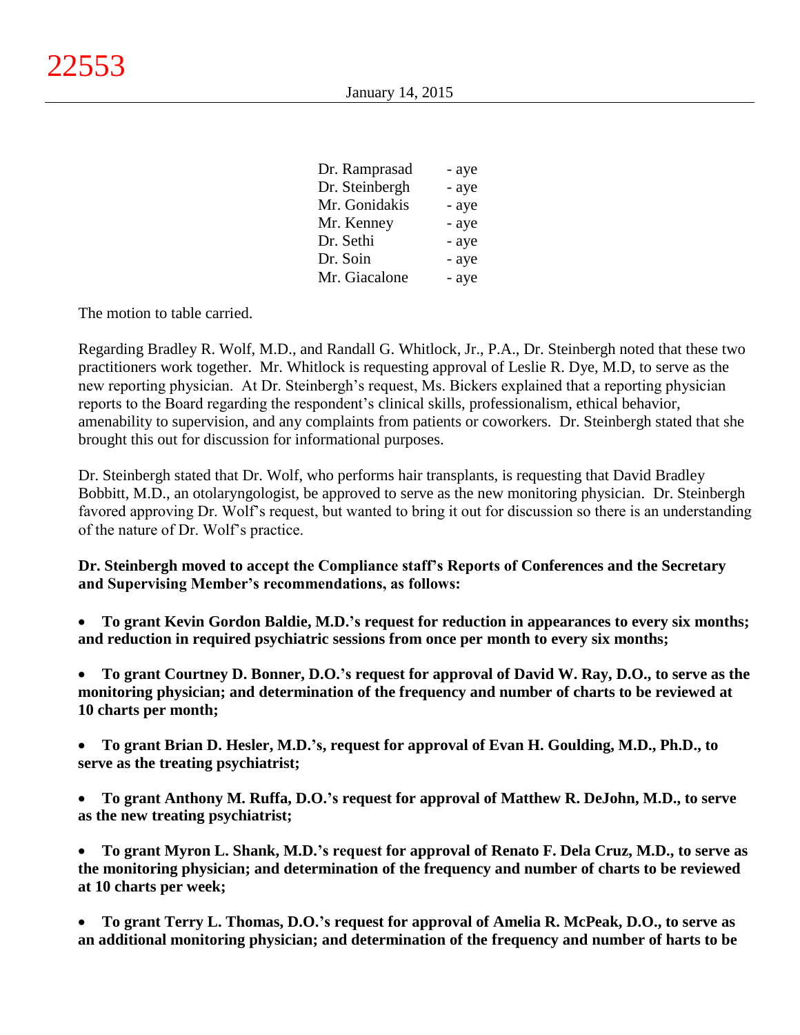| | |
|---|---|
| Dr. Ramprasad | - aye |
| Dr. Steinbergh | - aye |
| Mr. Gonidakis | - aye |
| Mr. Kenney | - aye |
| Dr. Sethi | - aye |
| Dr. Soin | - aye |
| Mr. Giacalone | - aye |

The motion to table carried.

Regarding Bradley R. Wolf, M.D., and Randall G. Whitlock, Jr., P.A., Dr. Steinbergh noted that these two practitioners work together. Mr. Whitlock is requesting approval of Leslie R. Dye, M.D, to serve as the new reporting physician. At Dr. Steinbergh's request, Ms. Bickers explained that a reporting physician reports to the Board regarding the respondent's clinical skills, professionalism, ethical behavior, amenability to supervision, and any complaints from patients or coworkers. Dr. Steinbergh stated that she brought this out for discussion for informational purposes.

Dr. Steinbergh stated that Dr. Wolf, who performs hair transplants, is requesting that David Bradley Bobbitt, M.D., an otolaryngologist, be approved to serve as the new monitoring physician. Dr. Steinbergh favored approving Dr. Wolf's request, but wanted to bring it out for discussion so there is an understanding of the nature of Dr. Wolf's practice.

**Dr. Steinbergh moved to accept the Compliance staff's Reports of Conferences and the Secretary and Supervising Member's recommendations, as follows:**

- **To grant Kevin Gordon Baldie, M.D.'s request for reduction in appearances to every six months; and reduction in required psychiatric sessions from once per month to every six months;**

- **To grant Courtney D. Bonner, D.O.'s request for approval of David W. Ray, D.O., to serve as the monitoring physician; and determination of the frequency and number of charts to be reviewed at 10 charts per month;**

- **To grant Brian D. Hesler, M.D.'s, request for approval of Evan H. Goulding, M.D., Ph.D., to serve as the treating psychiatrist;**

- **To grant Anthony M. Ruffa, D.O.'s request for approval of Matthew R. DeJohn, M.D., to serve as the new treating psychiatrist;**

- **To grant Myron L. Shank, M.D.'s request for approval of Renato F. Dela Cruz, M.D., to serve as the monitoring physician; and determination of the frequency and number of charts to be reviewed at 10 charts per week;**

- **To grant Terry L. Thomas, D.O.'s request for approval of Amelia R. McPeak, D.O., to serve as an additional monitoring physician; and determination of the frequency and number of harts to be**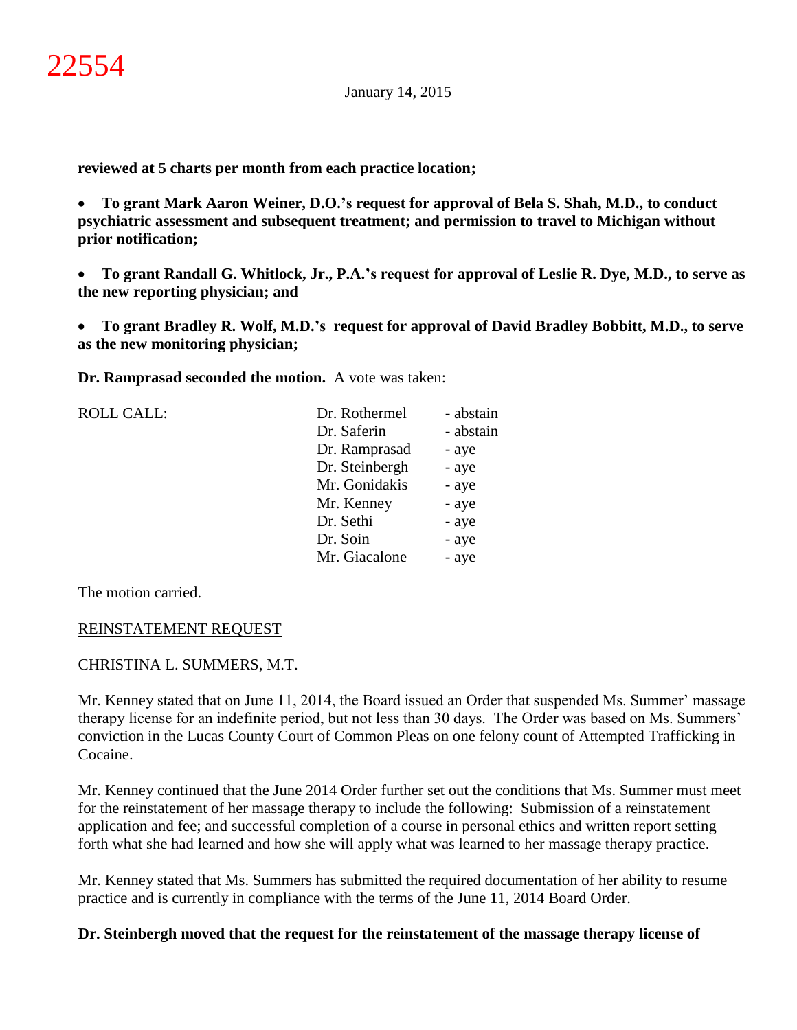**reviewed at 5 charts per month from each practice location;**

- **To grant Mark Aaron Weiner, D.O.'s request for approval of Bela S. Shah, M.D., to conduct psychiatric assessment and subsequent treatment; and permission to travel to Michigan without prior notification;**

- **To grant Randall G. Whitlock, Jr., P.A.'s request for approval of Leslie R. Dye, M.D., to serve as the new reporting physician; and**

- **To grant Bradley R. Wolf, M.D.'s request for approval of David Bradley Bobbitt, M.D., to serve as the new monitoring physician;**

**Dr. Ramprasad seconded the motion.** A vote was taken:

| ROLL CALL: | | |
|---|---|---|
| | Dr. Rothermel | - abstain |
| | Dr. Saferin | - abstain |
| | Dr. Ramprasad | - aye |
| | Dr. Steinbergh | - aye |
| | Mr. Gonidakis | - aye |
| | Mr. Kenney | - aye |
| | Dr. Sethi | - aye |
| | Dr. Soin | - aye |
| | Mr. Giacalone | - aye |

The motion carried.

REINSTATEMENT REQUEST

CHRISTINA L. SUMMERS, M.T.

Mr. Kenney stated that on June 11, 2014, the Board issued an Order that suspended Ms. Summer' massage therapy license for an indefinite period, but not less than 30 days. The Order was based on Ms. Summers' conviction in the Lucas County Court of Common Pleas on one felony count of Attempted Trafficking in Cocaine.

Mr. Kenney continued that the June 2014 Order further set out the conditions that Ms. Summer must meet for the reinstatement of her massage therapy to include the following: Submission of a reinstatement application and fee; and successful completion of a course in personal ethics and written report setting forth what she had learned and how she will apply what was learned to her massage therapy practice.

Mr. Kenney stated that Ms. Summers has submitted the required documentation of her ability to resume practice and is currently in compliance with the terms of the June 11, 2014 Board Order.

**Dr. Steinbergh moved that the request for the reinstatement of the massage therapy license of**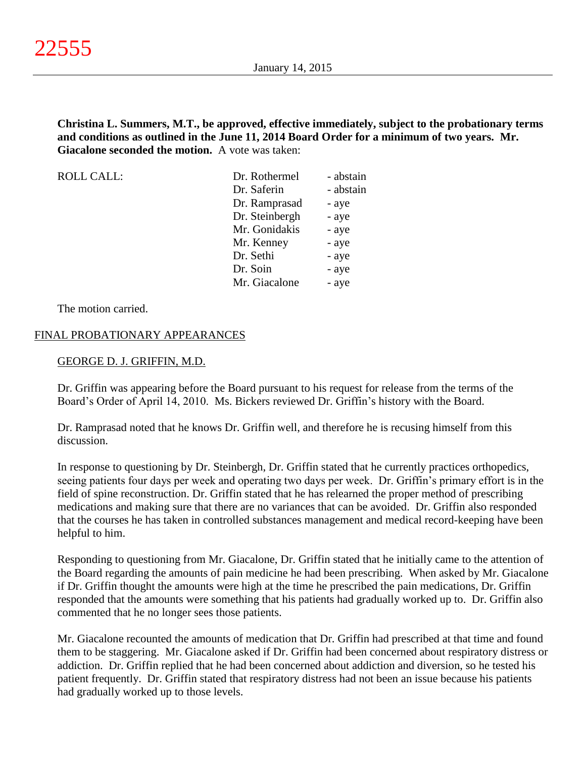**Christina L. Summers, M.T., be approved, effective immediately, subject to the probationary terms and conditions as outlined in the June 11, 2014 Board Order for a minimum of two years. Mr. Giacalone seconded the motion.** A vote was taken:

| ROLL CALL: | Dr. Rothermel | - abstain |
|---|---|---|
| | Dr. Saferin | - abstain |
| | Dr. Ramprasad | - aye |
| | Dr. Steinbergh | - aye |
| | Mr. Gonidakis | - aye |
| | Mr. Kenney | - aye |
| | Dr. Sethi | - aye |
| | Dr. Soin | - aye |
| | Mr. Giacalone | - aye |

The motion carried.

## FINAL PROBATIONARY APPEARANCES

### GEORGE D. J. GRIFFIN, M.D.

Dr. Griffin was appearing before the Board pursuant to his request for release from the terms of the Board's Order of April 14, 2010. Ms. Bickers reviewed Dr. Griffin's history with the Board.

Dr. Ramprasad noted that he knows Dr. Griffin well, and therefore he is recusing himself from this discussion.

In response to questioning by Dr. Steinbergh, Dr. Griffin stated that he currently practices orthopedics, seeing patients four days per week and operating two days per week. Dr. Griffin's primary effort is in the field of spine reconstruction. Dr. Griffin stated that he has relearned the proper method of prescribing medications and making sure that there are no variances that can be avoided. Dr. Griffin also responded that the courses he has taken in controlled substances management and medical record-keeping have been helpful to him.

Responding to questioning from Mr. Giacalone, Dr. Griffin stated that he initially came to the attention of the Board regarding the amounts of pain medicine he had been prescribing. When asked by Mr. Giacalone if Dr. Griffin thought the amounts were high at the time he prescribed the pain medications, Dr. Griffin responded that the amounts were something that his patients had gradually worked up to. Dr. Griffin also commented that he no longer sees those patients.

Mr. Giacalone recounted the amounts of medication that Dr. Griffin had prescribed at that time and found them to be staggering. Mr. Giacalone asked if Dr. Griffin had been concerned about respiratory distress or addiction. Dr. Griffin replied that he had been concerned about addiction and diversion, so he tested his patient frequently. Dr. Griffin stated that respiratory distress had not been an issue because his patients had gradually worked up to those levels.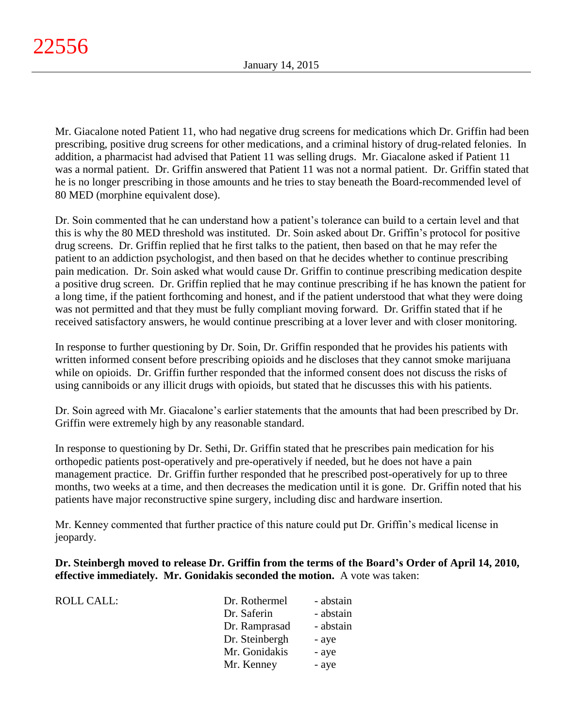Mr. Giacalone noted Patient 11, who had negative drug screens for medications which Dr. Griffin had been prescribing, positive drug screens for other medications, and a criminal history of drug-related felonies. In addition, a pharmacist had advised that Patient 11 was selling drugs. Mr. Giacalone asked if Patient 11 was a normal patient. Dr. Griffin answered that Patient 11 was not a normal patient. Dr. Griffin stated that he is no longer prescribing in those amounts and he tries to stay beneath the Board-recommended level of 80 MED (morphine equivalent dose).

Dr. Soin commented that he can understand how a patient's tolerance can build to a certain level and that this is why the 80 MED threshold was instituted. Dr. Soin asked about Dr. Griffin's protocol for positive drug screens. Dr. Griffin replied that he first talks to the patient, then based on that he may refer the patient to an addiction psychologist, and then based on that he decides whether to continue prescribing pain medication. Dr. Soin asked what would cause Dr. Griffin to continue prescribing medication despite a positive drug screen. Dr. Griffin replied that he may continue prescribing if he has known the patient for a long time, if the patient forthcoming and honest, and if the patient understood that what they were doing was not permitted and that they must be fully compliant moving forward. Dr. Griffin stated that if he received satisfactory answers, he would continue prescribing at a lover lever and with closer monitoring.

In response to further questioning by Dr. Soin, Dr. Griffin responded that he provides his patients with written informed consent before prescribing opioids and he discloses that they cannot smoke marijuana while on opioids. Dr. Griffin further responded that the informed consent does not discuss the risks of using canniboids or any illicit drugs with opioids, but stated that he discusses this with his patients.

Dr. Soin agreed with Mr. Giacalone's earlier statements that the amounts that had been prescribed by Dr. Griffin were extremely high by any reasonable standard.

In response to questioning by Dr. Sethi, Dr. Griffin stated that he prescribes pain medication for his orthopedic patients post-operatively and pre-operatively if needed, but he does not have a pain management practice. Dr. Griffin further responded that he prescribed post-operatively for up to three months, two weeks at a time, and then decreases the medication until it is gone. Dr. Griffin noted that his patients have major reconstructive spine surgery, including disc and hardware insertion.

Mr. Kenney commented that further practice of this nature could put Dr. Griffin's medical license in jeopardy.

**Dr. Steinbergh moved to release Dr. Griffin from the terms of the Board's Order of April 14, 2010, effective immediately. Mr. Gonidakis seconded the motion.** A vote was taken:

| ROLL CALL: | Dr. Rothermel | - abstain |
|---|---|---|
| | Dr. Saferin | - abstain |
| | Dr. Ramprasad | - abstain |
| | Dr. Steinbergh | - aye |
| | Mr. Gonidakis | - aye |
| | Mr. Kenney | - aye |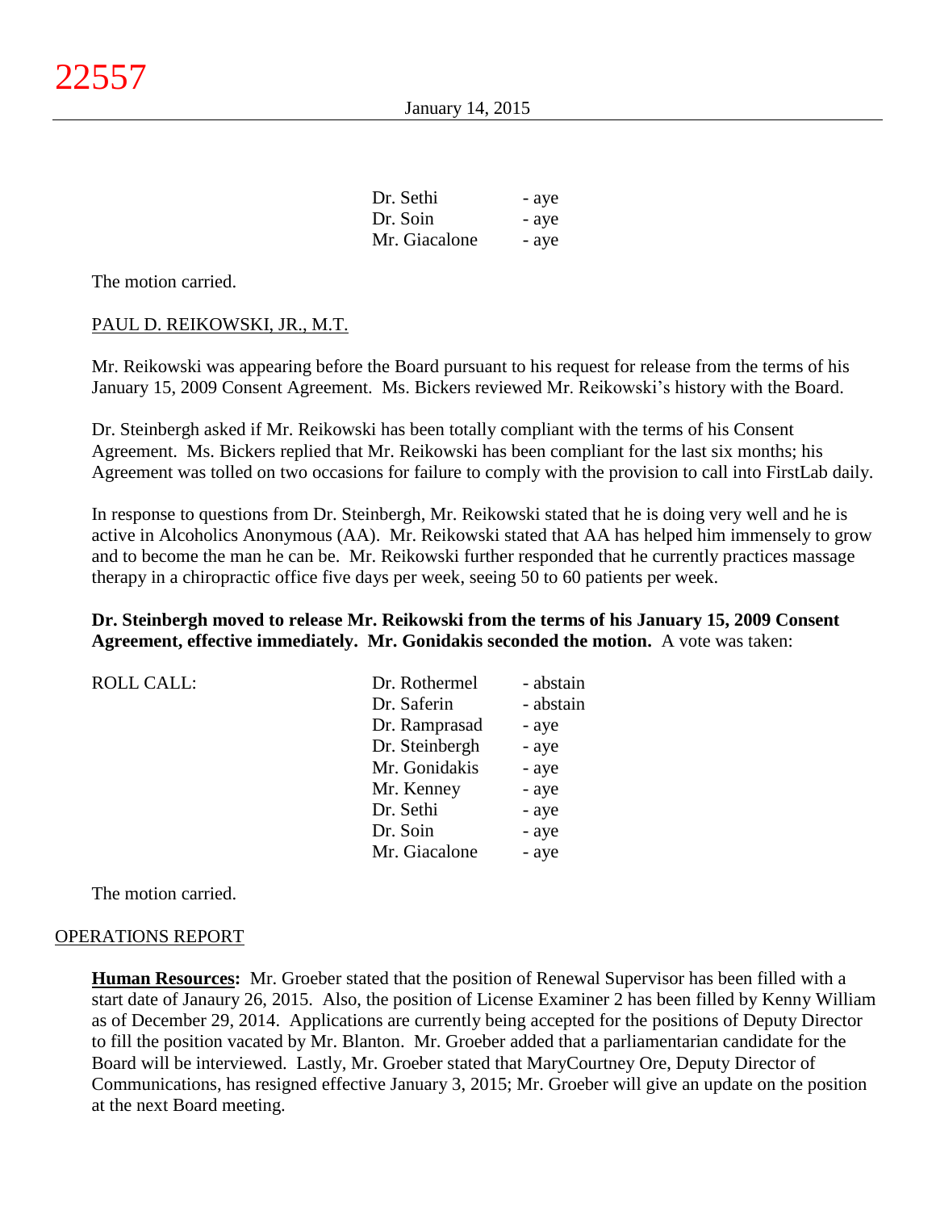| | |
|---|---|
| Dr. Sethi | - aye |
| Dr. Soin | - aye |
| Mr. Giacalone | - aye |

The motion carried.

PAUL D. REIKOWSKI, JR., M.T.

Mr. Reikowski was appearing before the Board pursuant to his request for release from the terms of his January 15, 2009 Consent Agreement. Ms. Bickers reviewed Mr. Reikowski's history with the Board.

Dr. Steinbergh asked if Mr. Reikowski has been totally compliant with the terms of his Consent Agreement. Ms. Bickers replied that Mr. Reikowski has been compliant for the last six months; his Agreement was tolled on two occasions for failure to comply with the provision to call into FirstLab daily.

In response to questions from Dr. Steinbergh, Mr. Reikowski stated that he is doing very well and he is active in Alcoholics Anonymous (AA). Mr. Reikowski stated that AA has helped him immensely to grow and to become the man he can be. Mr. Reikowski further responded that he currently practices massage therapy in a chiropractic office five days per week, seeing 50 to 60 patients per week.

**Dr. Steinbergh moved to release Mr. Reikowski from the terms of his January 15, 2009 Consent Agreement, effective immediately. Mr. Gonidakis seconded the motion.** A vote was taken:

| ROLL CALL: | | |
|---|---|---|
| | Dr. Rothermel | - abstain |
| | Dr. Saferin | - abstain |
| | Dr. Ramprasad | - aye |
| | Dr. Steinbergh | - aye |
| | Mr. Gonidakis | - aye |
| | Mr. Kenney | - aye |
| | Dr. Sethi | - aye |
| | Dr. Soin | - aye |
| | Mr. Giacalone | - aye |

The motion carried.

OPERATIONS REPORT

**Human Resources:** Mr. Groeber stated that the position of Renewal Supervisor has been filled with a start date of Janaury 26, 2015. Also, the position of License Examiner 2 has been filled by Kenny William as of December 29, 2014. Applications are currently being accepted for the positions of Deputy Director to fill the position vacated by Mr. Blanton. Mr. Groeber added that a parliamentarian candidate for the Board will be interviewed. Lastly, Mr. Groeber stated that MaryCourtney Ore, Deputy Director of Communications, has resigned effective January 3, 2015; Mr. Groeber will give an update on the position at the next Board meeting.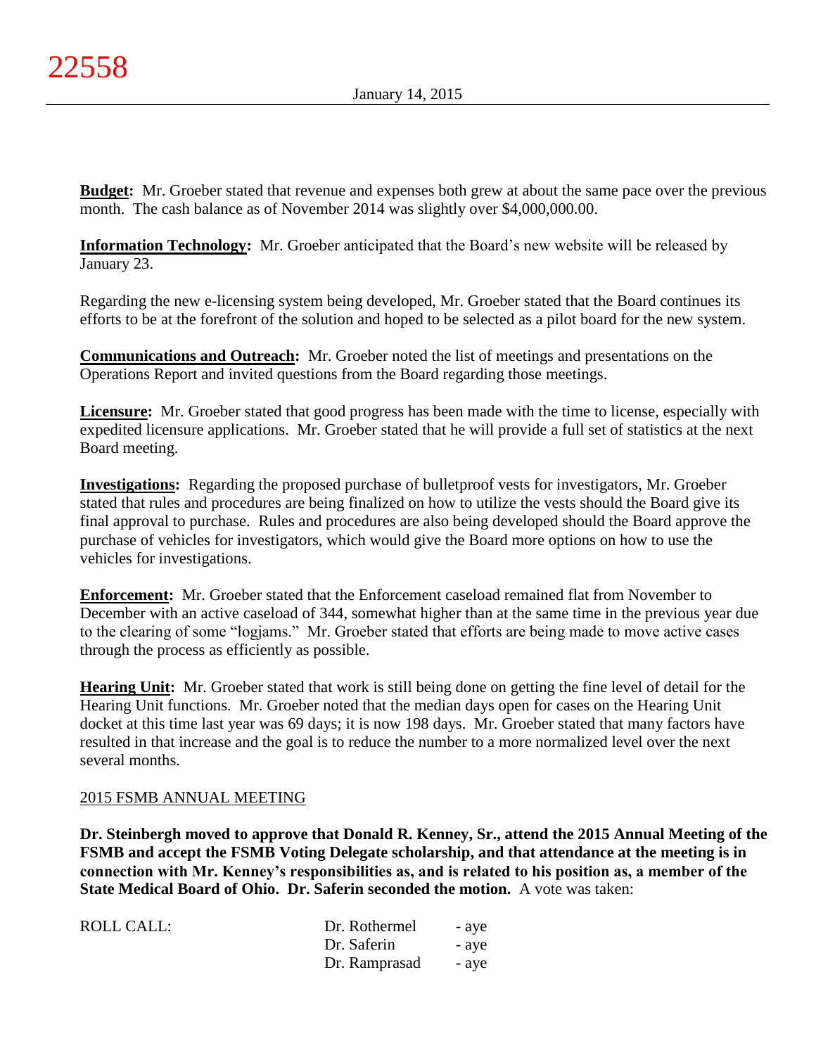**Budget:** Mr. Groeber stated that revenue and expenses both grew at about the same pace over the previous month. The cash balance as of November 2014 was slightly over $4,000,000.00.

**Information Technology:** Mr. Groeber anticipated that the Board's new website will be released by January 23.

Regarding the new e-licensing system being developed, Mr. Groeber stated that the Board continues its efforts to be at the forefront of the solution and hoped to be selected as a pilot board for the new system.

**Communications and Outreach:** Mr. Groeber noted the list of meetings and presentations on the Operations Report and invited questions from the Board regarding those meetings.

**Licensure:** Mr. Groeber stated that good progress has been made with the time to license, especially with expedited licensure applications. Mr. Groeber stated that he will provide a full set of statistics at the next Board meeting.

**Investigations:** Regarding the proposed purchase of bulletproof vests for investigators, Mr. Groeber stated that rules and procedures are being finalized on how to utilize the vests should the Board give its final approval to purchase. Rules and procedures are also being developed should the Board approve the purchase of vehicles for investigators, which would give the Board more options on how to use the vehicles for investigations.

**Enforcement:** Mr. Groeber stated that the Enforcement caseload remained flat from November to December with an active caseload of 344, somewhat higher than at the same time in the previous year due to the clearing of some "logjams." Mr. Groeber stated that efforts are being made to move active cases through the process as efficiently as possible.

**Hearing Unit:** Mr. Groeber stated that work is still being done on getting the fine level of detail for the Hearing Unit functions. Mr. Groeber noted that the median days open for cases on the Hearing Unit docket at this time last year was 69 days; it is now 198 days. Mr. Groeber stated that many factors have resulted in that increase and the goal is to reduce the number to a more normalized level over the next several months.

2015 FSMB ANNUAL MEETING

**Dr. Steinbergh moved to approve that Donald R. Kenney, Sr., attend the 2015 Annual Meeting of the FSMB and accept the FSMB Voting Delegate scholarship, and that attendance at the meeting is in connection with Mr. Kenney's responsibilities as, and is related to his position as, a member of the State Medical Board of Ohio. Dr. Saferin seconded the motion.** A vote was taken:

| ROLL CALL: | Dr. Rothermel | - aye |
|---|---|---|
| | Dr. Saferin | - aye |
| | Dr. Ramprasad | - aye |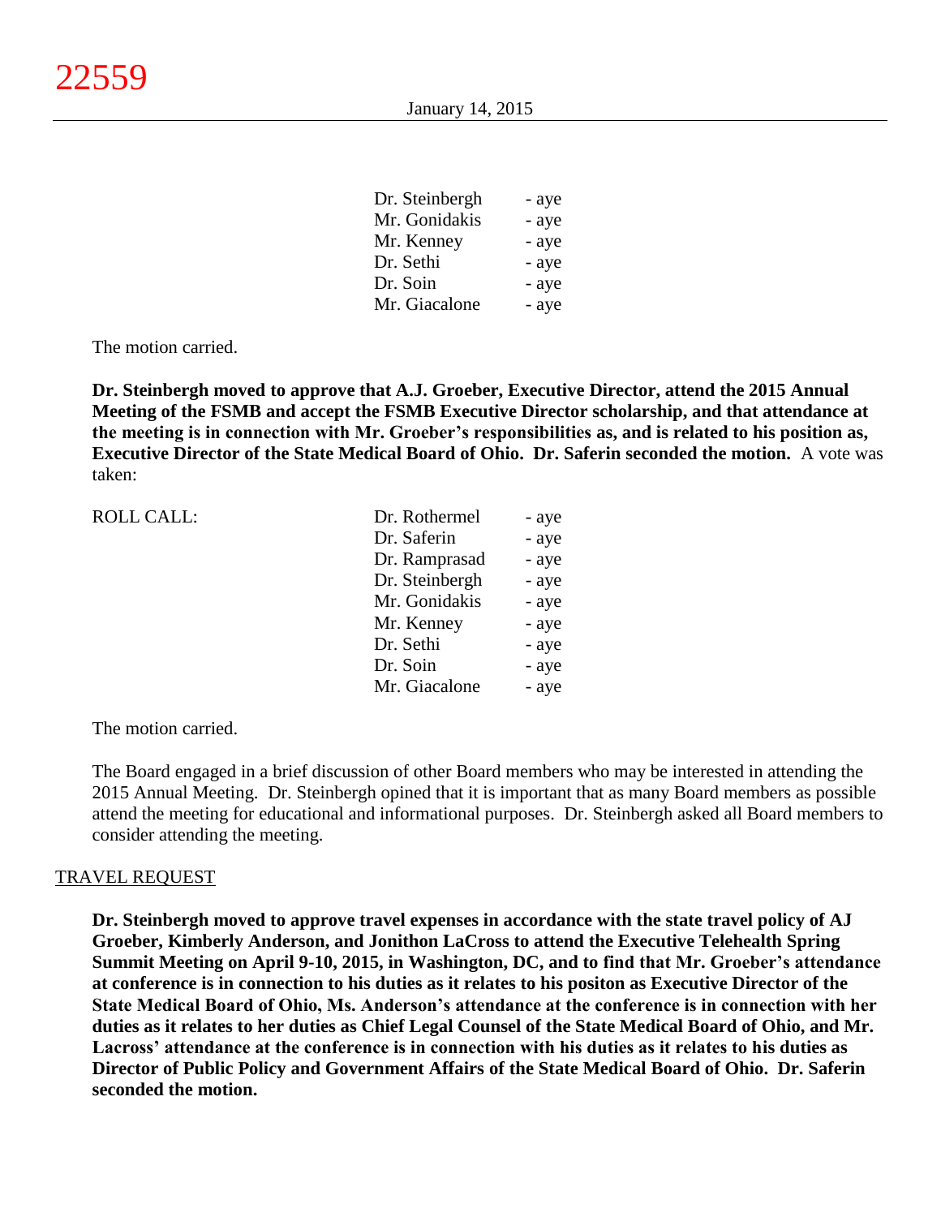| | |
|---|---|
| Dr. Steinbergh | - aye |
| Mr. Gonidakis | - aye |
| Mr. Kenney | - aye |
| Dr. Sethi | - aye |
| Dr. Soin | - aye |
| Mr. Giacalone | - aye |

The motion carried.

**Dr. Steinbergh moved to approve that A.J. Groeber, Executive Director, attend the 2015 Annual Meeting of the FSMB and accept the FSMB Executive Director scholarship, and that attendance at the meeting is in connection with Mr. Groeber's responsibilities as, and is related to his position as, Executive Director of the State Medical Board of Ohio. Dr. Saferin seconded the motion.** A vote was taken:

| ROLL CALL: | | |
|---|---|---|
| | Dr. Rothermel | - aye |
| | Dr. Saferin | - aye |
| | Dr. Ramprasad | - aye |
| | Dr. Steinbergh | - aye |
| | Mr. Gonidakis | - aye |
| | Mr. Kenney | - aye |
| | Dr. Sethi | - aye |
| | Dr. Soin | - aye |
| | Mr. Giacalone | - aye |

The motion carried.

The Board engaged in a brief discussion of other Board members who may be interested in attending the 2015 Annual Meeting. Dr. Steinbergh opined that it is important that as many Board members as possible attend the meeting for educational and informational purposes. Dr. Steinbergh asked all Board members to consider attending the meeting.

## TRAVEL REQUEST

**Dr. Steinbergh moved to approve travel expenses in accordance with the state travel policy of AJ Groeber, Kimberly Anderson, and Jonithon LaCross to attend the Executive Telehealth Spring Summit Meeting on April 9-10, 2015, in Washington, DC, and to find that Mr. Groeber's attendance at conference is in connection to his duties as it relates to his positon as Executive Director of the State Medical Board of Ohio, Ms. Anderson's attendance at the conference is in connection with her duties as it relates to her duties as Chief Legal Counsel of the State Medical Board of Ohio, and Mr. Lacross' attendance at the conference is in connection with his duties as it relates to his duties as Director of Public Policy and Government Affairs of the State Medical Board of Ohio. Dr. Saferin seconded the motion.**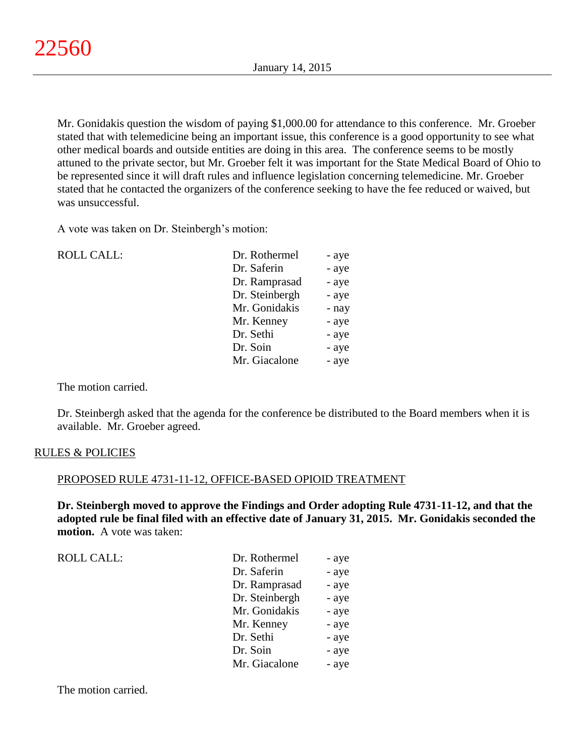Mr. Gonidakis question the wisdom of paying $1,000.00 for attendance to this conference. Mr. Groeber stated that with telemedicine being an important issue, this conference is a good opportunity to see what other medical boards and outside entities are doing in this area. The conference seems to be mostly attuned to the private sector, but Mr. Groeber felt it was important for the State Medical Board of Ohio to be represented since it will draft rules and influence legislation concerning telemedicine. Mr. Groeber stated that he contacted the organizers of the conference seeking to have the fee reduced or waived, but was unsuccessful.

A vote was taken on Dr. Steinbergh's motion:

| ROLL CALL: | | |
|---|---|---|
| | Dr. Rothermel | - aye |
| | Dr. Saferin | - aye |
| | Dr. Ramprasad | - aye |
| | Dr. Steinbergh | - aye |
| | Mr. Gonidakis | - nay |
| | Mr. Kenney | - aye |
| | Dr. Sethi | - aye |
| | Dr. Soin | - aye |
| | Mr. Giacalone | - aye |

The motion carried.

Dr. Steinbergh asked that the agenda for the conference be distributed to the Board members when it is available. Mr. Groeber agreed.

## RULES & POLICIES

### PROPOSED RULE 4731-11-12, OFFICE-BASED OPIOID TREATMENT

**Dr. Steinbergh moved to approve the Findings and Order adopting Rule 4731-11-12, and that the adopted rule be final filed with an effective date of January 31, 2015. Mr. Gonidakis seconded the motion.** A vote was taken:

| ROLL CALL: | | |
|---|---|---|
| | Dr. Rothermel | - aye |
| | Dr. Saferin | - aye |
| | Dr. Ramprasad | - aye |
| | Dr. Steinbergh | - aye |
| | Mr. Gonidakis | - aye |
| | Mr. Kenney | - aye |
| | Dr. Sethi | - aye |
| | Dr. Soin | - aye |
| | Mr. Giacalone | - aye |

The motion carried.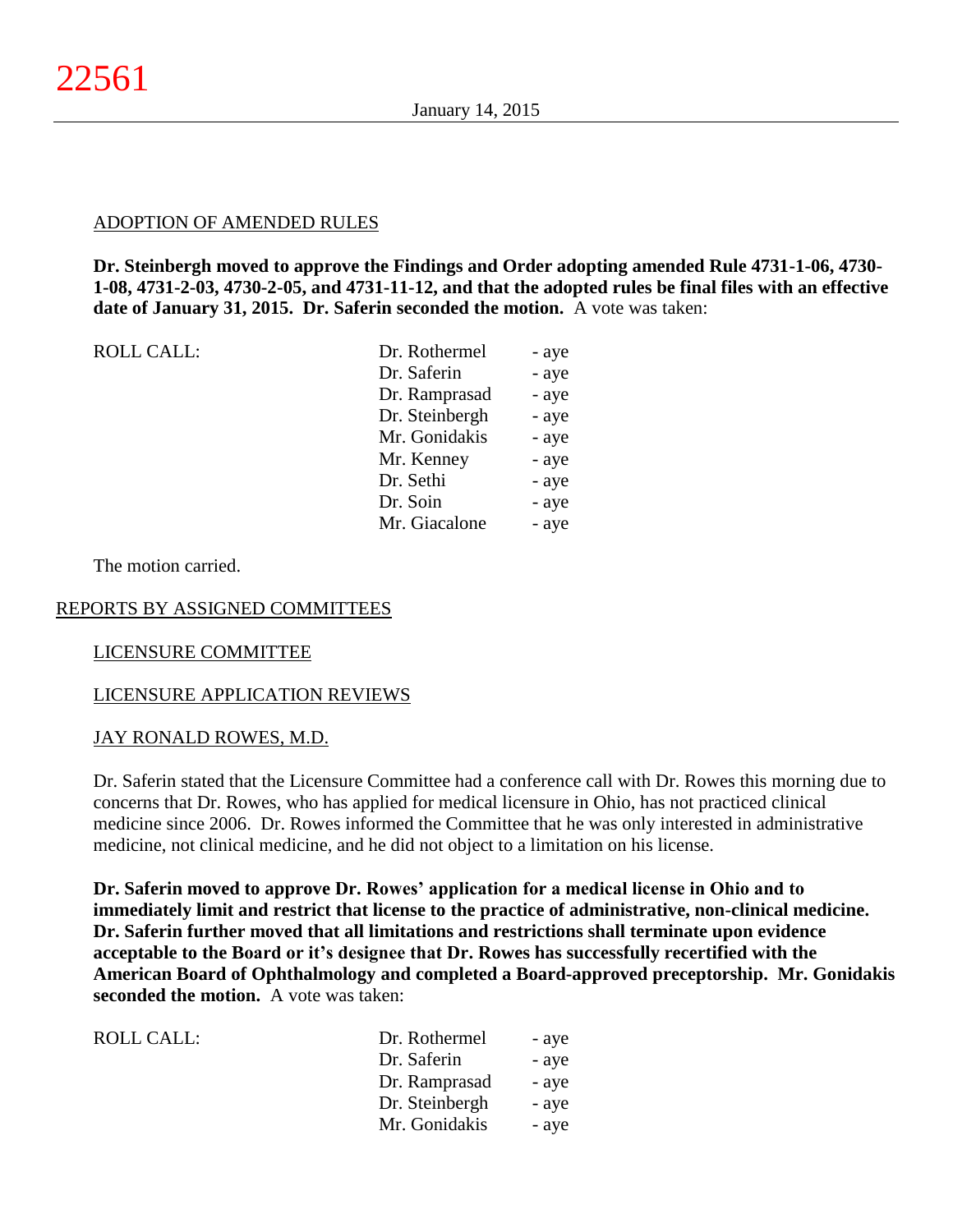ADOPTION OF AMENDED RULES

**Dr. Steinbergh moved to approve the Findings and Order adopting amended Rule 4731-1-06, 4730-1-08, 4731-2-03, 4730-2-05, and 4731-11-12, and that the adopted rules be final files with an effective date of January 31, 2015. Dr. Saferin seconded the motion.** A vote was taken:

| ROLL CALL: | Dr. Rothermel | - aye |
|---|---|---|
| | Dr. Saferin | - aye |
| | Dr. Ramprasad | - aye |
| | Dr. Steinbergh | - aye |
| | Mr. Gonidakis | - aye |
| | Mr. Kenney | - aye |
| | Dr. Sethi | - aye |
| | Dr. Soin | - aye |
| | Mr. Giacalone | - aye |

The motion carried.

REPORTS BY ASSIGNED COMMITTEES

LICENSURE COMMITTEE

LICENSURE APPLICATION REVIEWS

JAY RONALD ROWES, M.D.

Dr. Saferin stated that the Licensure Committee had a conference call with Dr. Rowes this morning due to concerns that Dr. Rowes, who has applied for medical licensure in Ohio, has not practiced clinical medicine since 2006. Dr. Rowes informed the Committee that he was only interested in administrative medicine, not clinical medicine, and he did not object to a limitation on his license.

**Dr. Saferin moved to approve Dr. Rowes' application for a medical license in Ohio and to immediately limit and restrict that license to the practice of administrative, non-clinical medicine. Dr. Saferin further moved that all limitations and restrictions shall terminate upon evidence acceptable to the Board or it's designee that Dr. Rowes has successfully recertified with the American Board of Ophthalmology and completed a Board-approved preceptorship. Mr. Gonidakis seconded the motion.** A vote was taken:

| ROLL CALL: | Dr. Rothermel | - aye |
|---|---|---|
| | Dr. Saferin | - aye |
| | Dr. Ramprasad | - aye |
| | Dr. Steinbergh | - aye |
| | Mr. Gonidakis | - aye |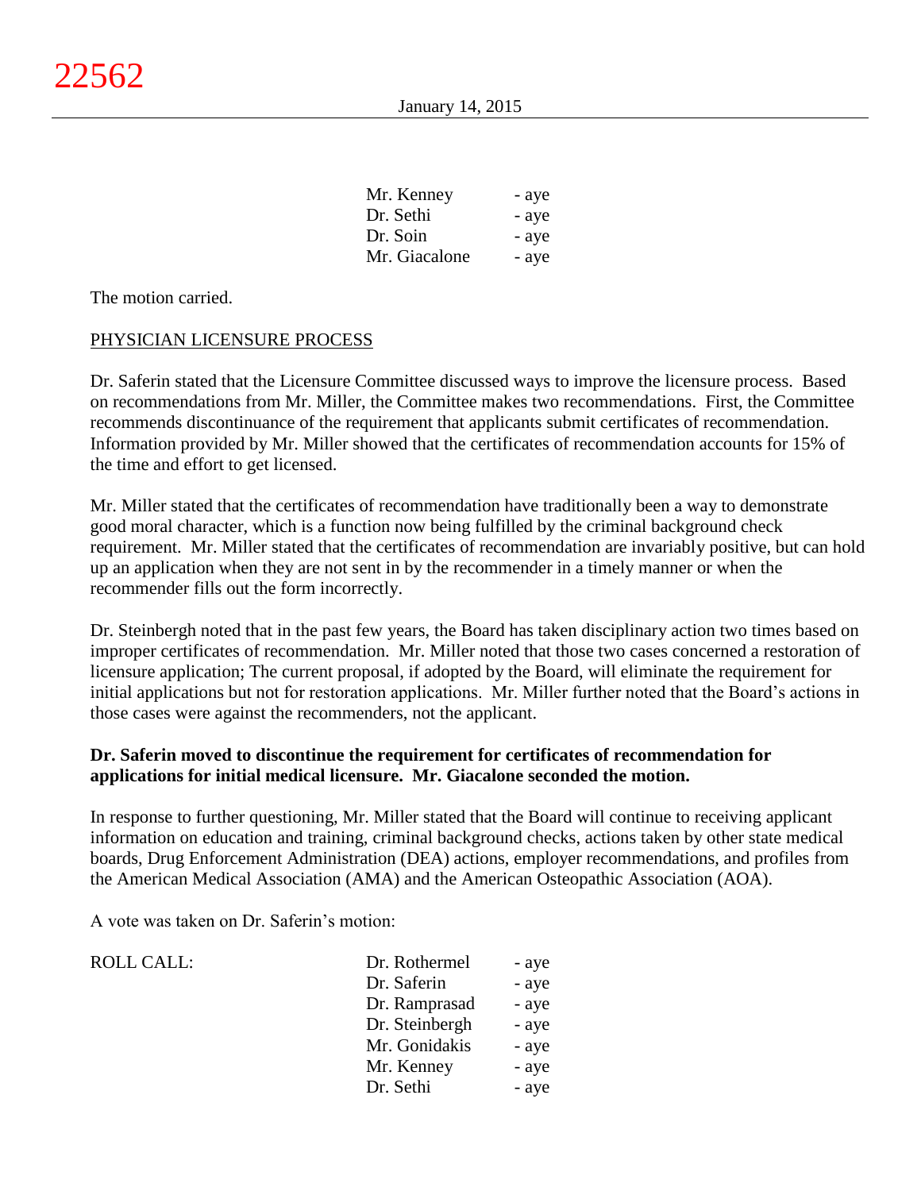| | |
|---|---|
| Mr. Kenney | - aye |
| Dr. Sethi | - aye |
| Dr. Soin | - aye |
| Mr. Giacalone | - aye |

The motion carried.

PHYSICIAN LICENSURE PROCESS

Dr. Saferin stated that the Licensure Committee discussed ways to improve the licensure process. Based on recommendations from Mr. Miller, the Committee makes two recommendations. First, the Committee recommends discontinuance of the requirement that applicants submit certificates of recommendation. Information provided by Mr. Miller showed that the certificates of recommendation accounts for 15% of the time and effort to get licensed.

Mr. Miller stated that the certificates of recommendation have traditionally been a way to demonstrate good moral character, which is a function now being fulfilled by the criminal background check requirement. Mr. Miller stated that the certificates of recommendation are invariably positive, but can hold up an application when they are not sent in by the recommender in a timely manner or when the recommender fills out the form incorrectly.

Dr. Steinbergh noted that in the past few years, the Board has taken disciplinary action two times based on improper certificates of recommendation. Mr. Miller noted that those two cases concerned a restoration of licensure application; The current proposal, if adopted by the Board, will eliminate the requirement for initial applications but not for restoration applications. Mr. Miller further noted that the Board's actions in those cases were against the recommenders, not the applicant.

**Dr. Saferin moved to discontinue the requirement for certificates of recommendation for applications for initial medical licensure. Mr. Giacalone seconded the motion.**

In response to further questioning, Mr. Miller stated that the Board will continue to receiving applicant information on education and training, criminal background checks, actions taken by other state medical boards, Drug Enforcement Administration (DEA) actions, employer recommendations, and profiles from the American Medical Association (AMA) and the American Osteopathic Association (AOA).

A vote was taken on Dr. Saferin's motion:

| | | |
|---|---|---|
| ROLL CALL: | Dr. Rothermel | - aye |
| | Dr. Saferin | - aye |
| | Dr. Ramprasad | - aye |
| | Dr. Steinbergh | - aye |
| | Mr. Gonidakis | - aye |
| | Mr. Kenney | - aye |
| | Dr. Sethi | - aye |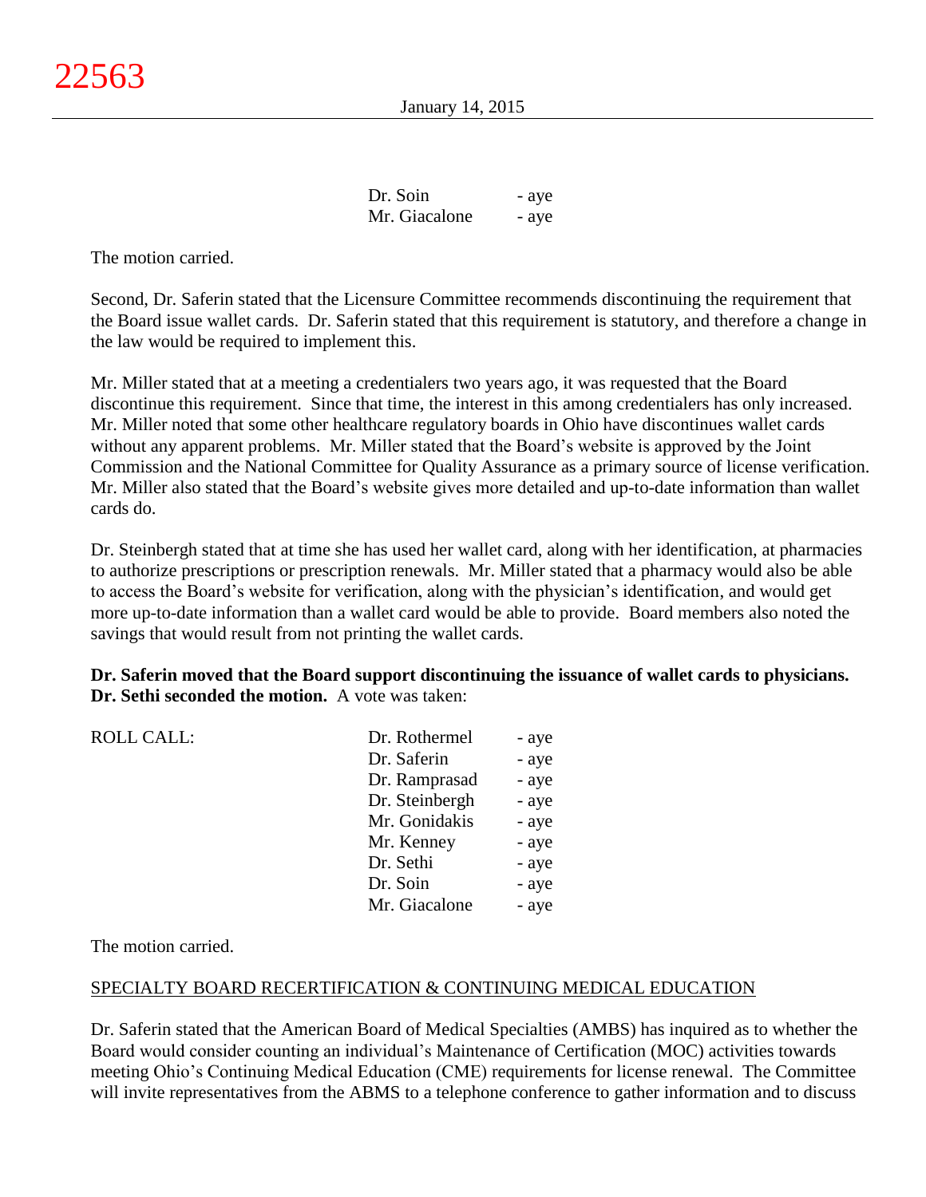| | |
|---|---|
| Dr. Soin | - aye |
| Mr. Giacalone | - aye |

The motion carried.

Second, Dr. Saferin stated that the Licensure Committee recommends discontinuing the requirement that the Board issue wallet cards. Dr. Saferin stated that this requirement is statutory, and therefore a change in the law would be required to implement this.

Mr. Miller stated that at a meeting a credentialers two years ago, it was requested that the Board discontinue this requirement. Since that time, the interest in this among credentialers has only increased. Mr. Miller noted that some other healthcare regulatory boards in Ohio have discontinues wallet cards without any apparent problems. Mr. Miller stated that the Board's website is approved by the Joint Commission and the National Committee for Quality Assurance as a primary source of license verification. Mr. Miller also stated that the Board's website gives more detailed and up-to-date information than wallet cards do.

Dr. Steinbergh stated that at time she has used her wallet card, along with her identification, at pharmacies to authorize prescriptions or prescription renewals. Mr. Miller stated that a pharmacy would also be able to access the Board's website for verification, along with the physician's identification, and would get more up-to-date information than a wallet card would be able to provide. Board members also noted the savings that would result from not printing the wallet cards.

**Dr. Saferin moved that the Board support discontinuing the issuance of wallet cards to physicians. Dr. Sethi seconded the motion.** A vote was taken:

| ROLL CALL: | | |
|---|---|---|
| | Dr. Rothermel | - aye |
| | Dr. Saferin | - aye |
| | Dr. Ramprasad | - aye |
| | Dr. Steinbergh | - aye |
| | Mr. Gonidakis | - aye |
| | Mr. Kenney | - aye |
| | Dr. Sethi | - aye |
| | Dr. Soin | - aye |
| | Mr. Giacalone | - aye |

The motion carried.

SPECIALTY BOARD RECERTIFICATION & CONTINUING MEDICAL EDUCATION

Dr. Saferin stated that the American Board of Medical Specialties (AMBS) has inquired as to whether the Board would consider counting an individual's Maintenance of Certification (MOC) activities towards meeting Ohio's Continuing Medical Education (CME) requirements for license renewal. The Committee will invite representatives from the ABMS to a telephone conference to gather information and to discuss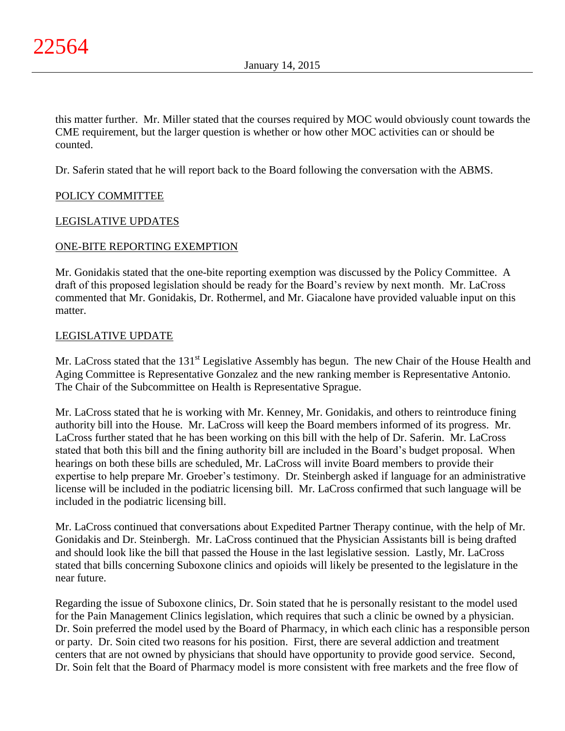this matter further. Mr. Miller stated that the courses required by MOC would obviously count towards the CME requirement, but the larger question is whether or how other MOC activities can or should be counted.

Dr. Saferin stated that he will report back to the Board following the conversation with the ABMS.

## POLICY COMMITTEE

## LEGISLATIVE UPDATES

## ONE-BITE REPORTING EXEMPTION

Mr. Gonidakis stated that the one-bite reporting exemption was discussed by the Policy Committee. A draft of this proposed legislation should be ready for the Board's review by next month. Mr. LaCross commented that Mr. Gonidakis, Dr. Rothermel, and Mr. Giacalone have provided valuable input on this matter.

## LEGISLATIVE UPDATE

Mr. LaCross stated that the 131st Legislative Assembly has begun. The new Chair of the House Health and Aging Committee is Representative Gonzalez and the new ranking member is Representative Antonio. The Chair of the Subcommittee on Health is Representative Sprague.

Mr. LaCross stated that he is working with Mr. Kenney, Mr. Gonidakis, and others to reintroduce fining authority bill into the House. Mr. LaCross will keep the Board members informed of its progress. Mr. LaCross further stated that he has been working on this bill with the help of Dr. Saferin. Mr. LaCross stated that both this bill and the fining authority bill are included in the Board's budget proposal. When hearings on both these bills are scheduled, Mr. LaCross will invite Board members to provide their expertise to help prepare Mr. Groeber's testimony. Dr. Steinbergh asked if language for an administrative license will be included in the podiatric licensing bill. Mr. LaCross confirmed that such language will be included in the podiatric licensing bill.

Mr. LaCross continued that conversations about Expedited Partner Therapy continue, with the help of Mr. Gonidakis and Dr. Steinbergh. Mr. LaCross continued that the Physician Assistants bill is being drafted and should look like the bill that passed the House in the last legislative session. Lastly, Mr. LaCross stated that bills concerning Suboxone clinics and opioids will likely be presented to the legislature in the near future.

Regarding the issue of Suboxone clinics, Dr. Soin stated that he is personally resistant to the model used for the Pain Management Clinics legislation, which requires that such a clinic be owned by a physician. Dr. Soin preferred the model used by the Board of Pharmacy, in which each clinic has a responsible person or party. Dr. Soin cited two reasons for his position. First, there are several addiction and treatment centers that are not owned by physicians that should have opportunity to provide good service. Second, Dr. Soin felt that the Board of Pharmacy model is more consistent with free markets and the free flow of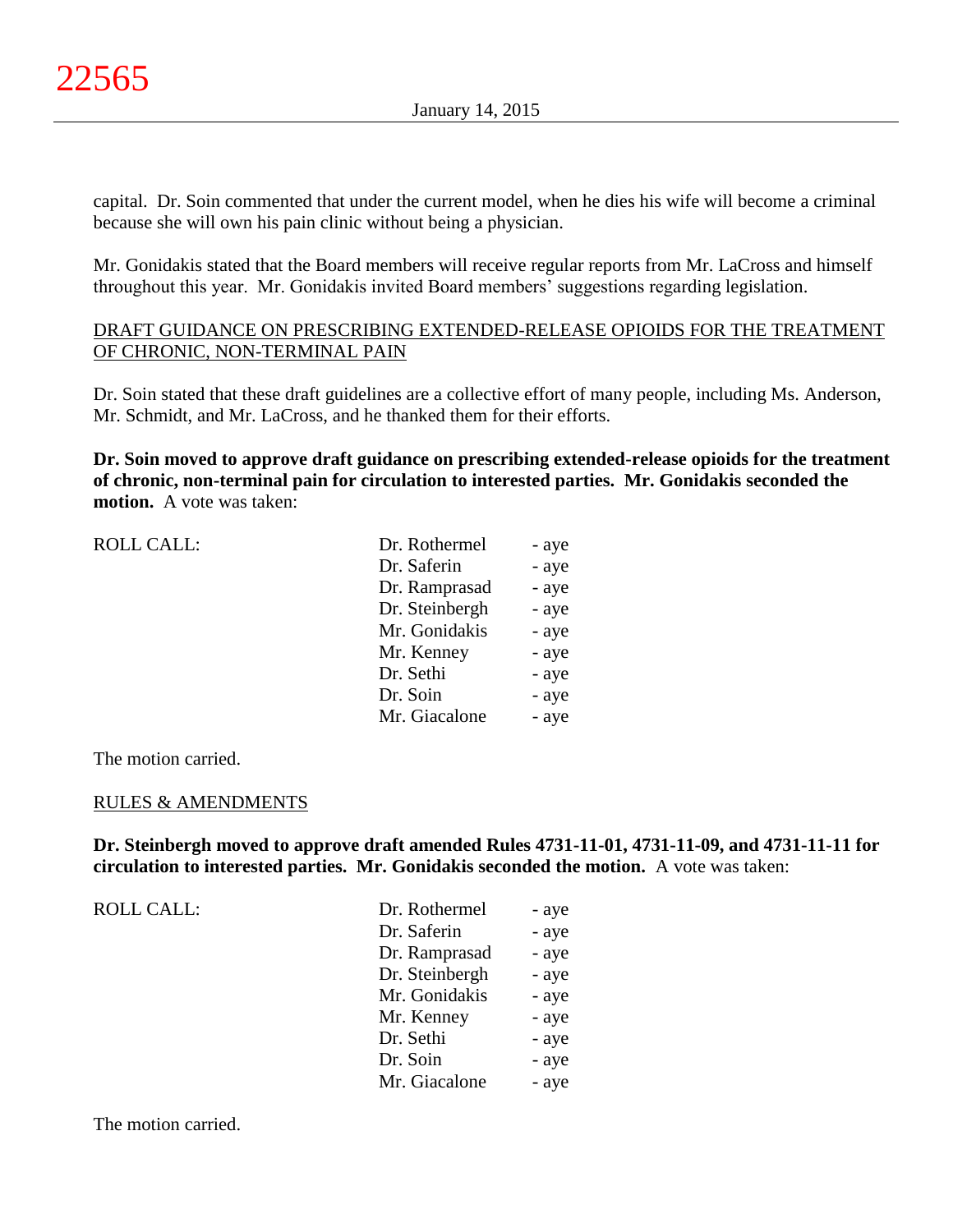capital. Dr. Soin commented that under the current model, when he dies his wife will become a criminal because she will own his pain clinic without being a physician.

Mr. Gonidakis stated that the Board members will receive regular reports from Mr. LaCross and himself throughout this year. Mr. Gonidakis invited Board members' suggestions regarding legislation.

DRAFT GUIDANCE ON PRESCRIBING EXTENDED-RELEASE OPIOIDS FOR THE TREATMENT OF CHRONIC, NON-TERMINAL PAIN

Dr. Soin stated that these draft guidelines are a collective effort of many people, including Ms. Anderson, Mr. Schmidt, and Mr. LaCross, and he thanked them for their efforts.

**Dr. Soin moved to approve draft guidance on prescribing extended-release opioids for the treatment of chronic, non-terminal pain for circulation to interested parties. Mr. Gonidakis seconded the motion.** A vote was taken:

| ROLL CALL: | | |
|---|---|---|
| | Dr. Rothermel | - aye |
| | Dr. Saferin | - aye |
| | Dr. Ramprasad | - aye |
| | Dr. Steinbergh | - aye |
| | Mr. Gonidakis | - aye |
| | Mr. Kenney | - aye |
| | Dr. Sethi | - aye |
| | Dr. Soin | - aye |
| | Mr. Giacalone | - aye |

The motion carried.

RULES & AMENDMENTS

**Dr. Steinbergh moved to approve draft amended Rules 4731-11-01, 4731-11-09, and 4731-11-11 for circulation to interested parties. Mr. Gonidakis seconded the motion.** A vote was taken:

| ROLL CALL: | | |
|---|---|---|
| | Dr. Rothermel | - aye |
| | Dr. Saferin | - aye |
| | Dr. Ramprasad | - aye |
| | Dr. Steinbergh | - aye |
| | Mr. Gonidakis | - aye |
| | Mr. Kenney | - aye |
| | Dr. Sethi | - aye |
| | Dr. Soin | - aye |
| | Mr. Giacalone | - aye |

The motion carried.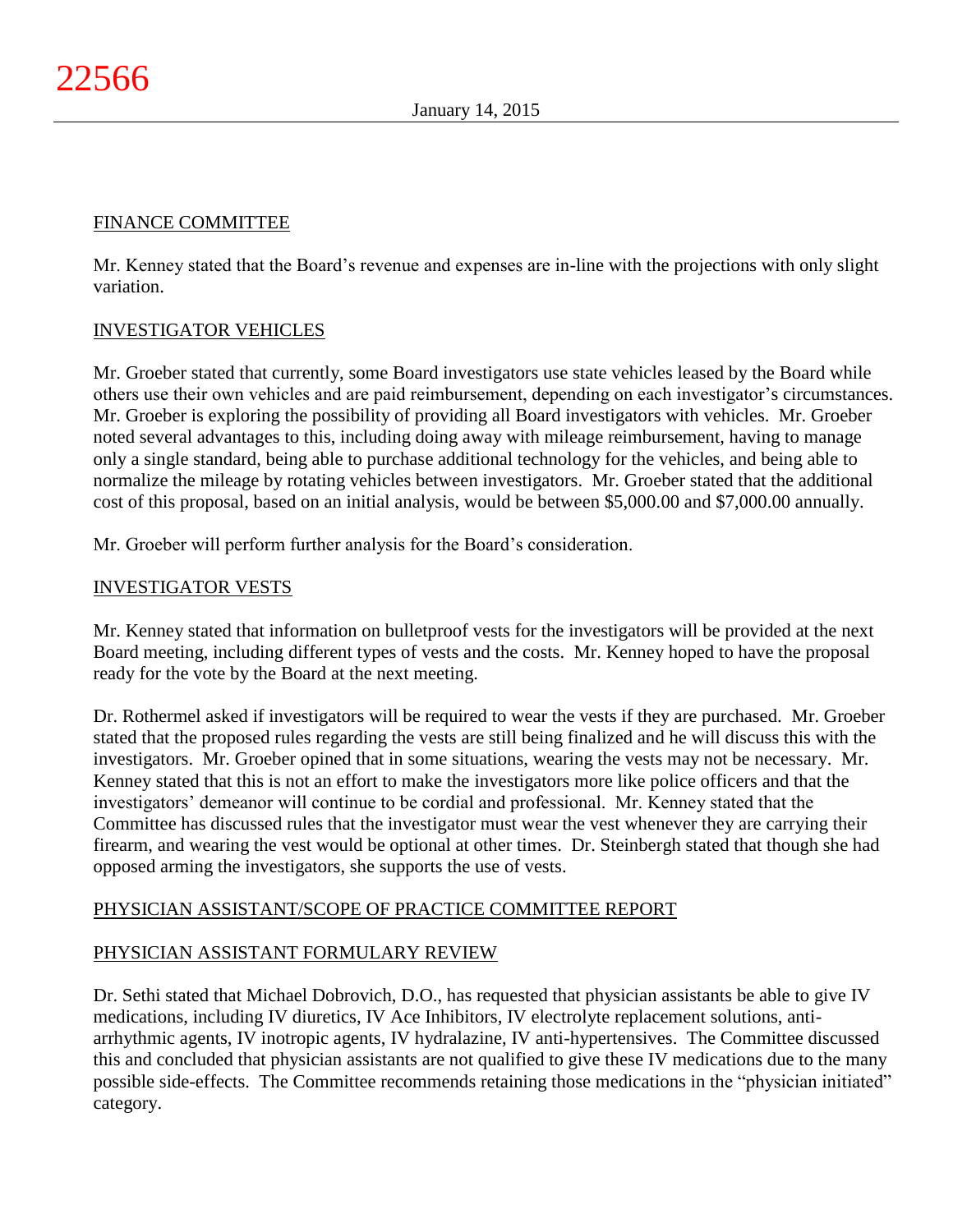## FINANCE COMMITTEE

Mr. Kenney stated that the Board's revenue and expenses are in-line with the projections with only slight variation.

## INVESTIGATOR VEHICLES

Mr. Groeber stated that currently, some Board investigators use state vehicles leased by the Board while others use their own vehicles and are paid reimbursement, depending on each investigator's circumstances. Mr. Groeber is exploring the possibility of providing all Board investigators with vehicles. Mr. Groeber noted several advantages to this, including doing away with mileage reimbursement, having to manage only a single standard, being able to purchase additional technology for the vehicles, and being able to normalize the mileage by rotating vehicles between investigators. Mr. Groeber stated that the additional cost of this proposal, based on an initial analysis, would be between $5,000.00 and $7,000.00 annually.

Mr. Groeber will perform further analysis for the Board's consideration.

## INVESTIGATOR VESTS

Mr. Kenney stated that information on bulletproof vests for the investigators will be provided at the next Board meeting, including different types of vests and the costs. Mr. Kenney hoped to have the proposal ready for the vote by the Board at the next meeting.

Dr. Rothermel asked if investigators will be required to wear the vests if they are purchased. Mr. Groeber stated that the proposed rules regarding the vests are still being finalized and he will discuss this with the investigators. Mr. Groeber opined that in some situations, wearing the vests may not be necessary. Mr. Kenney stated that this is not an effort to make the investigators more like police officers and that the investigators' demeanor will continue to be cordial and professional. Mr. Kenney stated that the Committee has discussed rules that the investigator must wear the vest whenever they are carrying their firearm, and wearing the vest would be optional at other times. Dr. Steinbergh stated that though she had opposed arming the investigators, she supports the use of vests.

## PHYSICIAN ASSISTANT/SCOPE OF PRACTICE COMMITTEE REPORT

## PHYSICIAN ASSISTANT FORMULARY REVIEW

Dr. Sethi stated that Michael Dobrovich, D.O., has requested that physician assistants be able to give IV medications, including IV diuretics, IV Ace Inhibitors, IV electrolyte replacement solutions, anti-arrhythmic agents, IV inotropic agents, IV hydralazine, IV anti-hypertensives. The Committee discussed this and concluded that physician assistants are not qualified to give these IV medications due to the many possible side-effects. The Committee recommends retaining those medications in the "physician initiated" category.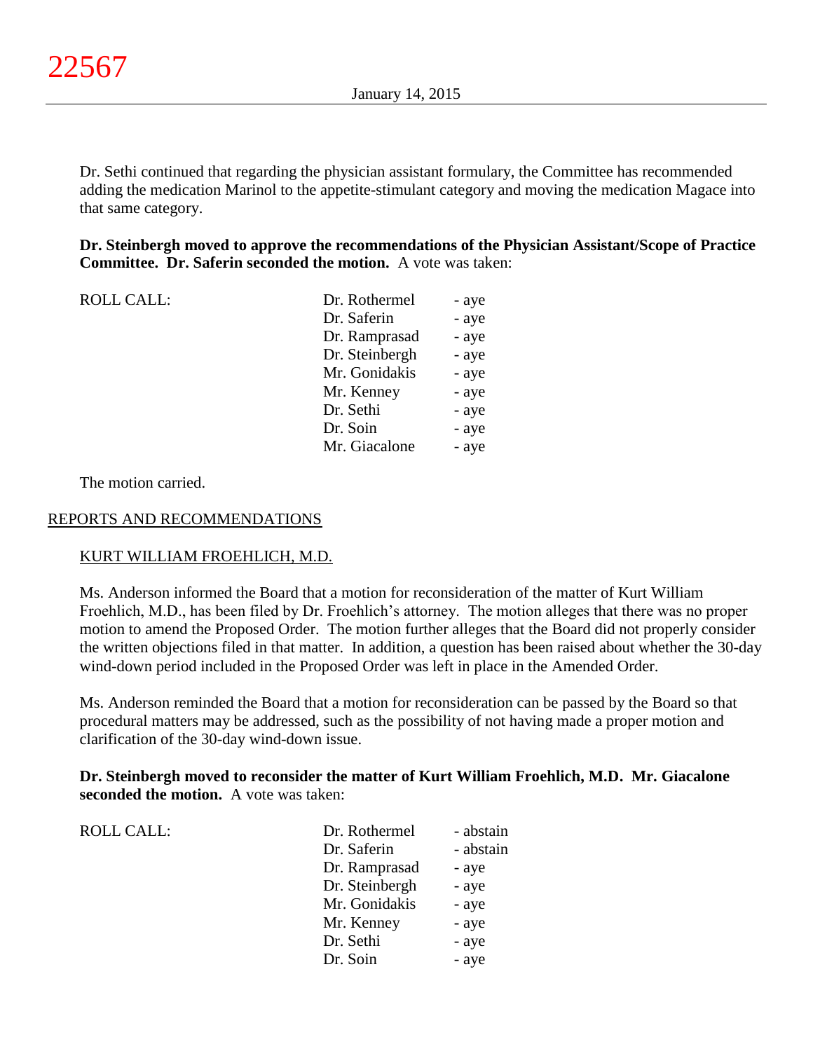Dr. Sethi continued that regarding the physician assistant formulary, the Committee has recommended adding the medication Marinol to the appetite-stimulant category and moving the medication Magace into that same category.

**Dr. Steinbergh moved to approve the recommendations of the Physician Assistant/Scope of Practice Committee. Dr. Saferin seconded the motion.** A vote was taken:

| ROLL CALL: | Dr. Rothermel | - aye |
|---|---|---|
| | Dr. Saferin | - aye |
| | Dr. Ramprasad | - aye |
| | Dr. Steinbergh | - aye |
| | Mr. Gonidakis | - aye |
| | Mr. Kenney | - aye |
| | Dr. Sethi | - aye |
| | Dr. Soin | - aye |
| | Mr. Giacalone | - aye |

The motion carried.

## REPORTS AND RECOMMENDATIONS

### KURT WILLIAM FROEHLICH, M.D.

Ms. Anderson informed the Board that a motion for reconsideration of the matter of Kurt William Froehlich, M.D., has been filed by Dr. Froehlich's attorney. The motion alleges that there was no proper motion to amend the Proposed Order. The motion further alleges that the Board did not properly consider the written objections filed in that matter. In addition, a question has been raised about whether the 30-day wind-down period included in the Proposed Order was left in place in the Amended Order.

Ms. Anderson reminded the Board that a motion for reconsideration can be passed by the Board so that procedural matters may be addressed, such as the possibility of not having made a proper motion and clarification of the 30-day wind-down issue.

**Dr. Steinbergh moved to reconsider the matter of Kurt William Froehlich, M.D. Mr. Giacalone seconded the motion.** A vote was taken:

| ROLL CALL: | Dr. Rothermel | - abstain |
|---|---|---|
| | Dr. Saferin | - abstain |
| | Dr. Ramprasad | - aye |
| | Dr. Steinbergh | - aye |
| | Mr. Gonidakis | - aye |
| | Mr. Kenney | - aye |
| | Dr. Sethi | - aye |
| | Dr. Soin | - aye |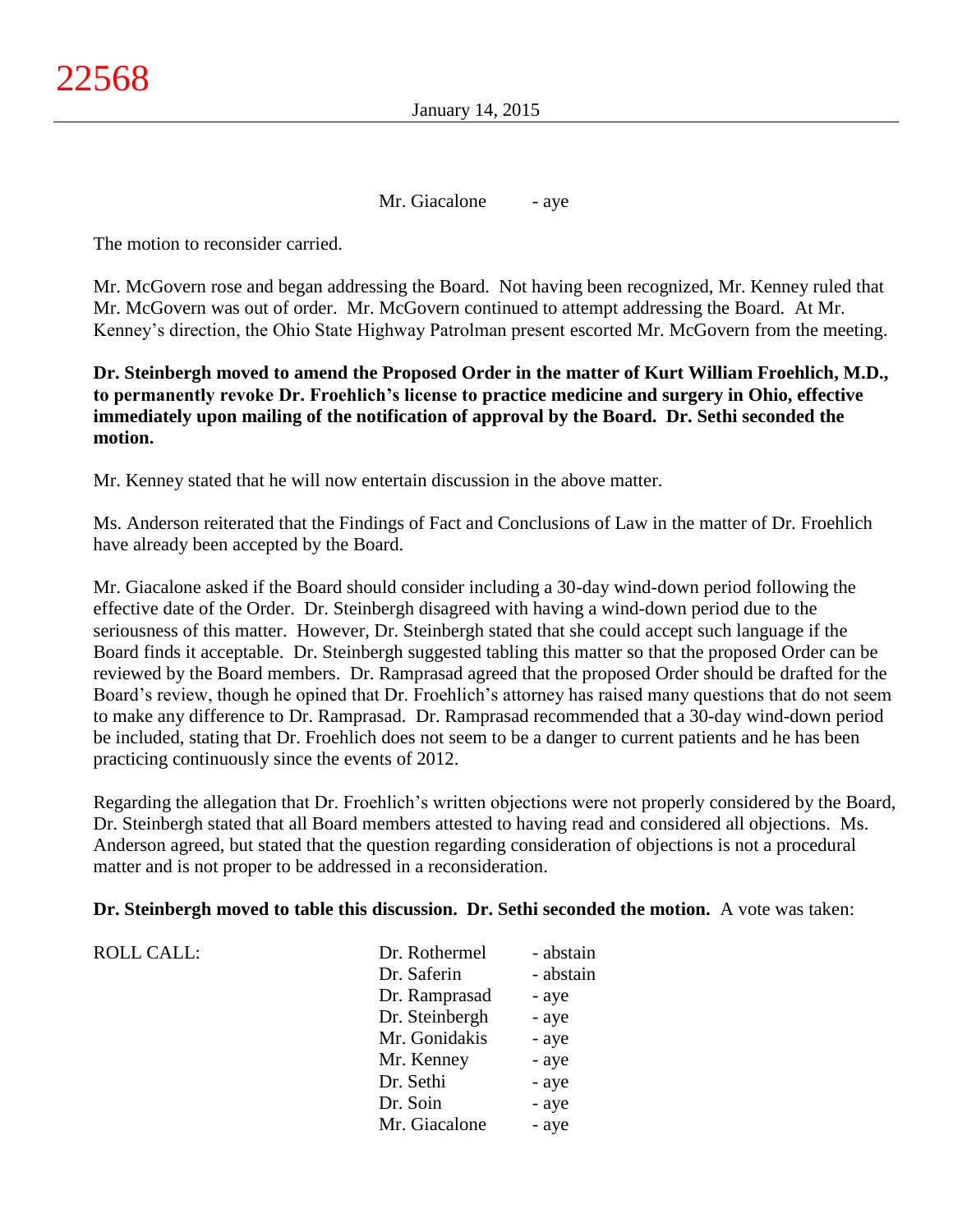Mr. Giacalone - aye

The motion to reconsider carried.

Mr. McGovern rose and began addressing the Board. Not having been recognized, Mr. Kenney ruled that Mr. McGovern was out of order. Mr. McGovern continued to attempt addressing the Board. At Mr. Kenney's direction, the Ohio State Highway Patrolman present escorted Mr. McGovern from the meeting.

**Dr. Steinbergh moved to amend the Proposed Order in the matter of Kurt William Froehlich, M.D., to permanently revoke Dr. Froehlich's license to practice medicine and surgery in Ohio, effective immediately upon mailing of the notification of approval by the Board. Dr. Sethi seconded the motion.**

Mr. Kenney stated that he will now entertain discussion in the above matter.

Ms. Anderson reiterated that the Findings of Fact and Conclusions of Law in the matter of Dr. Froehlich have already been accepted by the Board.

Mr. Giacalone asked if the Board should consider including a 30-day wind-down period following the effective date of the Order. Dr. Steinbergh disagreed with having a wind-down period due to the seriousness of this matter. However, Dr. Steinbergh stated that she could accept such language if the Board finds it acceptable. Dr. Steinbergh suggested tabling this matter so that the proposed Order can be reviewed by the Board members. Dr. Ramprasad agreed that the proposed Order should be drafted for the Board's review, though he opined that Dr. Froehlich's attorney has raised many questions that do not seem to make any difference to Dr. Ramprasad. Dr. Ramprasad recommended that a 30-day wind-down period be included, stating that Dr. Froehlich does not seem to be a danger to current patients and he has been practicing continuously since the events of 2012.

Regarding the allegation that Dr. Froehlich's written objections were not properly considered by the Board, Dr. Steinbergh stated that all Board members attested to having read and considered all objections. Ms. Anderson agreed, but stated that the question regarding consideration of objections is not a procedural matter and is not proper to be addressed in a reconsideration.

**Dr. Steinbergh moved to table this discussion. Dr. Sethi seconded the motion.** A vote was taken:

ROLL CALL:

Dr. Rothermel - abstain
Dr. Saferin - abstain
Dr. Ramprasad - aye
Dr. Steinbergh - aye
Mr. Gonidakis - aye
Mr. Kenney - aye
Dr. Sethi - aye
Dr. Soin - aye
Mr. Giacalone - aye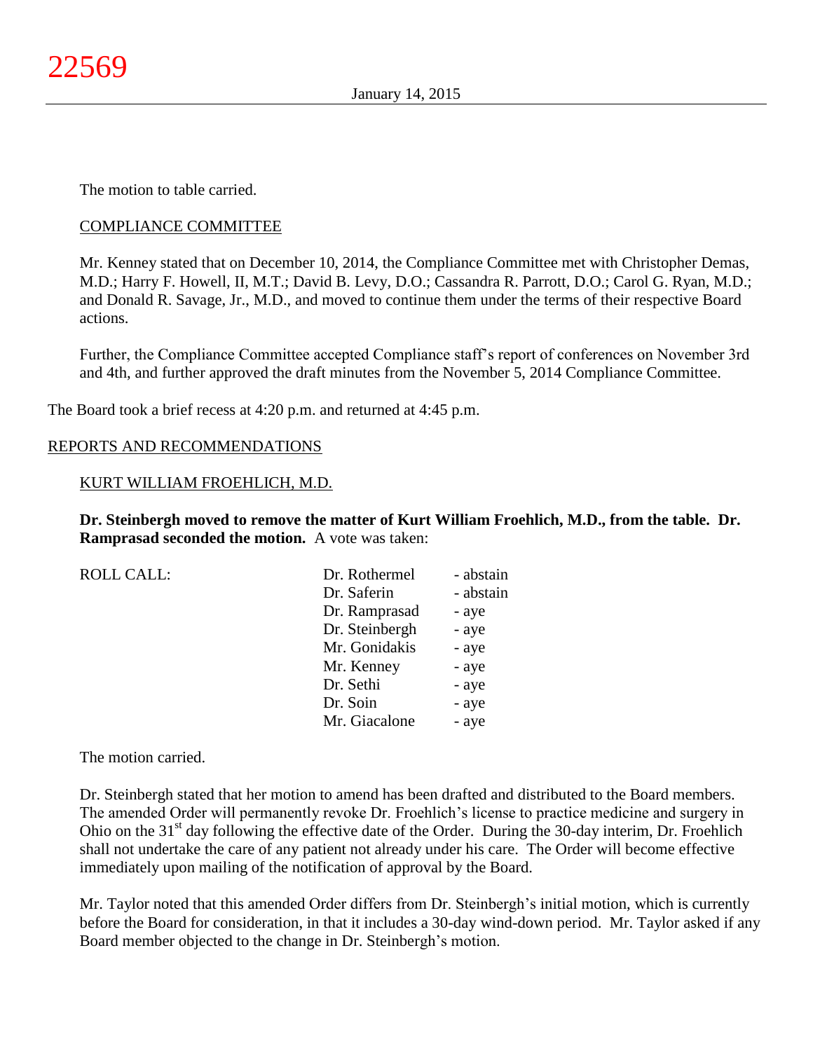The motion to table carried.

COMPLIANCE COMMITTEE

Mr. Kenney stated that on December 10, 2014, the Compliance Committee met with Christopher Demas, M.D.; Harry F. Howell, II, M.T.; David B. Levy, D.O.; Cassandra R. Parrott, D.O.; Carol G. Ryan, M.D.; and Donald R. Savage, Jr., M.D., and moved to continue them under the terms of their respective Board actions.

Further, the Compliance Committee accepted Compliance staff's report of conferences on November 3rd and 4th, and further approved the draft minutes from the November 5, 2014 Compliance Committee.

The Board took a brief recess at 4:20 p.m. and returned at 4:45 p.m.

REPORTS AND RECOMMENDATIONS

KURT WILLIAM FROEHLICH, M.D.

**Dr. Steinbergh moved to remove the matter of Kurt William Froehlich, M.D., from the table. Dr. Ramprasad seconded the motion.** A vote was taken:

| ROLL CALL: | | |
|---|---|---|
| | Dr. Rothermel | - abstain |
| | Dr. Saferin | - abstain |
| | Dr. Ramprasad | - aye |
| | Dr. Steinbergh | - aye |
| | Mr. Gonidakis | - aye |
| | Mr. Kenney | - aye |
| | Dr. Sethi | - aye |
| | Dr. Soin | - aye |
| | Mr. Giacalone | - aye |

The motion carried.

Dr. Steinbergh stated that her motion to amend has been drafted and distributed to the Board members. The amended Order will permanently revoke Dr. Froehlich's license to practice medicine and surgery in Ohio on the 31st day following the effective date of the Order. During the 30-day interim, Dr. Froehlich shall not undertake the care of any patient not already under his care. The Order will become effective immediately upon mailing of the notification of approval by the Board.

Mr. Taylor noted that this amended Order differs from Dr. Steinbergh's initial motion, which is currently before the Board for consideration, in that it includes a 30-day wind-down period. Mr. Taylor asked if any Board member objected to the change in Dr. Steinbergh's motion.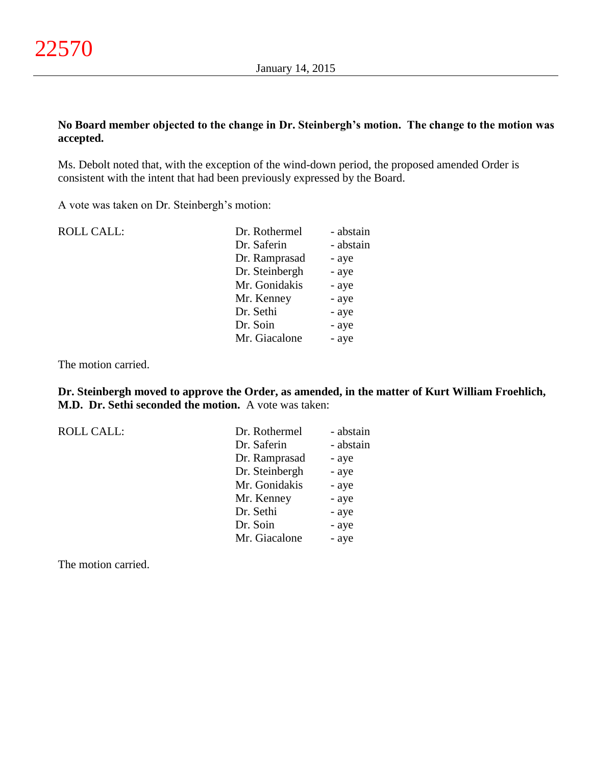**No Board member objected to the change in Dr. Steinbergh's motion. The change to the motion was accepted.**

Ms. Debolt noted that, with the exception of the wind-down period, the proposed amended Order is consistent with the intent that had been previously expressed by the Board.

A vote was taken on Dr. Steinbergh's motion:

| ROLL CALL: | | |
|---|---|---|
| | Dr. Rothermel | - abstain |
| | Dr. Saferin | - abstain |
| | Dr. Ramprasad | - aye |
| | Dr. Steinbergh | - aye |
| | Mr. Gonidakis | - aye |
| | Mr. Kenney | - aye |
| | Dr. Sethi | - aye |
| | Dr. Soin | - aye |
| | Mr. Giacalone | - aye |

The motion carried.

**Dr. Steinbergh moved to approve the Order, as amended, in the matter of Kurt William Froehlich, M.D. Dr. Sethi seconded the motion.** A vote was taken:

| ROLL CALL: | | |
|---|---|---|
| | Dr. Rothermel | - abstain |
| | Dr. Saferin | - abstain |
| | Dr. Ramprasad | - aye |
| | Dr. Steinbergh | - aye |
| | Mr. Gonidakis | - aye |
| | Mr. Kenney | - aye |
| | Dr. Sethi | - aye |
| | Dr. Soin | - aye |
| | Mr. Giacalone | - aye |

The motion carried.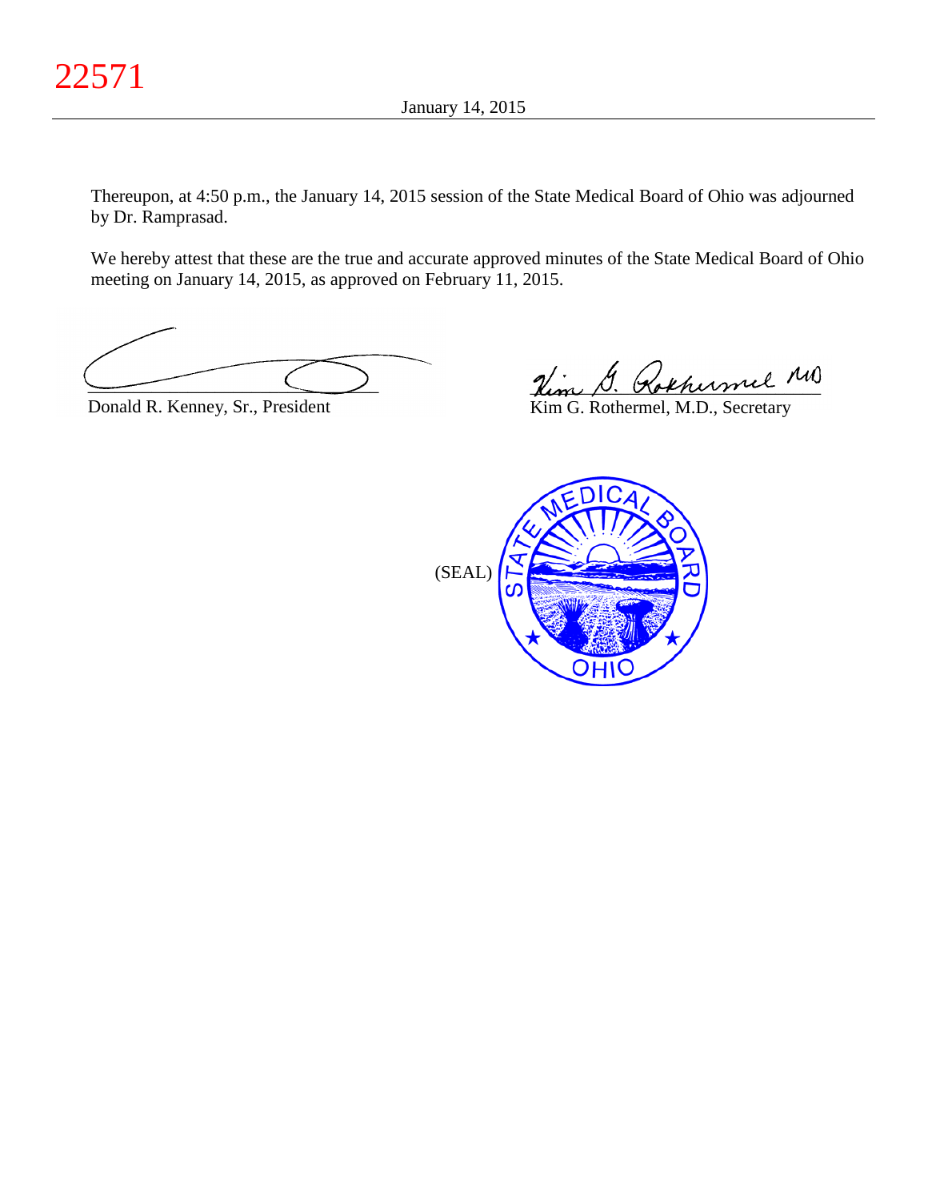Thereupon, at 4:50 p.m., the January 14, 2015 session of the State Medical Board of Ohio was adjourned by Dr. Ramprasad.

We hereby attest that these are the true and accurate approved minutes of the State Medical Board of Ohio meeting on January 14, 2015, as approved on February 11, 2015.

Donald R. Kenney, Sr., President

Kim G. Rothermel, M.D., Secretary

(SEAL)